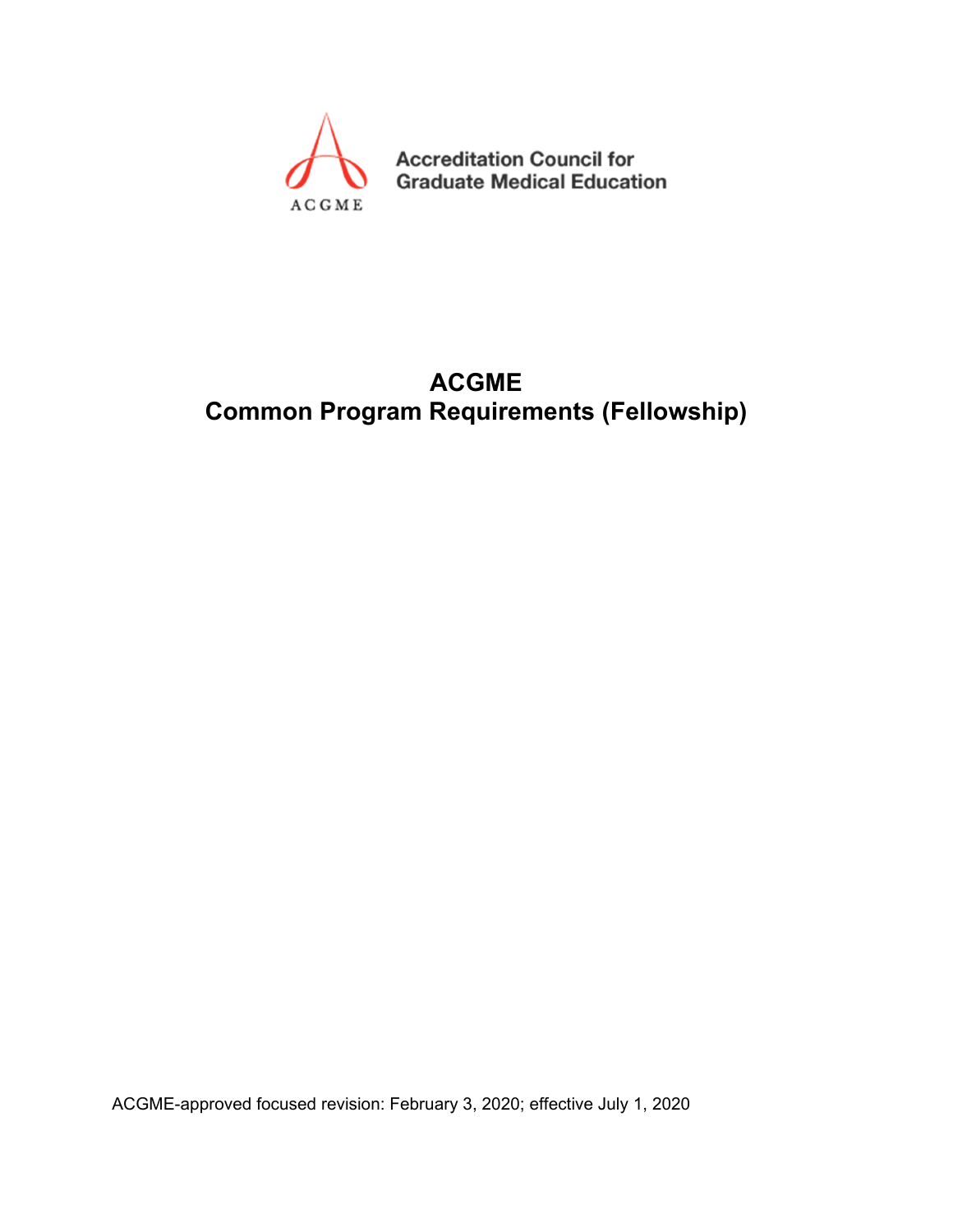ACGME

Accreditation Council for Graduate Medical Education

# ACGME
# Common Program Requirements (Fellowship)

ACGME-approved focused revision: February 3, 2020; effective July 1, 2020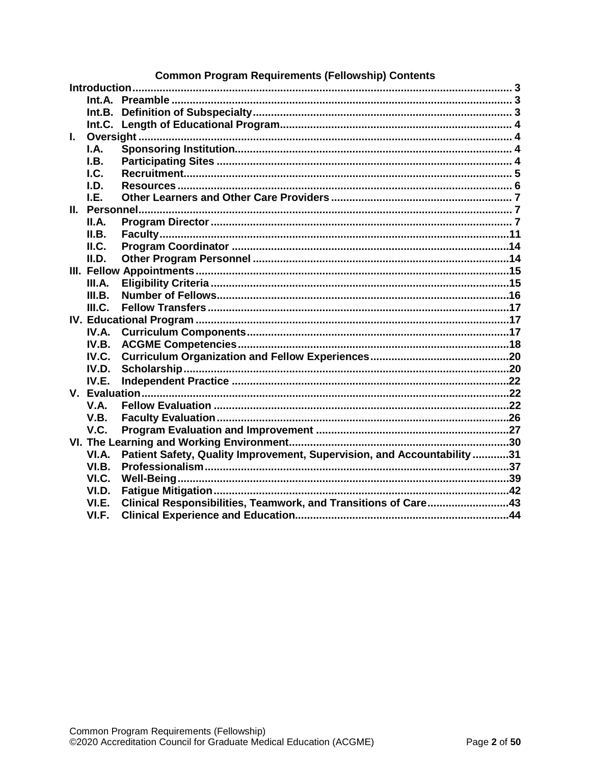## Common Program Requirements (Fellowship) Contents

**Introduction** ... 3
- **Int.A. Preamble** ... 3
- **Int.B. Definition of Subspecialty** ... 3
- **Int.C. Length of Educational Program** ... 4

**I. Oversight** ... 4
- **I.A. Sponsoring Institution** ... 4
- **I.B. Participating Sites** ... 4
- **I.C. Recruitment** ... 5
- **I.D. Resources** ... 6
- **I.E. Other Learners and Other Care Providers** ... 7

**II. Personnel** ... 7
- **II.A. Program Director** ... 7
- **II.B. Faculty** ... 11
- **II.C. Program Coordinator** ... 14
- **II.D. Other Program Personnel** ... 14

**III. Fellow Appointments** ... 15
- **III.A. Eligibility Criteria** ... 15
- **III.B. Number of Fellows** ... 16
- **III.C. Fellow Transfers** ... 17

**IV. Educational Program** ... 17
- **IV.A. Curriculum Components** ... 17
- **IV.B. ACGME Competencies** ... 18
- **IV.C. Curriculum Organization and Fellow Experiences** ... 20
- **IV.D. Scholarship** ... 20
- **IV.E. Independent Practice** ... 22

**V. Evaluation** ... 22
- **V.A. Fellow Evaluation** ... 22
- **V.B. Faculty Evaluation** ... 26
- **V.C. Program Evaluation and Improvement** ... 27

**VI. The Learning and Working Environment** ... 30
- **VI.A. Patient Safety, Quality Improvement, Supervision, and Accountability** ... 31
- **VI.B. Professionalism** ... 37
- **VI.C. Well-Being** ... 39
- **VI.D. Fatigue Mitigation** ... 42
- **VI.E. Clinical Responsibilities, Teamwork, and Transitions of Care** ... 43
- **VI.F. Clinical Experience and Education** ... 44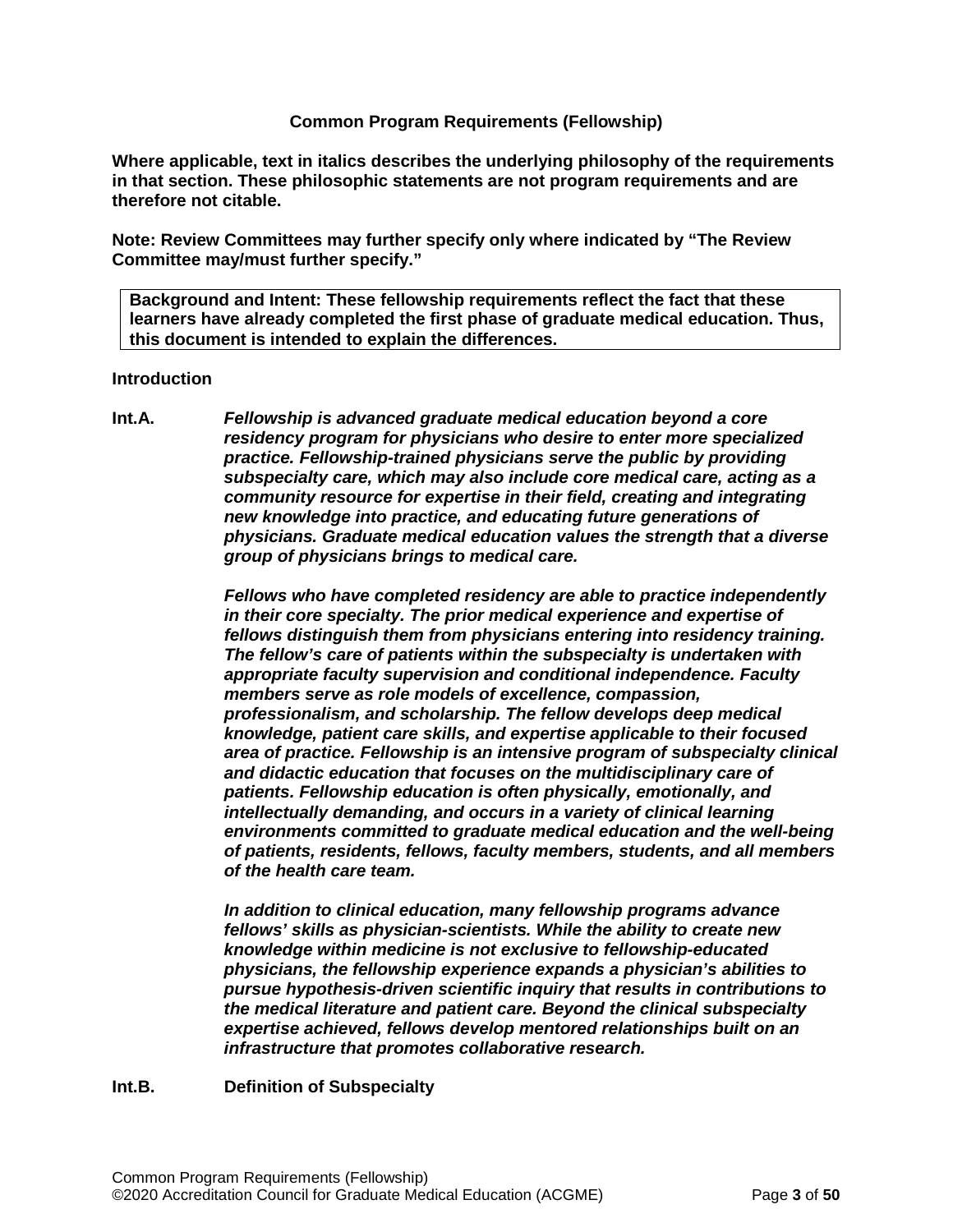**Common Program Requirements (Fellowship)**

**Where applicable, text in italics describes the underlying philosophy of the requirements in that section. These philosophic statements are not program requirements and are therefore not citable.**

**Note: Review Committees may further specify only where indicated by "The Review Committee may/must further specify."**

> **Background and Intent: These fellowship requirements reflect the fact that these learners have already completed the first phase of graduate medical education. Thus, this document is intended to explain the differences.**

**Introduction**

**Int.A.** ***Fellowship is advanced graduate medical education beyond a core residency program for physicians who desire to enter more specialized practice. Fellowship-trained physicians serve the public by providing subspecialty care, which may also include core medical care, acting as a community resource for expertise in their field, creating and integrating new knowledge into practice, and educating future generations of physicians. Graduate medical education values the strength that a diverse group of physicians brings to medical care.***

***Fellows who have completed residency are able to practice independently in their core specialty. The prior medical experience and expertise of fellows distinguish them from physicians entering into residency training. The fellow's care of patients within the subspecialty is undertaken with appropriate faculty supervision and conditional independence. Faculty members serve as role models of excellence, compassion, professionalism, and scholarship. The fellow develops deep medical knowledge, patient care skills, and expertise applicable to their focused area of practice. Fellowship is an intensive program of subspecialty clinical and didactic education that focuses on the multidisciplinary care of patients. Fellowship education is often physically, emotionally, and intellectually demanding, and occurs in a variety of clinical learning environments committed to graduate medical education and the well-being of patients, residents, fellows, faculty members, students, and all members of the health care team.***

***In addition to clinical education, many fellowship programs advance fellows' skills as physician-scientists. While the ability to create new knowledge within medicine is not exclusive to fellowship-educated physicians, the fellowship experience expands a physician's abilities to pursue hypothesis-driven scientific inquiry that results in contributions to the medical literature and patient care. Beyond the clinical subspecialty expertise achieved, fellows develop mentored relationships built on an infrastructure that promotes collaborative research.***

**Int.B.** **Definition of Subspecialty**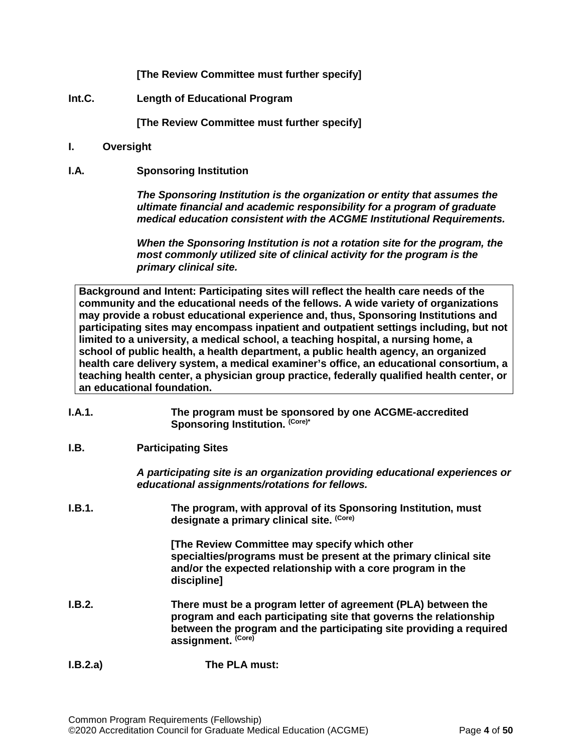**[The Review Committee must further specify]**

**Int.C. Length of Educational Program**

**[The Review Committee must further specify]**

**I. Oversight**

**I.A. Sponsoring Institution**

***The Sponsoring Institution is the organization or entity that assumes the ultimate financial and academic responsibility for a program of graduate medical education consistent with the ACGME Institutional Requirements.***

***When the Sponsoring Institution is not a rotation site for the program, the most commonly utilized site of clinical activity for the program is the primary clinical site.***

> **Background and Intent: Participating sites will reflect the health care needs of the community and the educational needs of the fellows. A wide variety of organizations may provide a robust educational experience and, thus, Sponsoring Institutions and participating sites may encompass inpatient and outpatient settings including, but not limited to a university, a medical school, a teaching hospital, a nursing home, a school of public health, a health department, a public health agency, an organized health care delivery system, a medical examiner's office, an educational consortium, a teaching health center, a physician group practice, federally qualified health center, or an educational foundation.**

**I.A.1. The program must be sponsored by one ACGME-accredited Sponsoring Institution.** (Core)*

**I.B. Participating Sites**

***A participating site is an organization providing educational experiences or educational assignments/rotations for fellows.***

**I.B.1. The program, with approval of its Sponsoring Institution, must designate a primary clinical site.** (Core)

**[The Review Committee may specify which other specialties/programs must be present at the primary clinical site and/or the expected relationship with a core program in the discipline]**

**I.B.2. There must be a program letter of agreement (PLA) between the program and each participating site that governs the relationship between the program and the participating site providing a required assignment.** (Core)

**I.B.2.a) The PLA must:**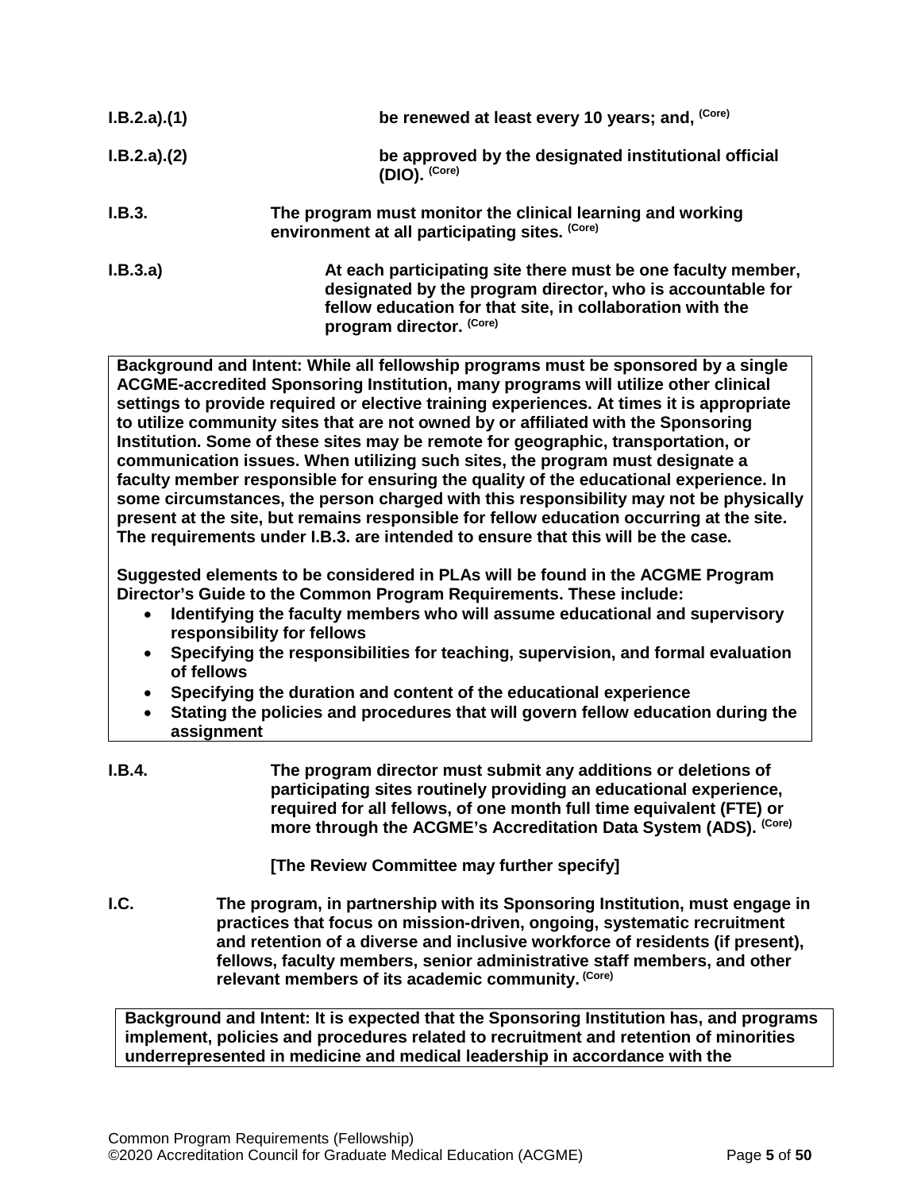**I.B.2.a).(1)** **be renewed at least every 10 years; and, (Core)**

**I.B.2.a).(2)** **be approved by the designated institutional official (DIO). (Core)**

**I.B.3.** **The program must monitor the clinical learning and working environment at all participating sites. (Core)**

**I.B.3.a)** **At each participating site there must be one faculty member, designated by the program director, who is accountable for fellow education for that site, in collaboration with the program director. (Core)**

**Background and Intent: While all fellowship programs must be sponsored by a single ACGME-accredited Sponsoring Institution, many programs will utilize other clinical settings to provide required or elective training experiences. At times it is appropriate to utilize community sites that are not owned by or affiliated with the Sponsoring Institution. Some of these sites may be remote for geographic, transportation, or communication issues. When utilizing such sites, the program must designate a faculty member responsible for ensuring the quality of the educational experience. In some circumstances, the person charged with this responsibility may not be physically present at the site, but remains responsible for fellow education occurring at the site. The requirements under I.B.3. are intended to ensure that this will be the case.**

**Suggested elements to be considered in PLAs will be found in the ACGME Program Director's Guide to the Common Program Requirements. These include:**

- **Identifying the faculty members who will assume educational and supervisory responsibility for fellows**
- **Specifying the responsibilities for teaching, supervision, and formal evaluation of fellows**
- **Specifying the duration and content of the educational experience**
- **Stating the policies and procedures that will govern fellow education during the assignment**

**I.B.4.** **The program director must submit any additions or deletions of participating sites routinely providing an educational experience, required for all fellows, of one month full time equivalent (FTE) or more through the ACGME's Accreditation Data System (ADS). (Core)**

**[The Review Committee may further specify]**

**I.C.** **The program, in partnership with its Sponsoring Institution, must engage in practices that focus on mission-driven, ongoing, systematic recruitment and retention of a diverse and inclusive workforce of residents (if present), fellows, faculty members, senior administrative staff members, and other relevant members of its academic community. (Core)**

**Background and Intent: It is expected that the Sponsoring Institution has, and programs implement, policies and procedures related to recruitment and retention of minorities underrepresented in medicine and medical leadership in accordance with the**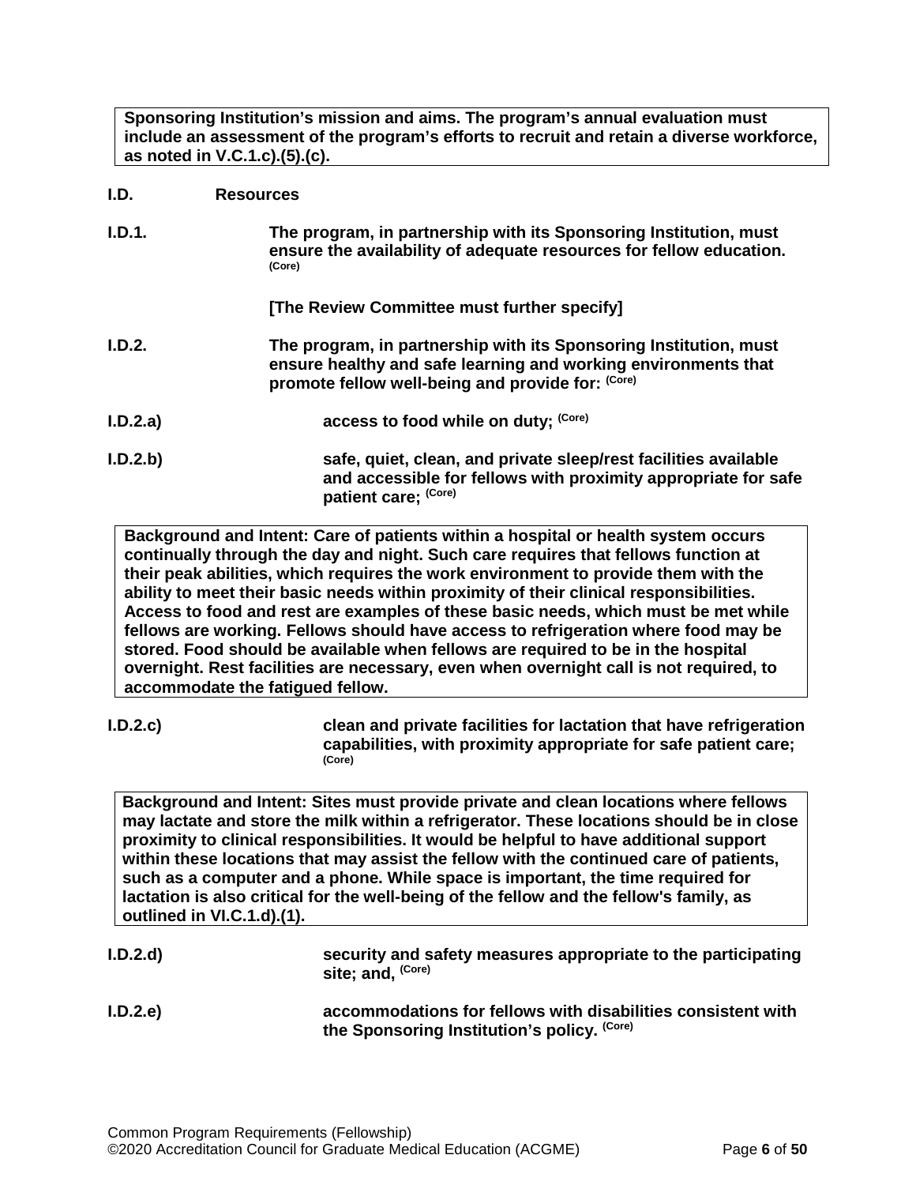**Sponsoring Institution's mission and aims. The program's annual evaluation must include an assessment of the program's efforts to recruit and retain a diverse workforce, as noted in V.C.1.c).(5).(c).**

**I.D. Resources**

**I.D.1.** **The program, in partnership with its Sponsoring Institution, must ensure the availability of adequate resources for fellow education.** **(Core)**

**[The Review Committee must further specify]**

**I.D.2.** **The program, in partnership with its Sponsoring Institution, must ensure healthy and safe learning and working environments that promote fellow well-being and provide for:** **(Core)**

**I.D.2.a)** **access to food while on duty;** **(Core)**

**I.D.2.b)** **safe, quiet, clean, and private sleep/rest facilities available and accessible for fellows with proximity appropriate for safe patient care;** **(Core)**

**Background and Intent: Care of patients within a hospital or health system occurs continually through the day and night. Such care requires that fellows function at their peak abilities, which requires the work environment to provide them with the ability to meet their basic needs within proximity of their clinical responsibilities. Access to food and rest are examples of these basic needs, which must be met while fellows are working. Fellows should have access to refrigeration where food may be stored. Food should be available when fellows are required to be in the hospital overnight. Rest facilities are necessary, even when overnight call is not required, to accommodate the fatigued fellow.**

**I.D.2.c)** **clean and private facilities for lactation that have refrigeration capabilities, with proximity appropriate for safe patient care;** **(Core)**

**Background and Intent: Sites must provide private and clean locations where fellows may lactate and store the milk within a refrigerator. These locations should be in close proximity to clinical responsibilities. It would be helpful to have additional support within these locations that may assist the fellow with the continued care of patients, such as a computer and a phone. While space is important, the time required for lactation is also critical for the well-being of the fellow and the fellow's family, as outlined in VI.C.1.d).(1).**

**I.D.2.d)** **security and safety measures appropriate to the participating site; and,** **(Core)**

**I.D.2.e)** **accommodations for fellows with disabilities consistent with the Sponsoring Institution's policy.** **(Core)**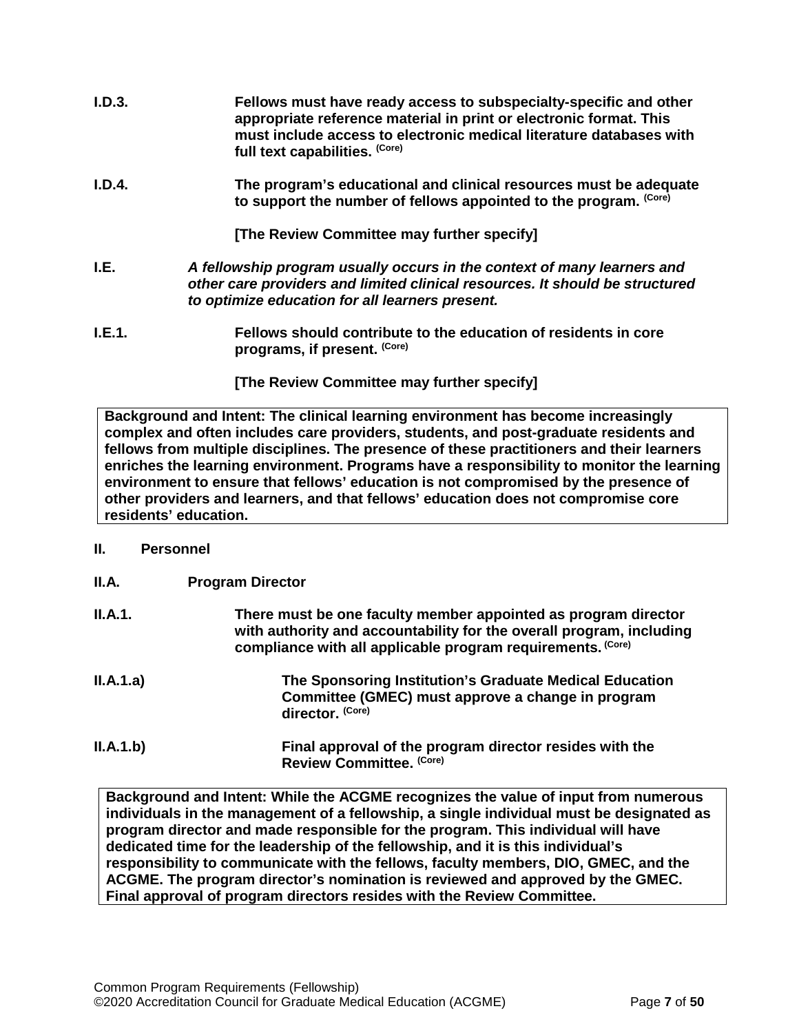**I.D.3.** **Fellows must have ready access to subspecialty-specific and other appropriate reference material in print or electronic format. This must include access to electronic medical literature databases with full text capabilities.** (Core)

**I.D.4.** **The program's educational and clinical resources must be adequate to support the number of fellows appointed to the program.** (Core)

**[The Review Committee may further specify]**

**I.E.** ***A fellowship program usually occurs in the context of many learners and other care providers and limited clinical resources. It should be structured to optimize education for all learners present.***

**I.E.1.** **Fellows should contribute to the education of residents in core programs, if present.** (Core)

**[The Review Committee may further specify]**

> **Background and Intent: The clinical learning environment has become increasingly complex and often includes care providers, students, and post-graduate residents and fellows from multiple disciplines. The presence of these practitioners and their learners enriches the learning environment. Programs have a responsibility to monitor the learning environment to ensure that fellows' education is not compromised by the presence of other providers and learners, and that fellows' education does not compromise core residents' education.**

## II. Personnel

### II.A. Program Director

**II.A.1.** **There must be one faculty member appointed as program director with authority and accountability for the overall program, including compliance with all applicable program requirements.** (Core)

**II.A.1.a)** **The Sponsoring Institution's Graduate Medical Education Committee (GMEC) must approve a change in program director.** (Core)

**II.A.1.b)** **Final approval of the program director resides with the Review Committee.** (Core)

> **Background and Intent: While the ACGME recognizes the value of input from numerous individuals in the management of a fellowship, a single individual must be designated as program director and made responsible for the program. This individual will have dedicated time for the leadership of the fellowship, and it is this individual's responsibility to communicate with the fellows, faculty members, DIO, GMEC, and the ACGME. The program director's nomination is reviewed and approved by the GMEC. Final approval of program directors resides with the Review Committee.**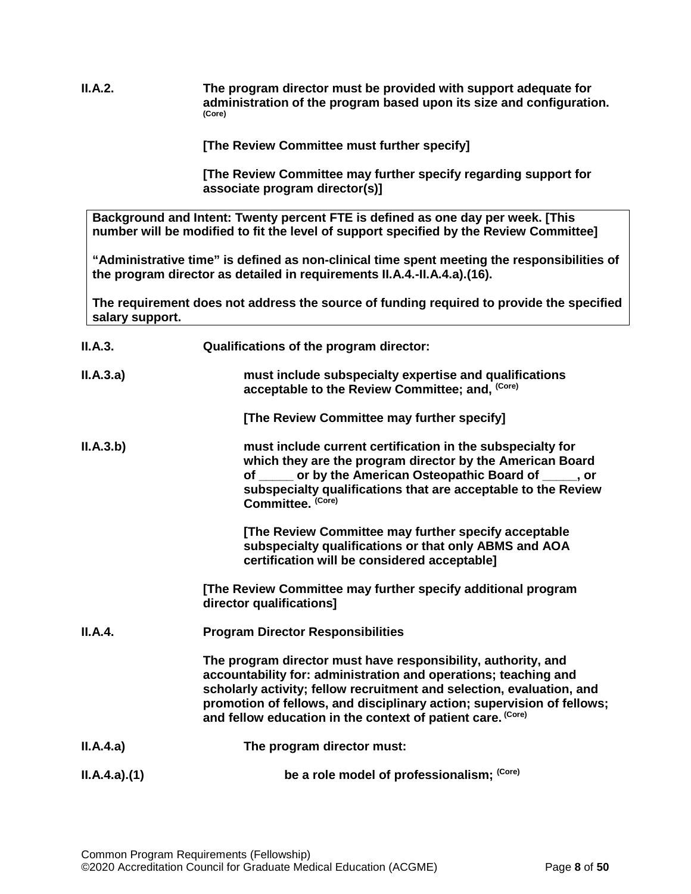**II.A.2.** **The program director must be provided with support adequate for administration of the program based upon its size and configuration.** **(Core)**

**[The Review Committee must further specify]**

**[The Review Committee may further specify regarding support for associate program director(s)]**

> **Background and Intent: Twenty percent FTE is defined as one day per week. [This number will be modified to fit the level of support specified by the Review Committee]**
>
> **"Administrative time" is defined as non-clinical time spent meeting the responsibilities of the program director as detailed in requirements II.A.4.-II.A.4.a).(16).**
>
> **The requirement does not address the source of funding required to provide the specified salary support.**

**II.A.3.** **Qualifications of the program director:**

**II.A.3.a)** **must include subspecialty expertise and qualifications acceptable to the Review Committee; and,** **(Core)**

**[The Review Committee may further specify]**

**II.A.3.b)** **must include current certification in the subspecialty for which they are the program director by the American Board of _____ or by the American Osteopathic Board of _____, or subspecialty qualifications that are acceptable to the Review Committee.** **(Core)**

**[The Review Committee may further specify acceptable subspecialty qualifications or that only ABMS and AOA certification will be considered acceptable]**

**[The Review Committee may further specify additional program director qualifications]**

**II.A.4.** **Program Director Responsibilities**

**The program director must have responsibility, authority, and accountability for: administration and operations; teaching and scholarly activity; fellow recruitment and selection, evaluation, and promotion of fellows, and disciplinary action; supervision of fellows; and fellow education in the context of patient care.** **(Core)**

**II.A.4.a)** **The program director must:**

**II.A.4.a).(1)** **be a role model of professionalism;** **(Core)**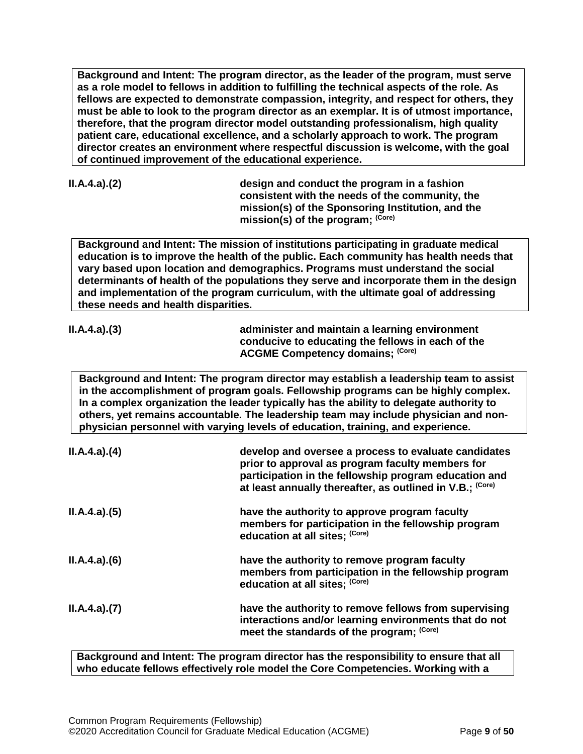**Background and Intent: The program director, as the leader of the program, must serve as a role model to fellows in addition to fulfilling the technical aspects of the role. As fellows are expected to demonstrate compassion, integrity, and respect for others, they must be able to look to the program director as an exemplar. It is of utmost importance, therefore, that the program director model outstanding professionalism, high quality patient care, educational excellence, and a scholarly approach to work. The program director creates an environment where respectful discussion is welcome, with the goal of continued improvement of the educational experience.**

**II.A.4.a).(2)** **design and conduct the program in a fashion consistent with the needs of the community, the mission(s) of the Sponsoring Institution, and the mission(s) of the program; (Core)**

**Background and Intent: The mission of institutions participating in graduate medical education is to improve the health of the public. Each community has health needs that vary based upon location and demographics. Programs must understand the social determinants of health of the populations they serve and incorporate them in the design and implementation of the program curriculum, with the ultimate goal of addressing these needs and health disparities.**

**II.A.4.a).(3)** **administer and maintain a learning environment conducive to educating the fellows in each of the ACGME Competency domains; (Core)**

**Background and Intent: The program director may establish a leadership team to assist in the accomplishment of program goals. Fellowship programs can be highly complex. In a complex organization the leader typically has the ability to delegate authority to others, yet remains accountable. The leadership team may include physician and non-physician personnel with varying levels of education, training, and experience.**

**II.A.4.a).(4)** **develop and oversee a process to evaluate candidates prior to approval as program faculty members for participation in the fellowship program education and at least annually thereafter, as outlined in V.B.; (Core)**

**II.A.4.a).(5)** **have the authority to approve program faculty members for participation in the fellowship program education at all sites; (Core)**

**II.A.4.a).(6)** **have the authority to remove program faculty members from participation in the fellowship program education at all sites; (Core)**

**II.A.4.a).(7)** **have the authority to remove fellows from supervising interactions and/or learning environments that do not meet the standards of the program; (Core)**

**Background and Intent: The program director has the responsibility to ensure that all who educate fellows effectively role model the Core Competencies. Working with a**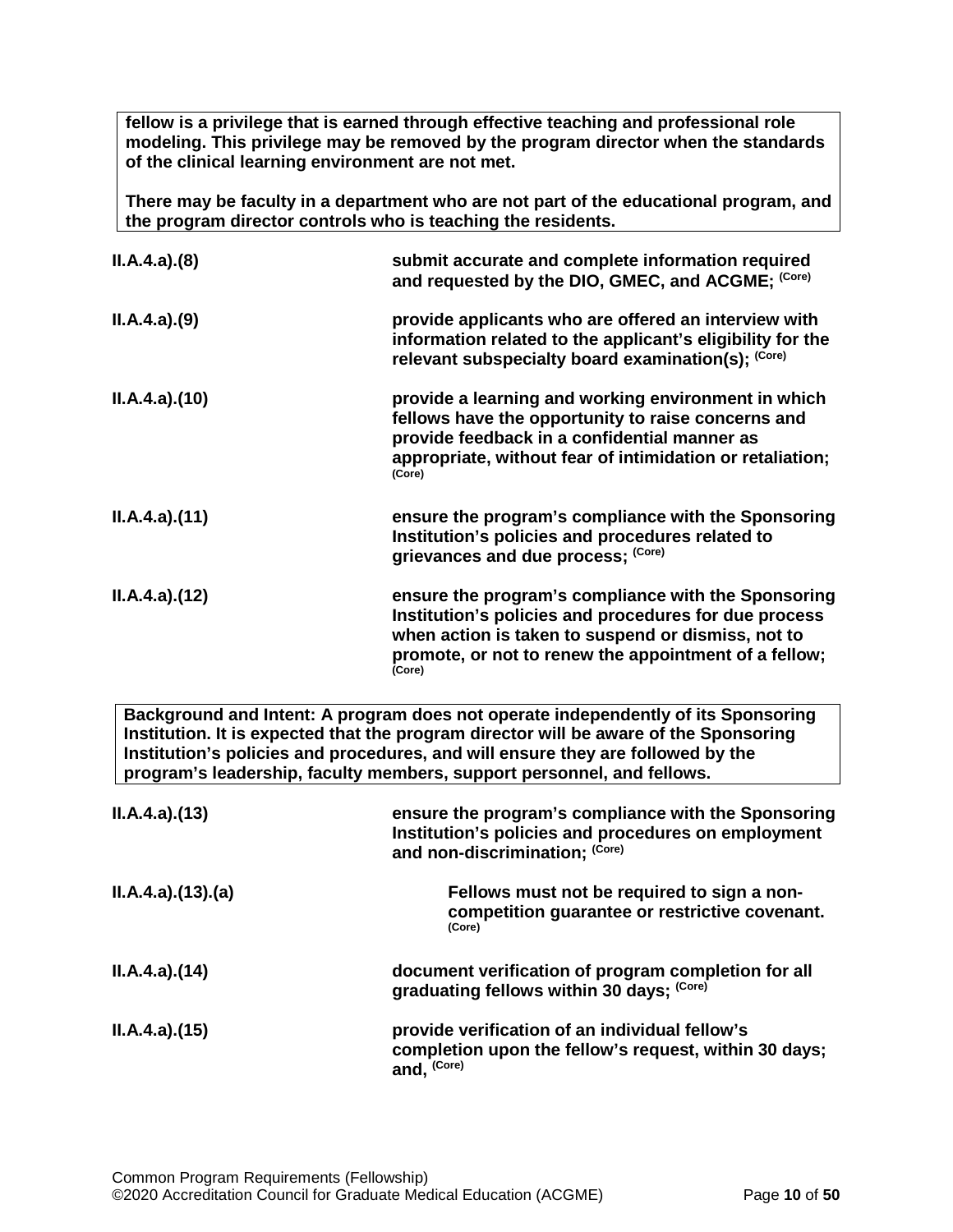**fellow is a privilege that is earned through effective teaching and professional role modeling. This privilege may be removed by the program director when the standards of the clinical learning environment are not met.**

**There may be faculty in a department who are not part of the educational program, and the program director controls who is teaching the residents.**

**II.A.4.a).(8)** **submit accurate and complete information required and requested by the DIO, GMEC, and ACGME;** (Core)

**II.A.4.a).(9)** **provide applicants who are offered an interview with information related to the applicant's eligibility for the relevant subspecialty board examination(s);** (Core)

**II.A.4.a).(10)** **provide a learning and working environment in which fellows have the opportunity to raise concerns and provide feedback in a confidential manner as appropriate, without fear of intimidation or retaliation;** (Core)

**II.A.4.a).(11)** **ensure the program's compliance with the Sponsoring Institution's policies and procedures related to grievances and due process;** (Core)

**II.A.4.a).(12)** **ensure the program's compliance with the Sponsoring Institution's policies and procedures for due process when action is taken to suspend or dismiss, not to promote, or not to renew the appointment of a fellow;** (Core)

**Background and Intent: A program does not operate independently of its Sponsoring Institution. It is expected that the program director will be aware of the Sponsoring Institution's policies and procedures, and will ensure they are followed by the program's leadership, faculty members, support personnel, and fellows.**

**II.A.4.a).(13)** **ensure the program's compliance with the Sponsoring Institution's policies and procedures on employment and non-discrimination;** (Core)

**II.A.4.a).(13).(a)** **Fellows must not be required to sign a non-competition guarantee or restrictive covenant.** (Core)

**II.A.4.a).(14)** **document verification of program completion for all graduating fellows within 30 days;** (Core)

**II.A.4.a).(15)** **provide verification of an individual fellow's completion upon the fellow's request, within 30 days; and,** (Core)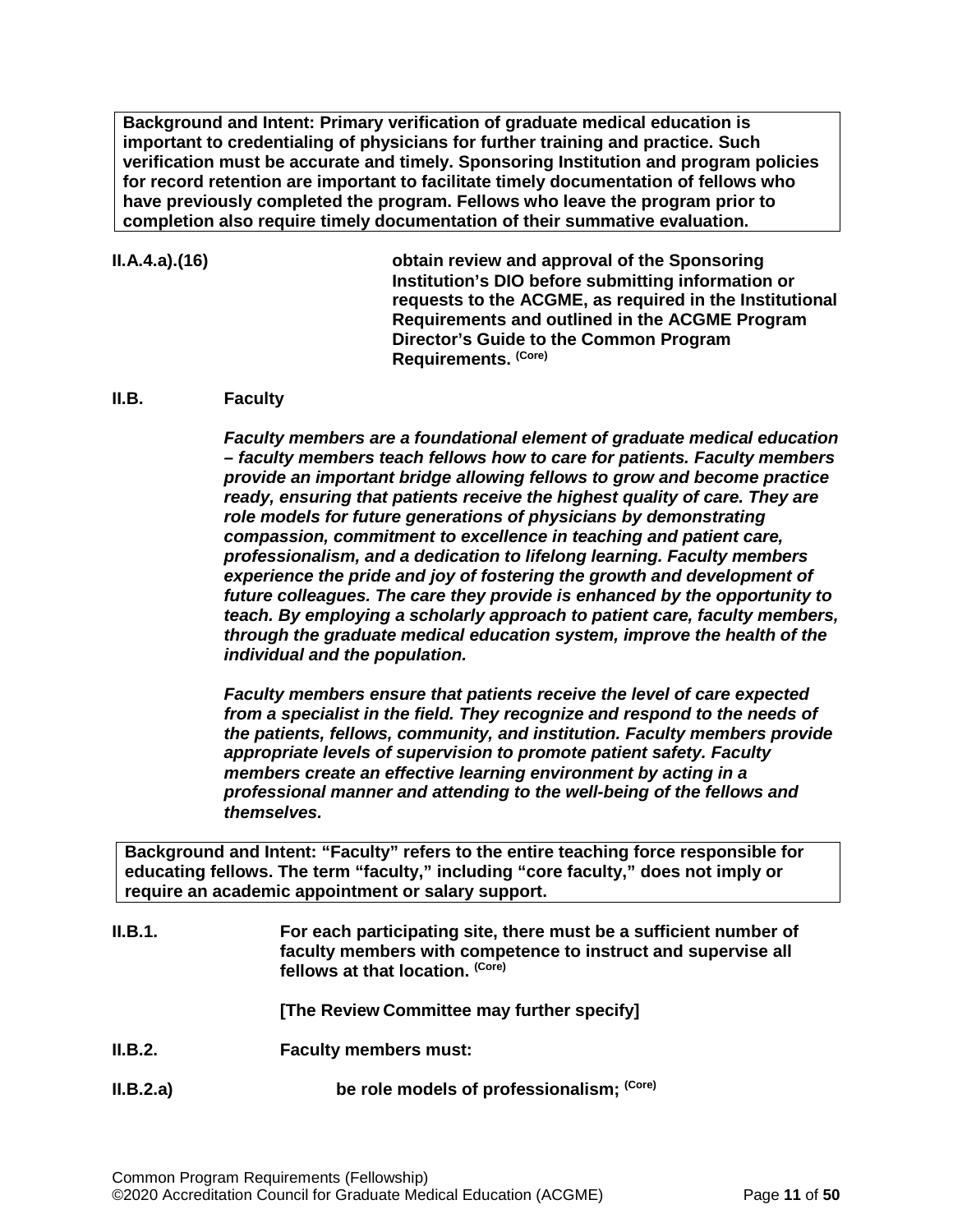**Background and Intent: Primary verification of graduate medical education is important to credentialing of physicians for further training and practice. Such verification must be accurate and timely. Sponsoring Institution and program policies for record retention are important to facilitate timely documentation of fellows who have previously completed the program. Fellows who leave the program prior to completion also require timely documentation of their summative evaluation.**

**II.A.4.a).(16)** **obtain review and approval of the Sponsoring Institution's DIO before submitting information or requests to the ACGME, as required in the Institutional Requirements and outlined in the ACGME Program Director's Guide to the Common Program Requirements.** (Core)

## II.B. Faculty

***Faculty members are a foundational element of graduate medical education – faculty members teach fellows how to care for patients. Faculty members provide an important bridge allowing fellows to grow and become practice ready, ensuring that patients receive the highest quality of care. They are role models for future generations of physicians by demonstrating compassion, commitment to excellence in teaching and patient care, professionalism, and a dedication to lifelong learning. Faculty members experience the pride and joy of fostering the growth and development of future colleagues. The care they provide is enhanced by the opportunity to teach. By employing a scholarly approach to patient care, faculty members, through the graduate medical education system, improve the health of the individual and the population.***

***Faculty members ensure that patients receive the level of care expected from a specialist in the field. They recognize and respond to the needs of the patients, fellows, community, and institution. Faculty members provide appropriate levels of supervision to promote patient safety. Faculty members create an effective learning environment by acting in a professional manner and attending to the well-being of the fellows and themselves.***

**Background and Intent: "Faculty" refers to the entire teaching force responsible for educating fellows. The term "faculty," including "core faculty," does not imply or require an academic appointment or salary support.**

**II.B.1.** **For each participating site, there must be a sufficient number of faculty members with competence to instruct and supervise all fellows at that location.** (Core)

**[The Review Committee may further specify]**

**II.B.2.** **Faculty members must:**

**II.B.2.a)** **be role models of professionalism;** (Core)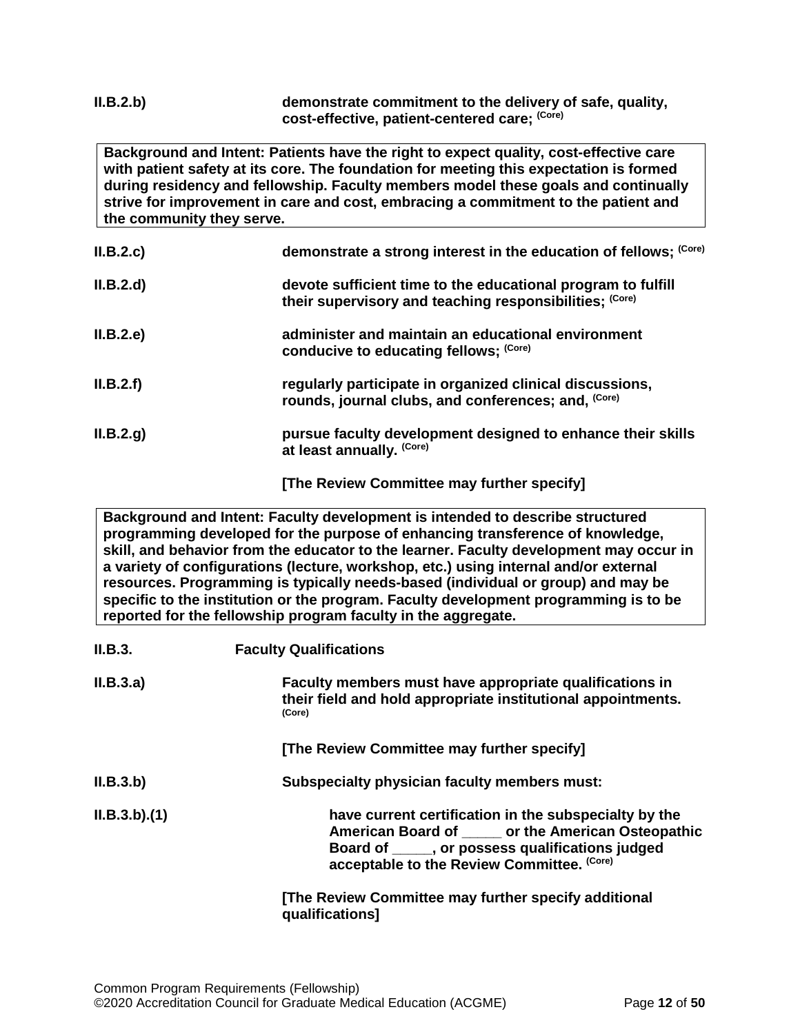**II.B.2.b)** **demonstrate commitment to the delivery of safe, quality, cost-effective, patient-centered care;** (Core)

**Background and Intent: Patients have the right to expect quality, cost-effective care with patient safety at its core. The foundation for meeting this expectation is formed during residency and fellowship. Faculty members model these goals and continually strive for improvement in care and cost, embracing a commitment to the patient and the community they serve.**

**II.B.2.c)** **demonstrate a strong interest in the education of fellows;** (Core)

**II.B.2.d)** **devote sufficient time to the educational program to fulfill their supervisory and teaching responsibilities;** (Core)

**II.B.2.e)** **administer and maintain an educational environment conducive to educating fellows;** (Core)

**II.B.2.f)** **regularly participate in organized clinical discussions, rounds, journal clubs, and conferences; and,** (Core)

**II.B.2.g)** **pursue faculty development designed to enhance their skills at least annually.** (Core)

**[The Review Committee may further specify]**

**Background and Intent: Faculty development is intended to describe structured programming developed for the purpose of enhancing transference of knowledge, skill, and behavior from the educator to the learner. Faculty development may occur in a variety of configurations (lecture, workshop, etc.) using internal and/or external resources. Programming is typically needs-based (individual or group) and may be specific to the institution or the program. Faculty development programming is to be reported for the fellowship program faculty in the aggregate.**

**II.B.3.** **Faculty Qualifications**

**II.B.3.a)** **Faculty members must have appropriate qualifications in their field and hold appropriate institutional appointments.** (Core)

**[The Review Committee may further specify]**

**II.B.3.b)** **Subspecialty physician faculty members must:**

**II.B.3.b).(1)** **have current certification in the subspecialty by the American Board of _____ or the American Osteopathic Board of _____, or possess qualifications judged acceptable to the Review Committee.** (Core)

**[The Review Committee may further specify additional qualifications]**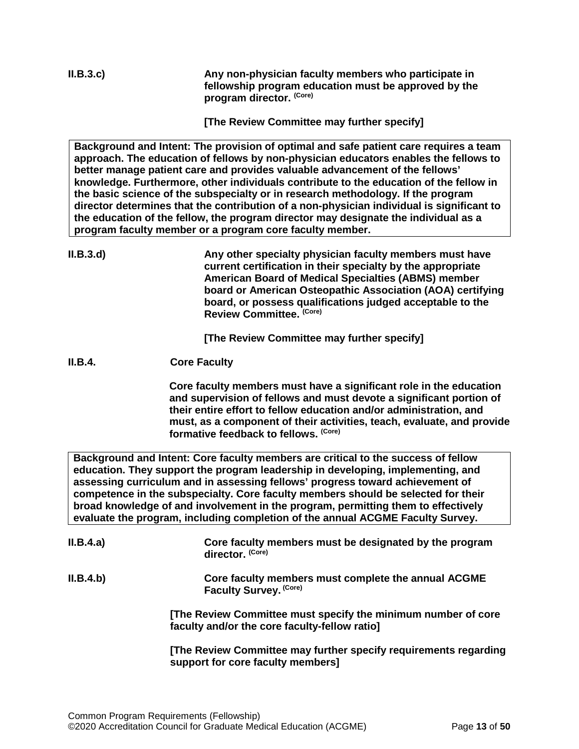**II.B.3.c)** **Any non-physician faculty members who participate in fellowship program education must be approved by the program director.** **(Core)**

**[The Review Committee may further specify]**

> **Background and Intent: The provision of optimal and safe patient care requires a team approach. The education of fellows by non-physician educators enables the fellows to better manage patient care and provides valuable advancement of the fellows' knowledge. Furthermore, other individuals contribute to the education of the fellow in the basic science of the subspecialty or in research methodology. If the program director determines that the contribution of a non-physician individual is significant to the education of the fellow, the program director may designate the individual as a program faculty member or a program core faculty member.**

**II.B.3.d)** **Any other specialty physician faculty members must have current certification in their specialty by the appropriate American Board of Medical Specialties (ABMS) member board or American Osteopathic Association (AOA) certifying board, or possess qualifications judged acceptable to the Review Committee.** **(Core)**

**[The Review Committee may further specify]**

**II.B.4.** **Core Faculty**

**Core faculty members must have a significant role in the education and supervision of fellows and must devote a significant portion of their entire effort to fellow education and/or administration, and must, as a component of their activities, teach, evaluate, and provide formative feedback to fellows.** **(Core)**

> **Background and Intent: Core faculty members are critical to the success of fellow education. They support the program leadership in developing, implementing, and assessing curriculum and in assessing fellows' progress toward achievement of competence in the subspecialty. Core faculty members should be selected for their broad knowledge of and involvement in the program, permitting them to effectively evaluate the program, including completion of the annual ACGME Faculty Survey.**

**II.B.4.a)** **Core faculty members must be designated by the program director.** **(Core)**

**II.B.4.b)** **Core faculty members must complete the annual ACGME Faculty Survey.** **(Core)**

**[The Review Committee must specify the minimum number of core faculty and/or the core faculty-fellow ratio]**

**[The Review Committee may further specify requirements regarding support for core faculty members]**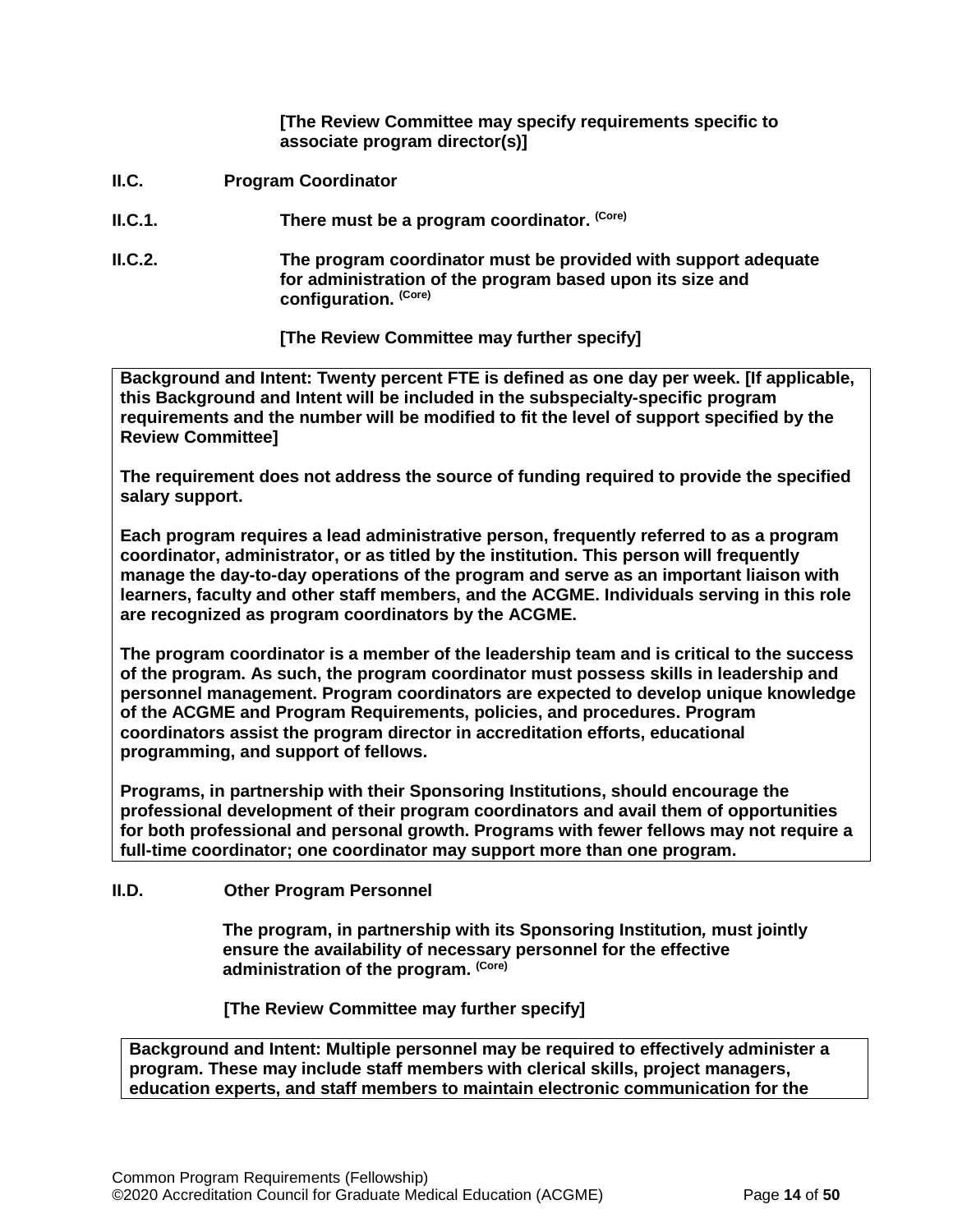**[The Review Committee may specify requirements specific to associate program director(s)]**

**II.C. Program Coordinator**

**II.C.1. There must be a program coordinator.** (Core)

**II.C.2. The program coordinator must be provided with support adequate for administration of the program based upon its size and configuration.** (Core)

**[The Review Committee may further specify]**

> **Background and Intent: Twenty percent FTE is defined as one day per week. [If applicable, this Background and Intent will be included in the subspecialty-specific program requirements and the number will be modified to fit the level of support specified by the Review Committee]**
>
> **The requirement does not address the source of funding required to provide the specified salary support.**
>
> **Each program requires a lead administrative person, frequently referred to as a program coordinator, administrator, or as titled by the institution. This person will frequently manage the day-to-day operations of the program and serve as an important liaison with learners, faculty and other staff members, and the ACGME. Individuals serving in this role are recognized as program coordinators by the ACGME.**
>
> **The program coordinator is a member of the leadership team and is critical to the success of the program. As such, the program coordinator must possess skills in leadership and personnel management. Program coordinators are expected to develop unique knowledge of the ACGME and Program Requirements, policies, and procedures. Program coordinators assist the program director in accreditation efforts, educational programming, and support of fellows.**
>
> **Programs, in partnership with their Sponsoring Institutions, should encourage the professional development of their program coordinators and avail them of opportunities for both professional and personal growth. Programs with fewer fellows may not require a full-time coordinator; one coordinator may support more than one program.**

**II.D. Other Program Personnel**

**The program, in partnership with its Sponsoring Institution, must jointly ensure the availability of necessary personnel for the effective administration of the program.** (Core)

**[The Review Committee may further specify]**

> **Background and Intent: Multiple personnel may be required to effectively administer a program. These may include staff members with clerical skills, project managers, education experts, and staff members to maintain electronic communication for the**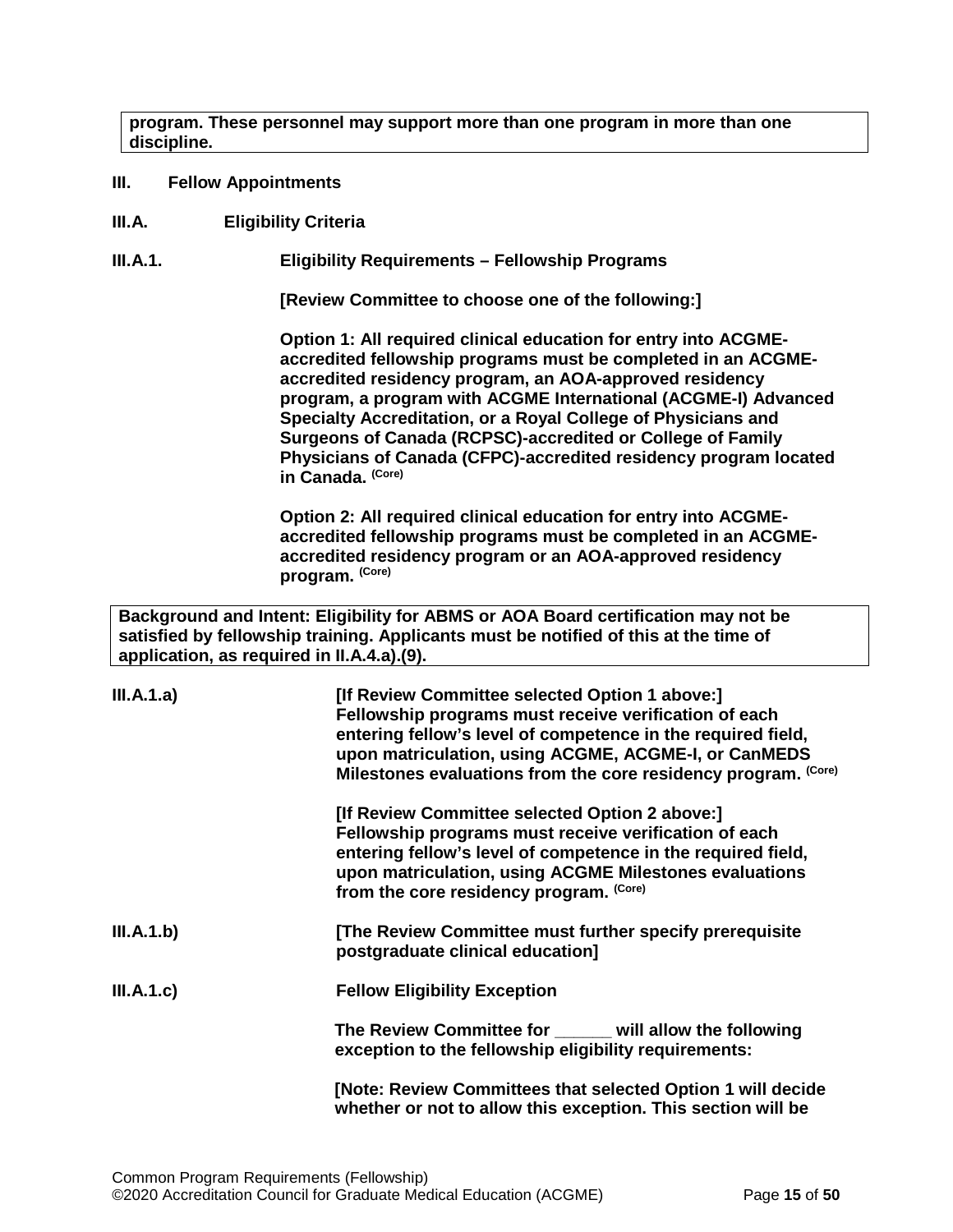**program. These personnel may support more than one program in more than one discipline.**

**III. Fellow Appointments**

**III.A. Eligibility Criteria**

**III.A.1. Eligibility Requirements – Fellowship Programs**

**[Review Committee to choose one of the following:]**

**Option 1: All required clinical education for entry into ACGME-accredited fellowship programs must be completed in an ACGME-accredited residency program, an AOA-approved residency program, a program with ACGME International (ACGME-I) Advanced Specialty Accreditation, or a Royal College of Physicians and Surgeons of Canada (RCPSC)-accredited or College of Family Physicians of Canada (CFPC)-accredited residency program located in Canada. (Core)**

**Option 2: All required clinical education for entry into ACGME-accredited fellowship programs must be completed in an ACGME-accredited residency program or an AOA-approved residency program. (Core)**

**Background and Intent: Eligibility for ABMS or AOA Board certification may not be satisfied by fellowship training. Applicants must be notified of this at the time of application, as required in II.A.4.a).(9).**

**III.A.1.a) [If Review Committee selected Option 1 above:] Fellowship programs must receive verification of each entering fellow's level of competence in the required field, upon matriculation, using ACGME, ACGME-I, or CanMEDS Milestones evaluations from the core residency program. (Core)**

**[If Review Committee selected Option 2 above:] Fellowship programs must receive verification of each entering fellow's level of competence in the required field, upon matriculation, using ACGME Milestones evaluations from the core residency program. (Core)**

**III.A.1.b) [The Review Committee must further specify prerequisite postgraduate clinical education]**

**III.A.1.c) Fellow Eligibility Exception**

**The Review Committee for ______ will allow the following exception to the fellowship eligibility requirements:**

**[Note: Review Committees that selected Option 1 will decide whether or not to allow this exception. This section will be**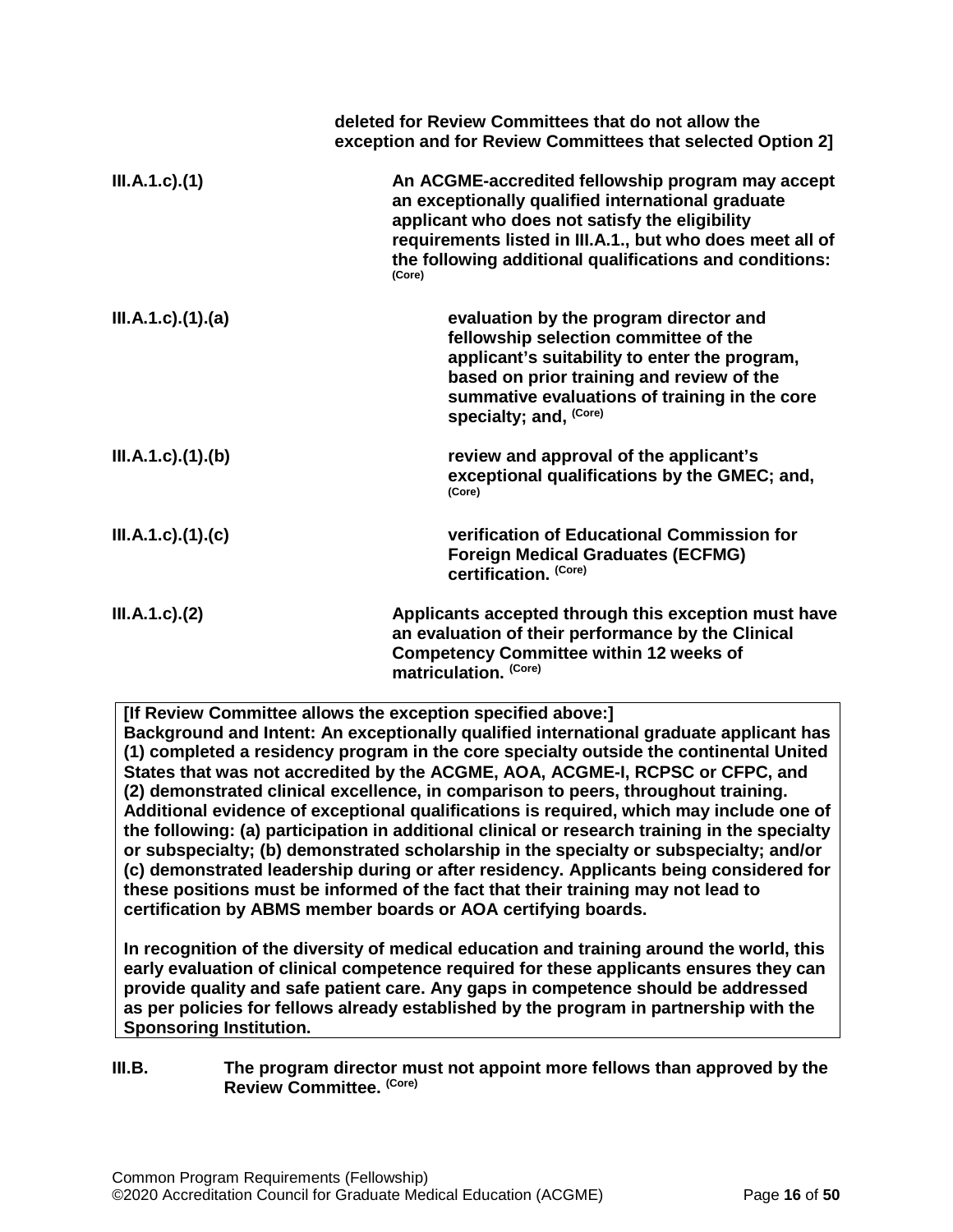**deleted for Review Committees that do not allow the exception and for Review Committees that selected Option 2]**

**III.A.1.c).(1)** **An ACGME-accredited fellowship program may accept an exceptionally qualified international graduate applicant who does not satisfy the eligibility requirements listed in III.A.1., but who does meet all of the following additional qualifications and conditions:** **(Core)**

**III.A.1.c).(1).(a)** **evaluation by the program director and fellowship selection committee of the applicant's suitability to enter the program, based on prior training and review of the summative evaluations of training in the core specialty; and,** **(Core)**

**III.A.1.c).(1).(b)** **review and approval of the applicant's exceptional qualifications by the GMEC; and,** **(Core)**

**III.A.1.c).(1).(c)** **verification of Educational Commission for Foreign Medical Graduates (ECFMG) certification.** **(Core)**

**III.A.1.c).(2)** **Applicants accepted through this exception must have an evaluation of their performance by the Clinical Competency Committee within 12 weeks of matriculation.** **(Core)**

> **[If Review Committee allows the exception specified above:]**
> **Background and Intent: An exceptionally qualified international graduate applicant has (1) completed a residency program in the core specialty outside the continental United States that was not accredited by the ACGME, AOA, ACGME-I, RCPSC or CFPC, and (2) demonstrated clinical excellence, in comparison to peers, throughout training. Additional evidence of exceptional qualifications is required, which may include one of the following: (a) participation in additional clinical or research training in the specialty or subspecialty; (b) demonstrated scholarship in the specialty or subspecialty; and/or (c) demonstrated leadership during or after residency. Applicants being considered for these positions must be informed of the fact that their training may not lead to certification by ABMS member boards or AOA certifying boards.**
>
> **In recognition of the diversity of medical education and training around the world, this early evaluation of clinical competence required for these applicants ensures they can provide quality and safe patient care. Any gaps in competence should be addressed as per policies for fellows already established by the program in partnership with the Sponsoring Institution.**

**III.B.** **The program director must not appoint more fellows than approved by the Review Committee.** **(Core)**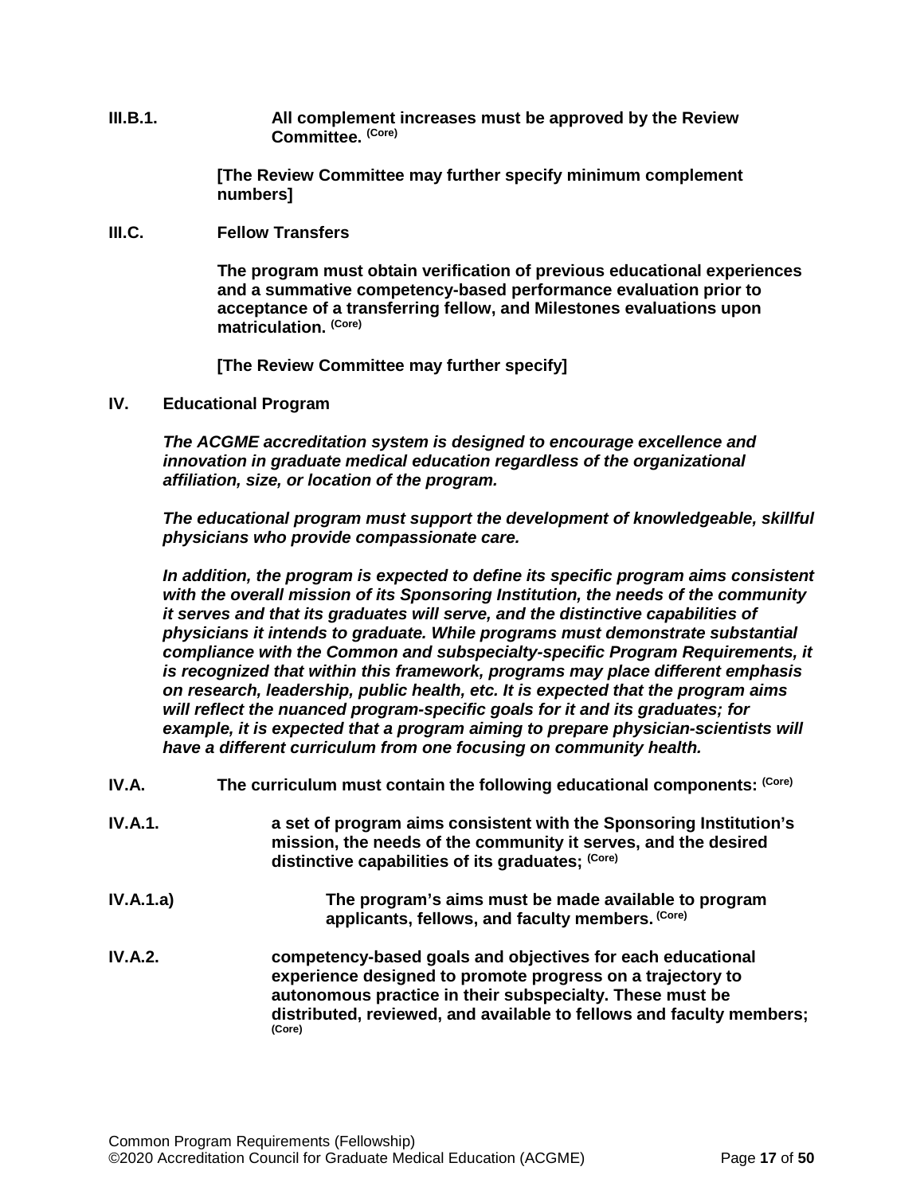**III.B.1.** **All complement increases must be approved by the Review Committee.** **(Core)**

**[The Review Committee may further specify minimum complement numbers]**

**III.C.** **Fellow Transfers**

**The program must obtain verification of previous educational experiences and a summative competency-based performance evaluation prior to acceptance of a transferring fellow, and Milestones evaluations upon matriculation.** **(Core)**

**[The Review Committee may further specify]**

## IV. Educational Program

***The ACGME accreditation system is designed to encourage excellence and innovation in graduate medical education regardless of the organizational affiliation, size, or location of the program.***

***The educational program must support the development of knowledgeable, skillful physicians who provide compassionate care.***

***In addition, the program is expected to define its specific program aims consistent with the overall mission of its Sponsoring Institution, the needs of the community it serves and that its graduates will serve, and the distinctive capabilities of physicians it intends to graduate. While programs must demonstrate substantial compliance with the Common and subspecialty-specific Program Requirements, it is recognized that within this framework, programs may place different emphasis on research, leadership, public health, etc. It is expected that the program aims will reflect the nuanced program-specific goals for it and its graduates; for example, it is expected that a program aiming to prepare physician-scientists will have a different curriculum from one focusing on community health.***

**IV.A.** **The curriculum must contain the following educational components:** **(Core)**

**IV.A.1.** **a set of program aims consistent with the Sponsoring Institution's mission, the needs of the community it serves, and the desired distinctive capabilities of its graduates;** **(Core)**

**IV.A.1.a)** **The program's aims must be made available to program applicants, fellows, and faculty members.** **(Core)**

**IV.A.2.** **competency-based goals and objectives for each educational experience designed to promote progress on a trajectory to autonomous practice in their subspecialty. These must be distributed, reviewed, and available to fellows and faculty members;** **(Core)**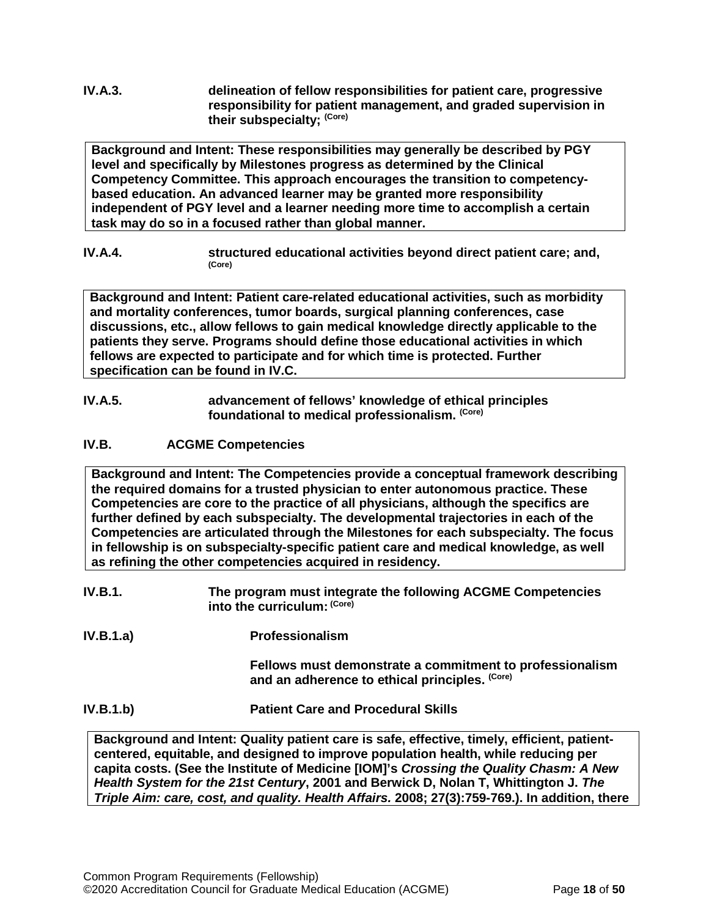**IV.A.3.** **delineation of fellow responsibilities for patient care, progressive responsibility for patient management, and graded supervision in their subspecialty;** (Core)

> **Background and Intent: These responsibilities may generally be described by PGY level and specifically by Milestones progress as determined by the Clinical Competency Committee. This approach encourages the transition to competency-based education. An advanced learner may be granted more responsibility independent of PGY level and a learner needing more time to accomplish a certain task may do so in a focused rather than global manner.**

**IV.A.4.** **structured educational activities beyond direct patient care; and,** (Core)

> **Background and Intent: Patient care-related educational activities, such as morbidity and mortality conferences, tumor boards, surgical planning conferences, case discussions, etc., allow fellows to gain medical knowledge directly applicable to the patients they serve. Programs should define those educational activities in which fellows are expected to participate and for which time is protected. Further specification can be found in IV.C.**

**IV.A.5.** **advancement of fellows' knowledge of ethical principles foundational to medical professionalism.** (Core)

### IV.B. ACGME Competencies

> **Background and Intent: The Competencies provide a conceptual framework describing the required domains for a trusted physician to enter autonomous practice. These Competencies are core to the practice of all physicians, although the specifics are further defined by each subspecialty. The developmental trajectories in each of the Competencies are articulated through the Milestones for each subspecialty. The focus in fellowship is on subspecialty-specific patient care and medical knowledge, as well as refining the other competencies acquired in residency.**

**IV.B.1.** **The program must integrate the following ACGME Competencies into the curriculum:** (Core)

**IV.B.1.a)** **Professionalism**

**Fellows must demonstrate a commitment to professionalism and an adherence to ethical principles.** (Core)

**IV.B.1.b)** **Patient Care and Procedural Skills**

> **Background and Intent: Quality patient care is safe, effective, timely, efficient, patient-centered, equitable, and designed to improve population health, while reducing per capita costs. (See the Institute of Medicine [IOM]'s *Crossing the Quality Chasm: A New Health System for the 21st Century*, 2001 and Berwick D, Nolan T, Whittington J. *The Triple Aim: care, cost, and quality. Health Affairs.* 2008; 27(3):759-769.). In addition, there**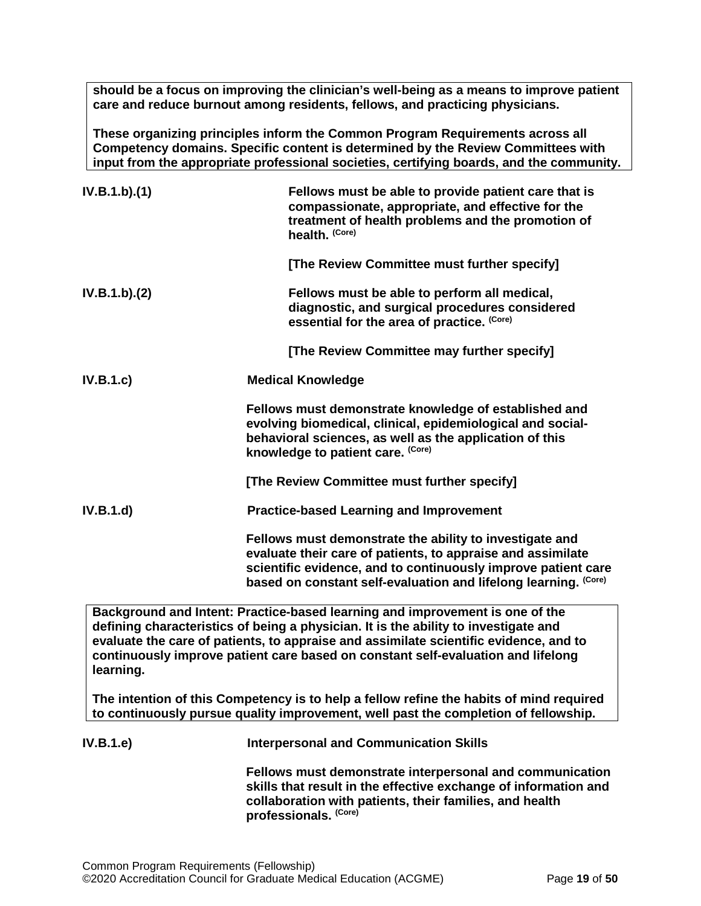**should be a focus on improving the clinician's well-being as a means to improve patient care and reduce burnout among residents, fellows, and practicing physicians.**

**These organizing principles inform the Common Program Requirements across all Competency domains. Specific content is determined by the Review Committees with input from the appropriate professional societies, certifying boards, and the community.**

**IV.B.1.b).(1)** **Fellows must be able to provide patient care that is compassionate, appropriate, and effective for the treatment of health problems and the promotion of health.** (Core)

**[The Review Committee must further specify]**

**IV.B.1.b).(2)** **Fellows must be able to perform all medical, diagnostic, and surgical procedures considered essential for the area of practice.** (Core)

**[The Review Committee may further specify]**

**IV.B.1.c)** **Medical Knowledge**

**Fellows must demonstrate knowledge of established and evolving biomedical, clinical, epidemiological and social-behavioral sciences, as well as the application of this knowledge to patient care.** (Core)

**[The Review Committee must further specify]**

**IV.B.1.d)** **Practice-based Learning and Improvement**

**Fellows must demonstrate the ability to investigate and evaluate their care of patients, to appraise and assimilate scientific evidence, and to continuously improve patient care based on constant self-evaluation and lifelong learning.** (Core)

**Background and Intent: Practice-based learning and improvement is one of the defining characteristics of being a physician. It is the ability to investigate and evaluate the care of patients, to appraise and assimilate scientific evidence, and to continuously improve patient care based on constant self-evaluation and lifelong learning.**

**The intention of this Competency is to help a fellow refine the habits of mind required to continuously pursue quality improvement, well past the completion of fellowship.**

**IV.B.1.e)** **Interpersonal and Communication Skills**

**Fellows must demonstrate interpersonal and communication skills that result in the effective exchange of information and collaboration with patients, their families, and health professionals.** (Core)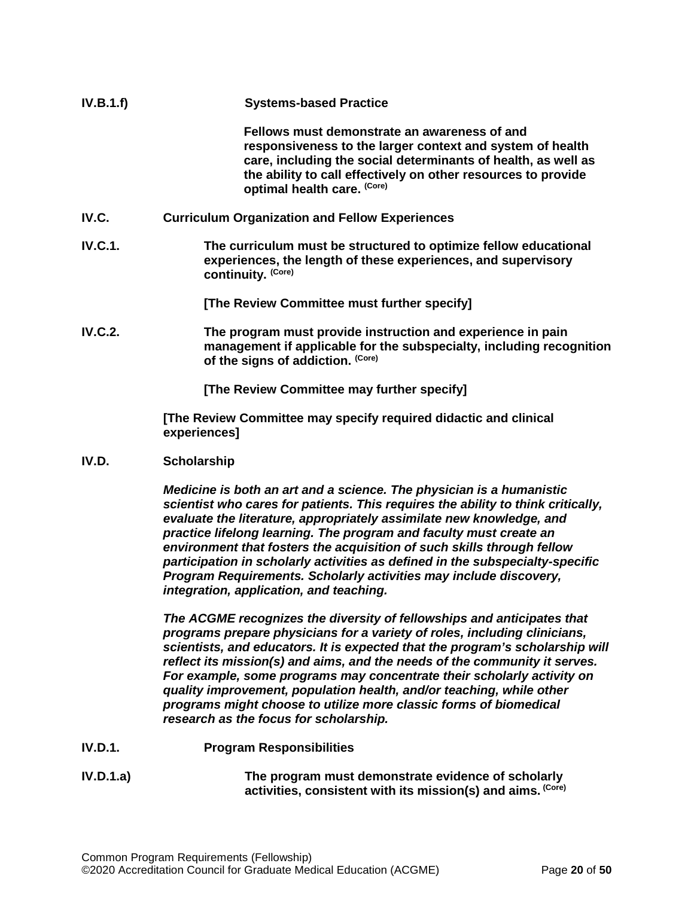**IV.B.1.f)** **Systems-based Practice**

**Fellows must demonstrate an awareness of and responsiveness to the larger context and system of health care, including the social determinants of health, as well as the ability to call effectively on other resources to provide optimal health care.** **(Core)**

**IV.C.** **Curriculum Organization and Fellow Experiences**

**IV.C.1.** **The curriculum must be structured to optimize fellow educational experiences, the length of these experiences, and supervisory continuity.** **(Core)**

**[The Review Committee must further specify]**

**IV.C.2.** **The program must provide instruction and experience in pain management if applicable for the subspecialty, including recognition of the signs of addiction.** **(Core)**

**[The Review Committee may further specify]**

**[The Review Committee may specify required didactic and clinical experiences]**

**IV.D.** **Scholarship**

***Medicine is both an art and a science. The physician is a humanistic scientist who cares for patients. This requires the ability to think critically, evaluate the literature, appropriately assimilate new knowledge, and practice lifelong learning. The program and faculty must create an environment that fosters the acquisition of such skills through fellow participation in scholarly activities as defined in the subspecialty-specific Program Requirements. Scholarly activities may include discovery, integration, application, and teaching.***

***The ACGME recognizes the diversity of fellowships and anticipates that programs prepare physicians for a variety of roles, including clinicians, scientists, and educators. It is expected that the program's scholarship will reflect its mission(s) and aims, and the needs of the community it serves. For example, some programs may concentrate their scholarly activity on quality improvement, population health, and/or teaching, while other programs might choose to utilize more classic forms of biomedical research as the focus for scholarship.***

**IV.D.1.** **Program Responsibilities**

**IV.D.1.a)** **The program must demonstrate evidence of scholarly activities, consistent with its mission(s) and aims.** **(Core)**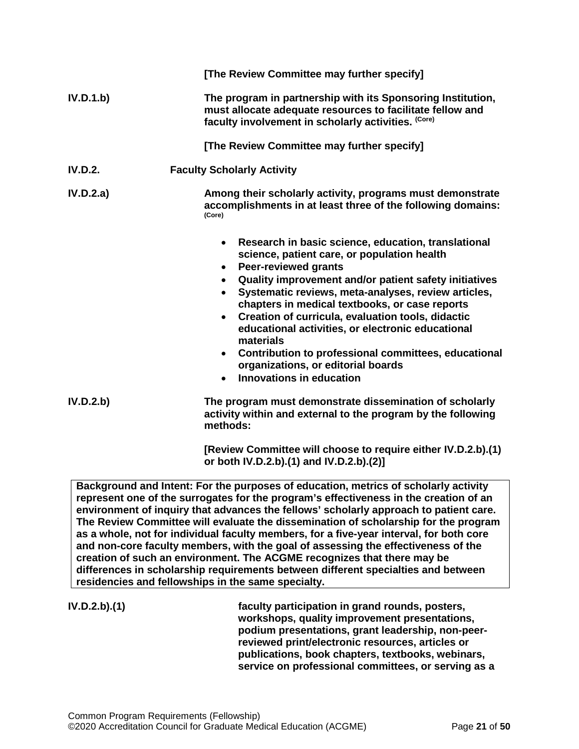**[The Review Committee may further specify]**

IV.D.1.b) **The program in partnership with its Sponsoring Institution, must allocate adequate resources to facilitate fellow and faculty involvement in scholarly activities.** (Core)

**[The Review Committee may further specify]**

IV.D.2. **Faculty Scholarly Activity**

IV.D.2.a) **Among their scholarly activity, programs must demonstrate accomplishments in at least three of the following domains:** (Core)

- **Research in basic science, education, translational science, patient care, or population health**
- **Peer-reviewed grants**
- **Quality improvement and/or patient safety initiatives**
- **Systematic reviews, meta-analyses, review articles, chapters in medical textbooks, or case reports**
- **Creation of curricula, evaluation tools, didactic educational activities, or electronic educational materials**
- **Contribution to professional committees, educational organizations, or editorial boards**
- **Innovations in education**

IV.D.2.b) **The program must demonstrate dissemination of scholarly activity within and external to the program by the following methods:**

**[Review Committee will choose to require either IV.D.2.b).(1) or both IV.D.2.b).(1) and IV.D.2.b).(2)]**

> **Background and Intent: For the purposes of education, metrics of scholarly activity represent one of the surrogates for the program's effectiveness in the creation of an environment of inquiry that advances the fellows' scholarly approach to patient care. The Review Committee will evaluate the dissemination of scholarship for the program as a whole, not for individual faculty members, for a five-year interval, for both core and non-core faculty members, with the goal of assessing the effectiveness of the creation of such an environment. The ACGME recognizes that there may be differences in scholarship requirements between different specialties and between residencies and fellowships in the same specialty.**

IV.D.2.b).(1) **faculty participation in grand rounds, posters, workshops, quality improvement presentations, podium presentations, grant leadership, non-peer-reviewed print/electronic resources, articles or publications, book chapters, textbooks, webinars, service on professional committees, or serving as a**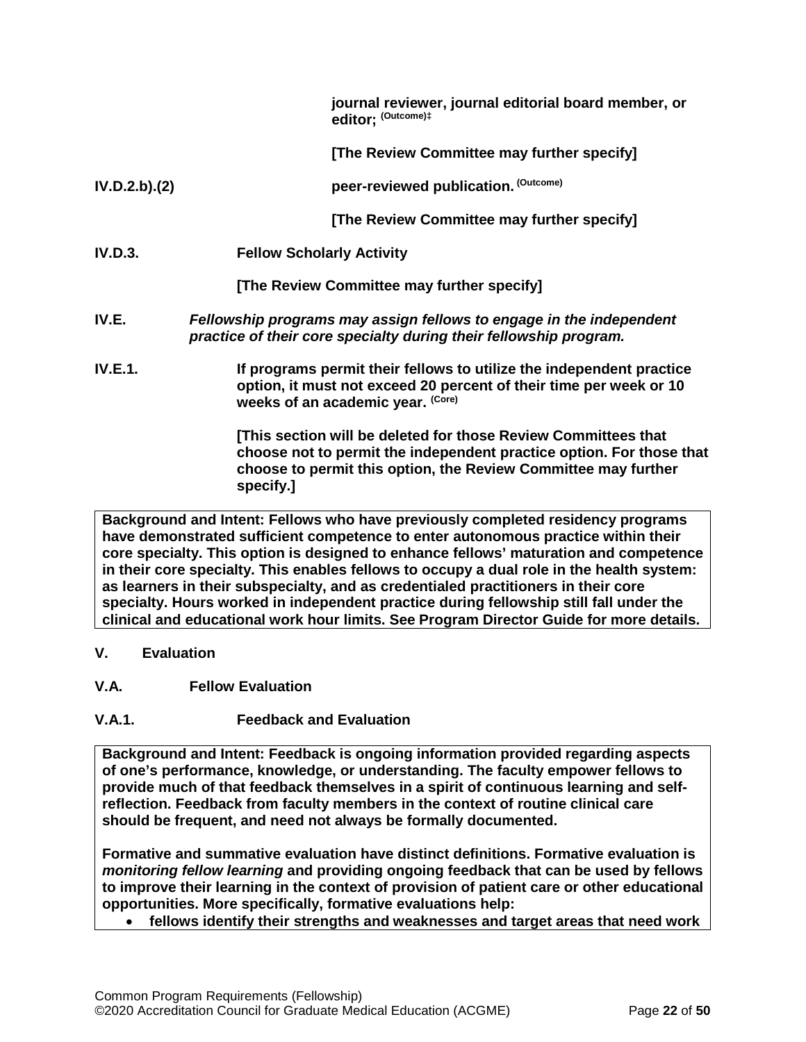**journal reviewer, journal editorial board member, or editor;** (Outcome)‡

**[The Review Committee may further specify]**

**IV.D.2.b).(2)** **peer-reviewed publication.** (Outcome)

**[The Review Committee may further specify]**

**IV.D.3.** **Fellow Scholarly Activity**

**[The Review Committee may further specify]**

**IV.E.** ***Fellowship programs may assign fellows to engage in the independent practice of their core specialty during their fellowship program.***

**IV.E.1.** **If programs permit their fellows to utilize the independent practice option, it must not exceed 20 percent of their time per week or 10 weeks of an academic year.** (Core)

**[This section will be deleted for those Review Committees that choose not to permit the independent practice option. For those that choose to permit this option, the Review Committee may further specify.]**

**Background and Intent: Fellows who have previously completed residency programs have demonstrated sufficient competence to enter autonomous practice within their core specialty. This option is designed to enhance fellows' maturation and competence in their core specialty. This enables fellows to occupy a dual role in the health system: as learners in their subspecialty, and as credentialed practitioners in their core specialty. Hours worked in independent practice during fellowship still fall under the clinical and educational work hour limits. See Program Director Guide for more details.**

## V. Evaluation

### V.A. Fellow Evaluation

#### V.A.1. Feedback and Evaluation

**Background and Intent: Feedback is ongoing information provided regarding aspects of one's performance, knowledge, or understanding. The faculty empower fellows to provide much of that feedback themselves in a spirit of continuous learning and self-reflection. Feedback from faculty members in the context of routine clinical care should be frequent, and need not always be formally documented.**

**Formative and summative evaluation have distinct definitions. Formative evaluation is *monitoring fellow learning* and providing ongoing feedback that can be used by fellows to improve their learning in the context of provision of patient care or other educational opportunities. More specifically, formative evaluations help:**

- **fellows identify their strengths and weaknesses and target areas that need work**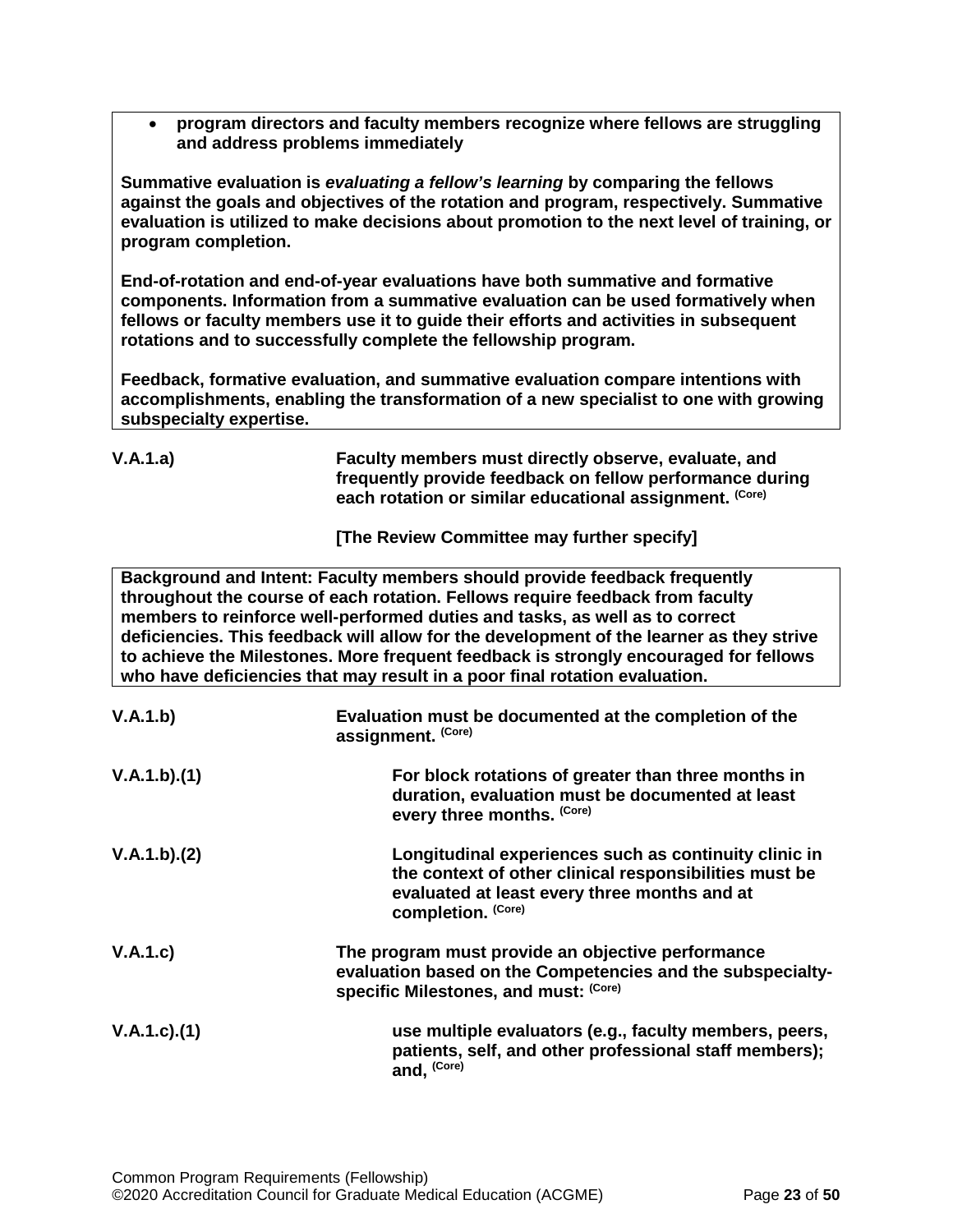- **program directors and faculty members recognize where fellows are struggling and address problems immediately**

**Summative evaluation is *evaluating a fellow's learning* by comparing the fellows against the goals and objectives of the rotation and program, respectively. Summative evaluation is utilized to make decisions about promotion to the next level of training, or program completion.**

**End-of-rotation and end-of-year evaluations have both summative and formative components. Information from a summative evaluation can be used formatively when fellows or faculty members use it to guide their efforts and activities in subsequent rotations and to successfully complete the fellowship program.**

**Feedback, formative evaluation, and summative evaluation compare intentions with accomplishments, enabling the transformation of a new specialist to one with growing subspecialty expertise.**

**V.A.1.a)** **Faculty members must directly observe, evaluate, and frequently provide feedback on fellow performance during each rotation or similar educational assignment.** (Core)

**[The Review Committee may further specify]**

**Background and Intent: Faculty members should provide feedback frequently throughout the course of each rotation. Fellows require feedback from faculty members to reinforce well-performed duties and tasks, as well as to correct deficiencies. This feedback will allow for the development of the learner as they strive to achieve the Milestones. More frequent feedback is strongly encouraged for fellows who have deficiencies that may result in a poor final rotation evaluation.**

**V.A.1.b)** **Evaluation must be documented at the completion of the assignment.** (Core)

**V.A.1.b).(1)** **For block rotations of greater than three months in duration, evaluation must be documented at least every three months.** (Core)

**V.A.1.b).(2)** **Longitudinal experiences such as continuity clinic in the context of other clinical responsibilities must be evaluated at least every three months and at completion.** (Core)

**V.A.1.c)** **The program must provide an objective performance evaluation based on the Competencies and the subspecialty-specific Milestones, and must:** (Core)

**V.A.1.c).(1)** **use multiple evaluators (e.g., faculty members, peers, patients, self, and other professional staff members); and,** (Core)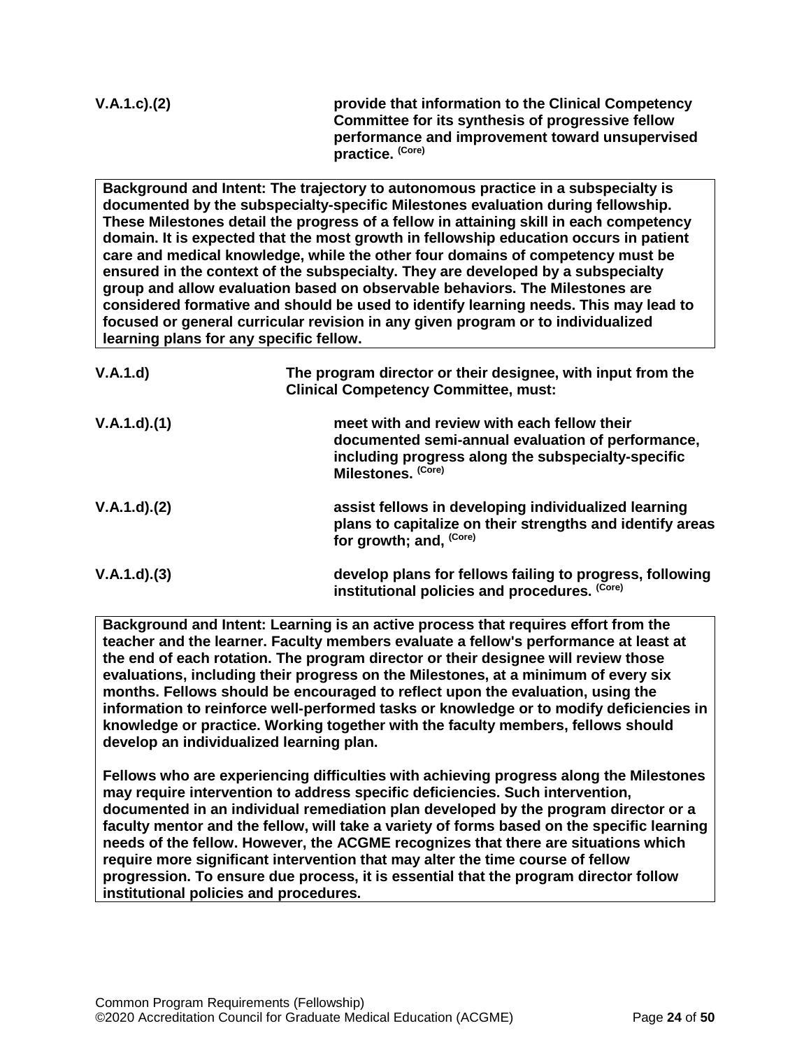| | |
|---|---|
| V.A.1.c).(2) | **provide that information to the Clinical Competency Committee for its synthesis of progressive fellow performance and improvement toward unsupervised practice.** (Core) |

**Background and Intent: The trajectory to autonomous practice in a subspecialty is documented by the subspecialty-specific Milestones evaluation during fellowship. These Milestones detail the progress of a fellow in attaining skill in each competency domain. It is expected that the most growth in fellowship education occurs in patient care and medical knowledge, while the other four domains of competency must be ensured in the context of the subspecialty. They are developed by a subspecialty group and allow evaluation based on observable behaviors. The Milestones are considered formative and should be used to identify learning needs. This may lead to focused or general curricular revision in any given program or to individualized learning plans for any specific fellow.**

| | |
|---|---|
| V.A.1.d) | **The program director or their designee, with input from the Clinical Competency Committee, must:** |
| V.A.1.d).(1) | **meet with and review with each fellow their documented semi-annual evaluation of performance, including progress along the subspecialty-specific Milestones.** (Core) |
| V.A.1.d).(2) | **assist fellows in developing individualized learning plans to capitalize on their strengths and identify areas for growth; and,** (Core) |
| V.A.1.d).(3) | **develop plans for fellows failing to progress, following institutional policies and procedures.** (Core) |

**Background and Intent: Learning is an active process that requires effort from the teacher and the learner. Faculty members evaluate a fellow's performance at least at the end of each rotation. The program director or their designee will review those evaluations, including their progress on the Milestones, at a minimum of every six months. Fellows should be encouraged to reflect upon the evaluation, using the information to reinforce well-performed tasks or knowledge or to modify deficiencies in knowledge or practice. Working together with the faculty members, fellows should develop an individualized learning plan.**

**Fellows who are experiencing difficulties with achieving progress along the Milestones may require intervention to address specific deficiencies. Such intervention, documented in an individual remediation plan developed by the program director or a faculty mentor and the fellow, will take a variety of forms based on the specific learning needs of the fellow. However, the ACGME recognizes that there are situations which require more significant intervention that may alter the time course of fellow progression. To ensure due process, it is essential that the program director follow institutional policies and procedures.**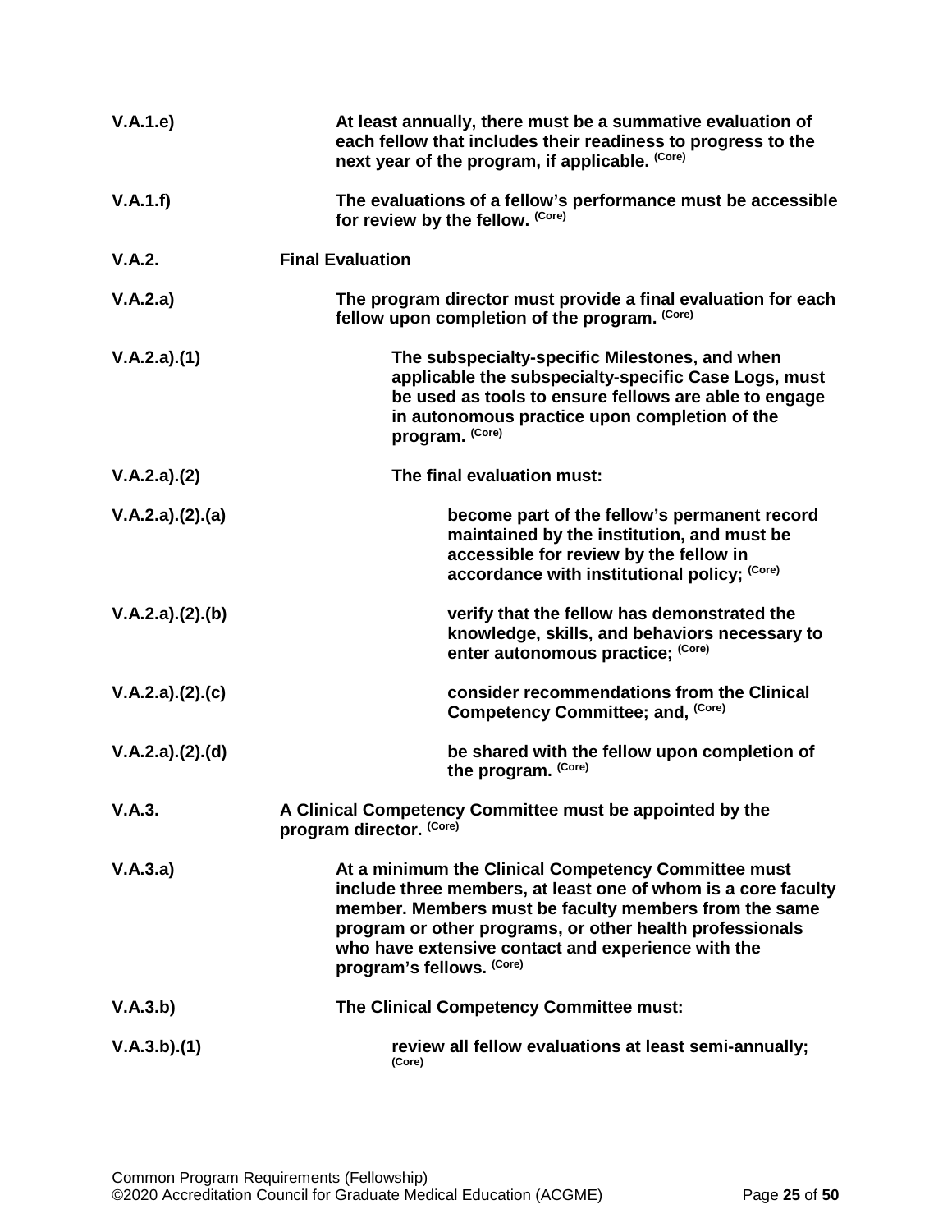**V.A.1.e)** **At least annually, there must be a summative evaluation of each fellow that includes their readiness to progress to the next year of the program, if applicable.** (Core)

**V.A.1.f)** **The evaluations of a fellow's performance must be accessible for review by the fellow.** (Core)

**V.A.2.** **Final Evaluation**

**V.A.2.a)** **The program director must provide a final evaluation for each fellow upon completion of the program.** (Core)

**V.A.2.a).(1)** **The subspecialty-specific Milestones, and when applicable the subspecialty-specific Case Logs, must be used as tools to ensure fellows are able to engage in autonomous practice upon completion of the program.** (Core)

**V.A.2.a).(2)** **The final evaluation must:**

**V.A.2.a).(2).(a)** **become part of the fellow's permanent record maintained by the institution, and must be accessible for review by the fellow in accordance with institutional policy;** (Core)

**V.A.2.a).(2).(b)** **verify that the fellow has demonstrated the knowledge, skills, and behaviors necessary to enter autonomous practice;** (Core)

**V.A.2.a).(2).(c)** **consider recommendations from the Clinical Competency Committee; and,** (Core)

**V.A.2.a).(2).(d)** **be shared with the fellow upon completion of the program.** (Core)

**V.A.3.** **A Clinical Competency Committee must be appointed by the program director.** (Core)

**V.A.3.a)** **At a minimum the Clinical Competency Committee must include three members, at least one of whom is a core faculty member. Members must be faculty members from the same program or other programs, or other health professionals who have extensive contact and experience with the program's fellows.** (Core)

**V.A.3.b)** **The Clinical Competency Committee must:**

**V.A.3.b).(1)** **review all fellow evaluations at least semi-annually;** (Core)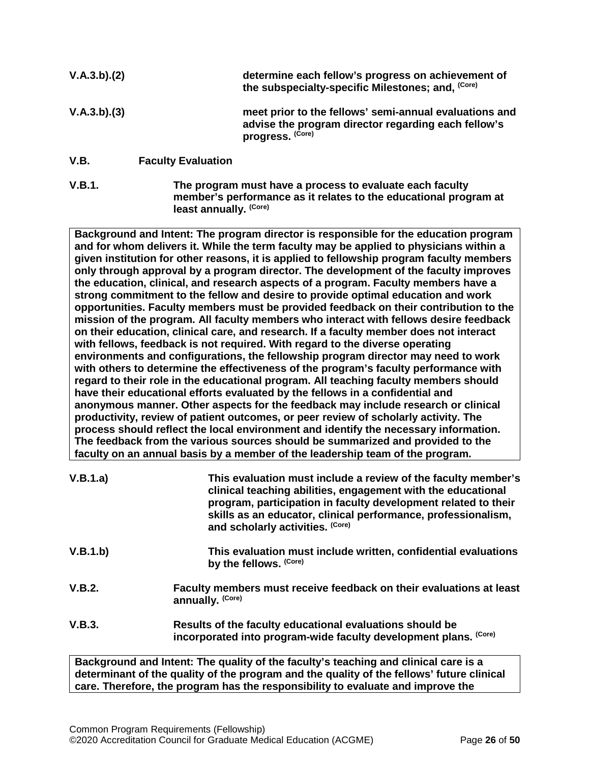**V.A.3.b).(2)** **determine each fellow's progress on achievement of the subspecialty-specific Milestones; and,** (Core)

**V.A.3.b).(3)** **meet prior to the fellows' semi-annual evaluations and advise the program director regarding each fellow's progress.** (Core)

**V.B. Faculty Evaluation**

**V.B.1.** **The program must have a process to evaluate each faculty member's performance as it relates to the educational program at least annually.** (Core)

> **Background and Intent: The program director is responsible for the education program and for whom delivers it. While the term faculty may be applied to physicians within a given institution for other reasons, it is applied to fellowship program faculty members only through approval by a program director. The development of the faculty improves the education, clinical, and research aspects of a program. Faculty members have a strong commitment to the fellow and desire to provide optimal education and work opportunities. Faculty members must be provided feedback on their contribution to the mission of the program. All faculty members who interact with fellows desire feedback on their education, clinical care, and research. If a faculty member does not interact with fellows, feedback is not required. With regard to the diverse operating environments and configurations, the fellowship program director may need to work with others to determine the effectiveness of the program's faculty performance with regard to their role in the educational program. All teaching faculty members should have their educational efforts evaluated by the fellows in a confidential and anonymous manner. Other aspects for the feedback may include research or clinical productivity, review of patient outcomes, or peer review of scholarly activity. The process should reflect the local environment and identify the necessary information. The feedback from the various sources should be summarized and provided to the faculty on an annual basis by a member of the leadership team of the program.**

**V.B.1.a)** **This evaluation must include a review of the faculty member's clinical teaching abilities, engagement with the educational program, participation in faculty development related to their skills as an educator, clinical performance, professionalism, and scholarly activities.** (Core)

**V.B.1.b)** **This evaluation must include written, confidential evaluations by the fellows.** (Core)

**V.B.2.** **Faculty members must receive feedback on their evaluations at least annually.** (Core)

**V.B.3.** **Results of the faculty educational evaluations should be incorporated into program-wide faculty development plans.** (Core)

> **Background and Intent: The quality of the faculty's teaching and clinical care is a determinant of the quality of the program and the quality of the fellows' future clinical care. Therefore, the program has the responsibility to evaluate and improve the**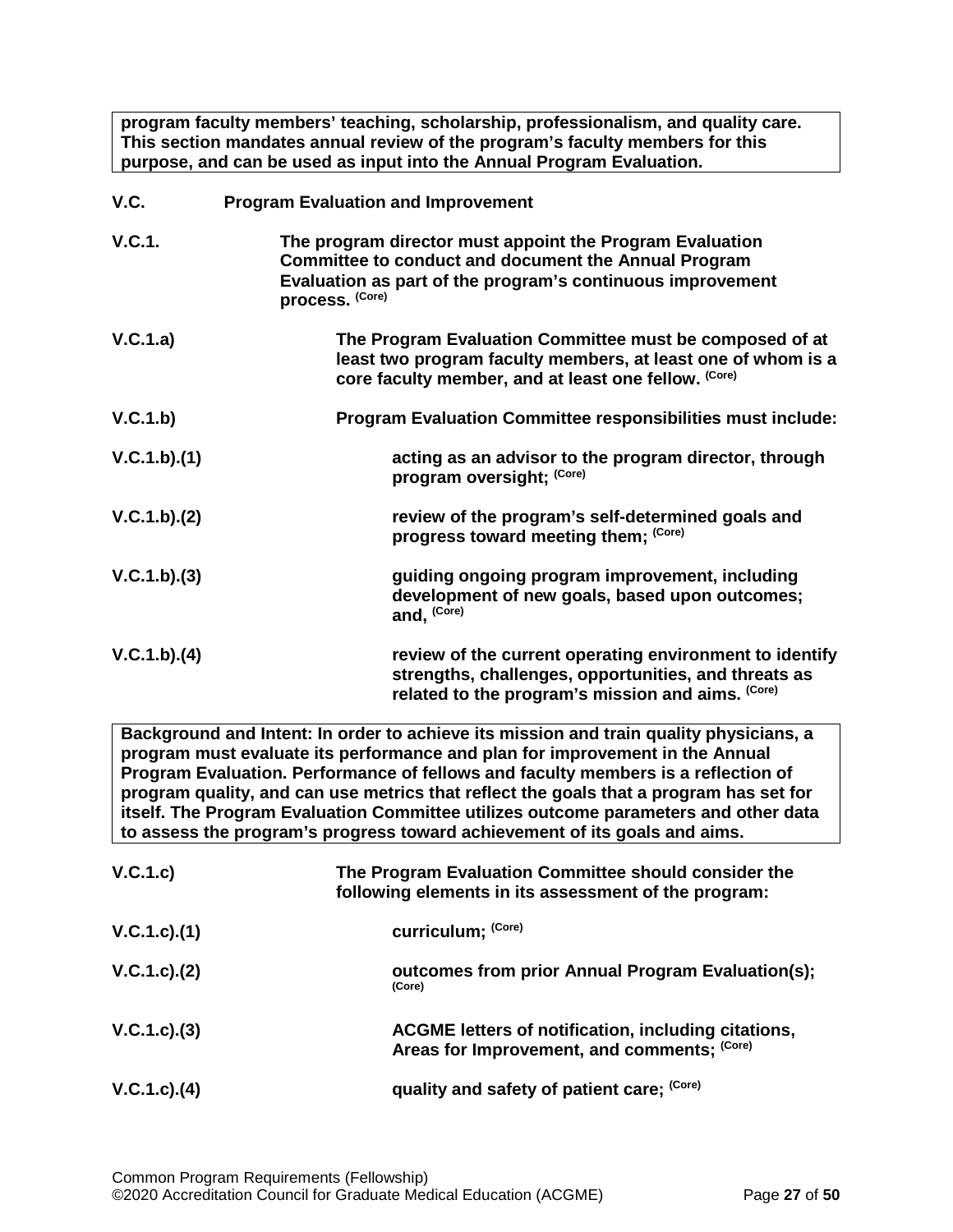**program faculty members' teaching, scholarship, professionalism, and quality care. This section mandates annual review of the program's faculty members for this purpose, and can be used as input into the Annual Program Evaluation.**

**V.C. Program Evaluation and Improvement**

**V.C.1. The program director must appoint the Program Evaluation Committee to conduct and document the Annual Program Evaluation as part of the program's continuous improvement process.** (Core)

**V.C.1.a) The Program Evaluation Committee must be composed of at least two program faculty members, at least one of whom is a core faculty member, and at least one fellow.** (Core)

**V.C.1.b) Program Evaluation Committee responsibilities must include:**

**V.C.1.b).(1) acting as an advisor to the program director, through program oversight;** (Core)

**V.C.1.b).(2) review of the program's self-determined goals and progress toward meeting them;** (Core)

**V.C.1.b).(3) guiding ongoing program improvement, including development of new goals, based upon outcomes; and,** (Core)

**V.C.1.b).(4) review of the current operating environment to identify strengths, challenges, opportunities, and threats as related to the program's mission and aims.** (Core)

**Background and Intent: In order to achieve its mission and train quality physicians, a program must evaluate its performance and plan for improvement in the Annual Program Evaluation. Performance of fellows and faculty members is a reflection of program quality, and can use metrics that reflect the goals that a program has set for itself. The Program Evaluation Committee utilizes outcome parameters and other data to assess the program's progress toward achievement of its goals and aims.**

**V.C.1.c) The Program Evaluation Committee should consider the following elements in its assessment of the program:**

**V.C.1.c).(1) curriculum;** (Core)

**V.C.1.c).(2) outcomes from prior Annual Program Evaluation(s);** (Core)

**V.C.1.c).(3) ACGME letters of notification, including citations, Areas for Improvement, and comments;** (Core)

**V.C.1.c).(4) quality and safety of patient care;** (Core)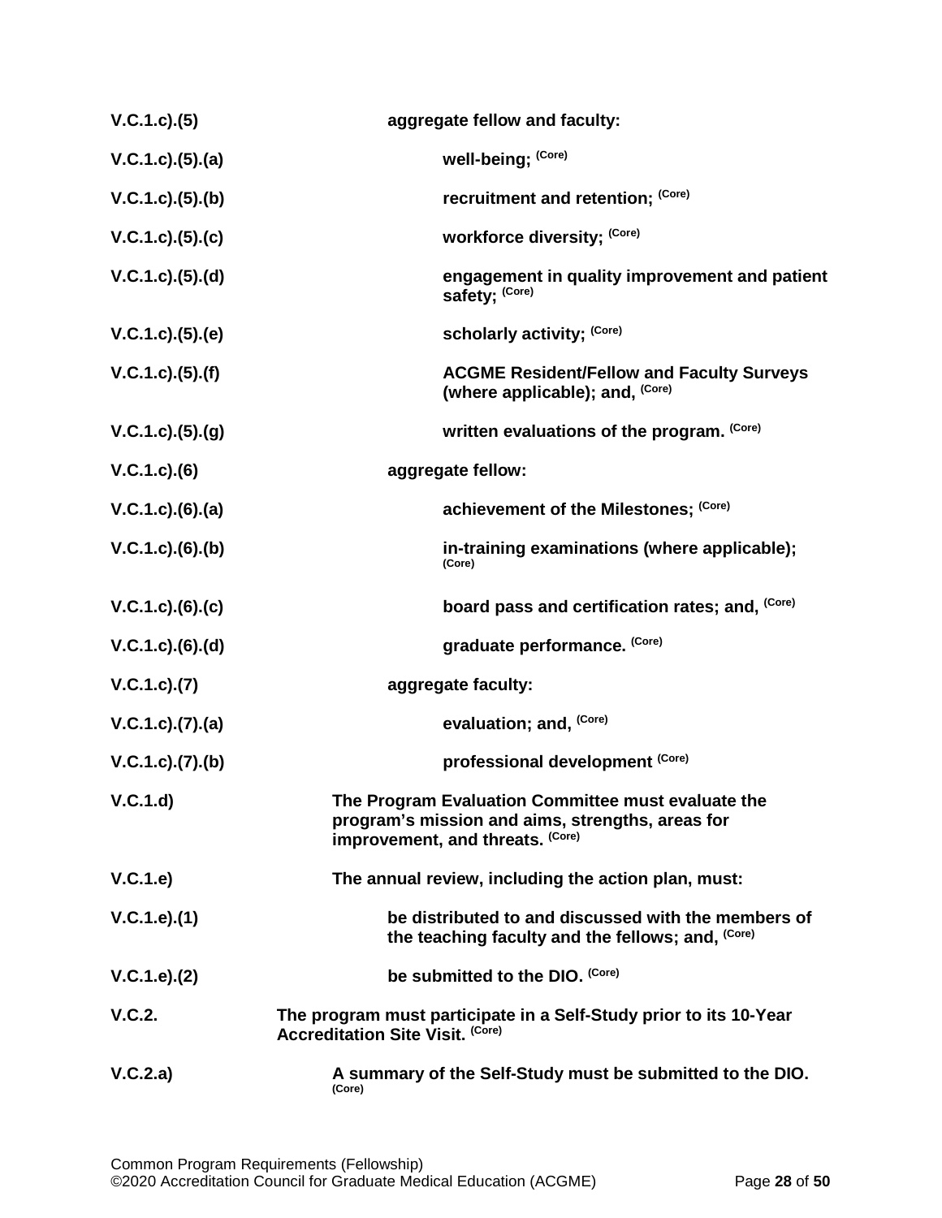| | |
|---|---|
| V.C.1.c).(5) | **aggregate fellow and faculty:** |
| V.C.1.c).(5).(a) | **well-being;** (Core) |
| V.C.1.c).(5).(b) | **recruitment and retention;** (Core) |
| V.C.1.c).(5).(c) | **workforce diversity;** (Core) |
| V.C.1.c).(5).(d) | **engagement in quality improvement and patient safety;** (Core) |
| V.C.1.c).(5).(e) | **scholarly activity;** (Core) |
| V.C.1.c).(5).(f) | **ACGME Resident/Fellow and Faculty Surveys (where applicable); and,** (Core) |
| V.C.1.c).(5).(g) | **written evaluations of the program.** (Core) |
| V.C.1.c).(6) | **aggregate fellow:** |
| V.C.1.c).(6).(a) | **achievement of the Milestones;** (Core) |
| V.C.1.c).(6).(b) | **in-training examinations (where applicable);** (Core) |
| V.C.1.c).(6).(c) | **board pass and certification rates; and,** (Core) |
| V.C.1.c).(6).(d) | **graduate performance.** (Core) |
| V.C.1.c).(7) | **aggregate faculty:** |
| V.C.1.c).(7).(a) | **evaluation; and,** (Core) |
| V.C.1.c).(7).(b) | **professional development** (Core) |
| V.C.1.d) | **The Program Evaluation Committee must evaluate the program's mission and aims, strengths, areas for improvement, and threats.** (Core) |
| V.C.1.e) | **The annual review, including the action plan, must:** |
| V.C.1.e).(1) | **be distributed to and discussed with the members of the teaching faculty and the fellows; and,** (Core) |
| V.C.1.e).(2) | **be submitted to the DIO.** (Core) |
| V.C.2. | **The program must participate in a Self-Study prior to its 10-Year Accreditation Site Visit.** (Core) |
| V.C.2.a) | **A summary of the Self-Study must be submitted to the DIO.** (Core) |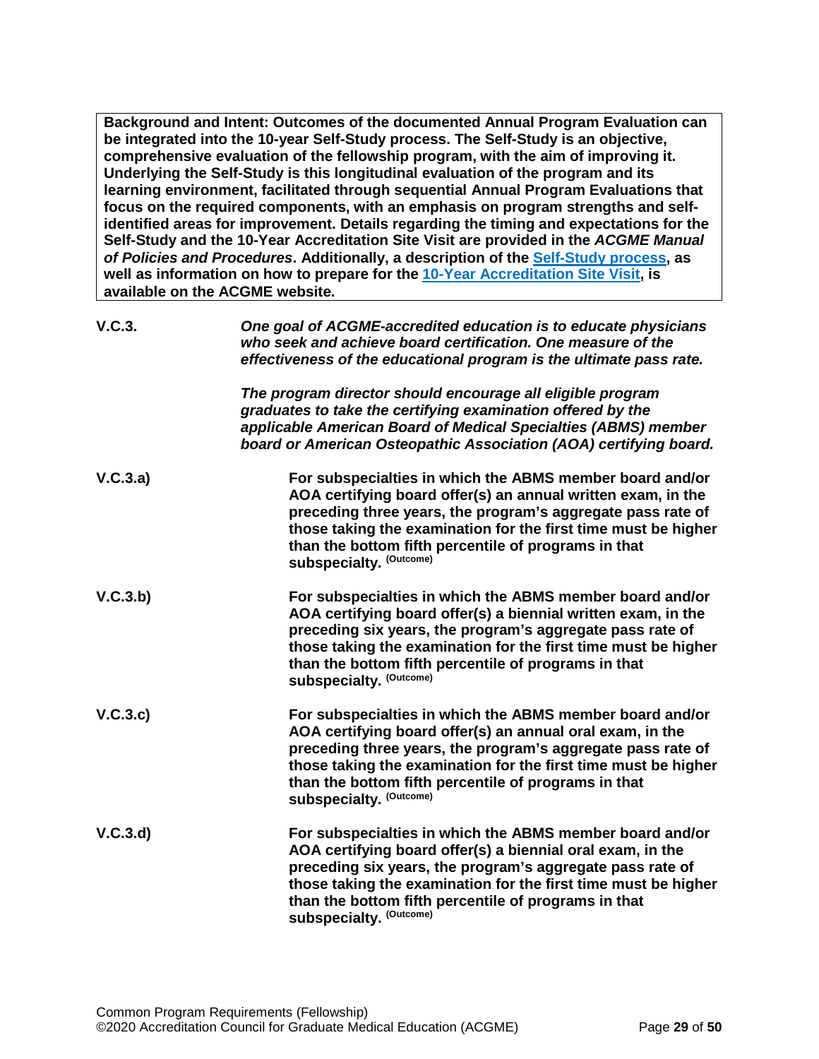**Background and Intent: Outcomes of the documented Annual Program Evaluation can be integrated into the 10-year Self-Study process. The Self-Study is an objective, comprehensive evaluation of the fellowship program, with the aim of improving it. Underlying the Self-Study is this longitudinal evaluation of the program and its learning environment, facilitated through sequential Annual Program Evaluations that focus on the required components, with an emphasis on program strengths and self-identified areas for improvement. Details regarding the timing and expectations for the Self-Study and the 10-Year Accreditation Site Visit are provided in the *ACGME Manual of Policies and Procedures*. Additionally, a description of the [Self-Study process](), as well as information on how to prepare for the [10-Year Accreditation Site Visit](), is available on the ACGME website.**

**V.C.3.** *One goal of ACGME-accredited education is to educate physicians who seek and achieve board certification. One measure of the effectiveness of the educational program is the ultimate pass rate.*

*The program director should encourage all eligible program graduates to take the certifying examination offered by the applicable American Board of Medical Specialties (ABMS) member board or American Osteopathic Association (AOA) certifying board.*

**V.C.3.a)** **For subspecialties in which the ABMS member board and/or AOA certifying board offer(s) an annual written exam, in the preceding three years, the program's aggregate pass rate of those taking the examination for the first time must be higher than the bottom fifth percentile of programs in that subspecialty.** (Outcome)

**V.C.3.b)** **For subspecialties in which the ABMS member board and/or AOA certifying board offer(s) a biennial written exam, in the preceding six years, the program's aggregate pass rate of those taking the examination for the first time must be higher than the bottom fifth percentile of programs in that subspecialty.** (Outcome)

**V.C.3.c)** **For subspecialties in which the ABMS member board and/or AOA certifying board offer(s) an annual oral exam, in the preceding three years, the program's aggregate pass rate of those taking the examination for the first time must be higher than the bottom fifth percentile of programs in that subspecialty.** (Outcome)

**V.C.3.d)** **For subspecialties in which the ABMS member board and/or AOA certifying board offer(s) a biennial oral exam, in the preceding six years, the program's aggregate pass rate of those taking the examination for the first time must be higher than the bottom fifth percentile of programs in that subspecialty.** (Outcome)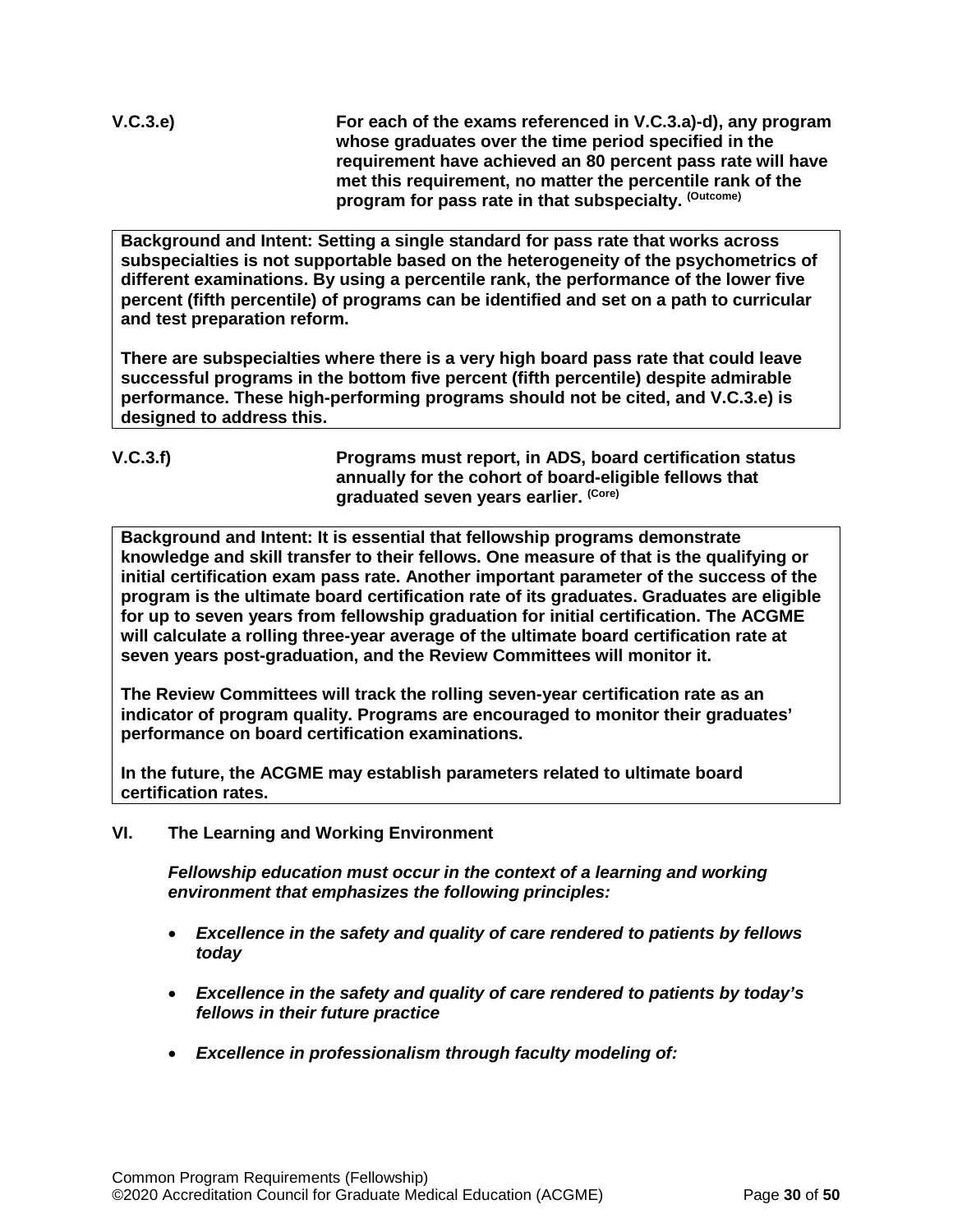**V.C.3.e)** **For each of the exams referenced in V.C.3.a)-d), any program whose graduates over the time period specified in the requirement have achieved an 80 percent pass rate will have met this requirement, no matter the percentile rank of the program for pass rate in that subspecialty.** **(Outcome)**

**Background and Intent: Setting a single standard for pass rate that works across subspecialties is not supportable based on the heterogeneity of the psychometrics of different examinations. By using a percentile rank, the performance of the lower five percent (fifth percentile) of programs can be identified and set on a path to curricular and test preparation reform.**

**There are subspecialties where there is a very high board pass rate that could leave successful programs in the bottom five percent (fifth percentile) despite admirable performance. These high-performing programs should not be cited, and V.C.3.e) is designed to address this.**

**V.C.3.f)** **Programs must report, in ADS, board certification status annually for the cohort of board-eligible fellows that graduated seven years earlier.** **(Core)**

**Background and Intent: It is essential that fellowship programs demonstrate knowledge and skill transfer to their fellows. One measure of that is the qualifying or initial certification exam pass rate. Another important parameter of the success of the program is the ultimate board certification rate of its graduates. Graduates are eligible for up to seven years from fellowship graduation for initial certification. The ACGME will calculate a rolling three-year average of the ultimate board certification rate at seven years post-graduation, and the Review Committees will monitor it.**

**The Review Committees will track the rolling seven-year certification rate as an indicator of program quality. Programs are encouraged to monitor their graduates' performance on board certification examinations.**

**In the future, the ACGME may establish parameters related to ultimate board certification rates.**

## VI. The Learning and Working Environment

***Fellowship education must occur in the context of a learning and working environment that emphasizes the following principles:***

- ***Excellence in the safety and quality of care rendered to patients by fellows today***
- ***Excellence in the safety and quality of care rendered to patients by today's fellows in their future practice***
- ***Excellence in professionalism through faculty modeling of:***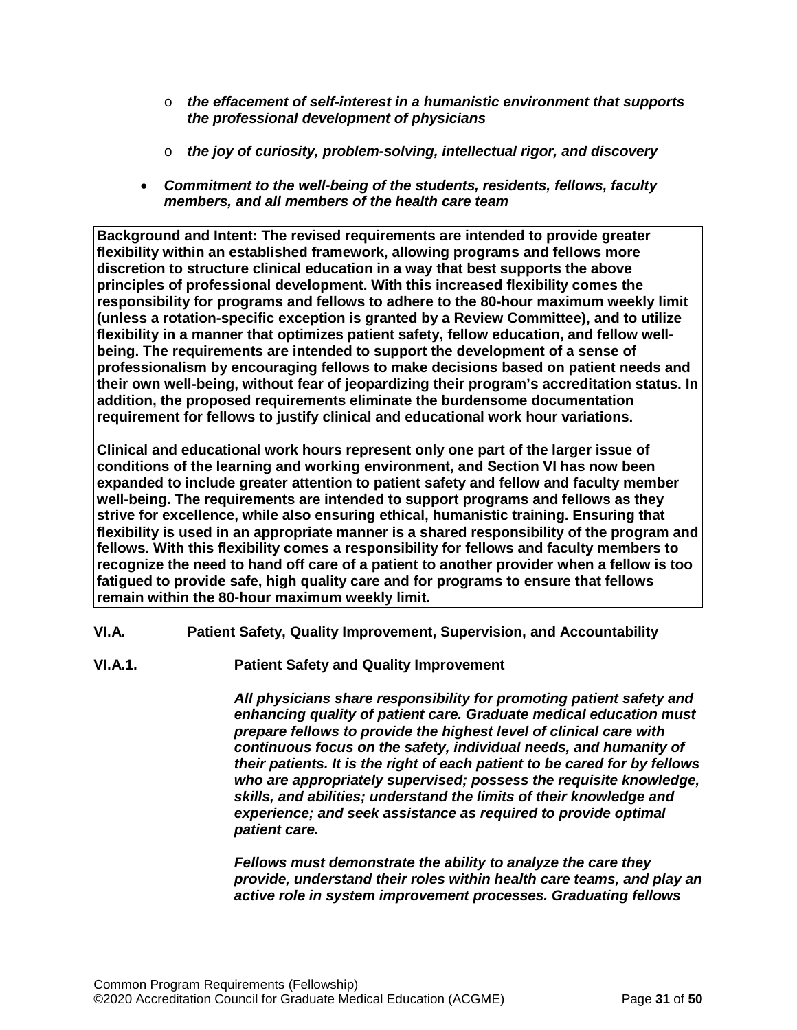- *the effacement of self-interest in a humanistic environment that supports the professional development of physicians*
- *the joy of curiosity, problem-solving, intellectual rigor, and discovery*

- ***Commitment to the well-being of the students, residents, fellows, faculty members, and all members of the health care team***

**Background and Intent: The revised requirements are intended to provide greater flexibility within an established framework, allowing programs and fellows more discretion to structure clinical education in a way that best supports the above principles of professional development. With this increased flexibility comes the responsibility for programs and fellows to adhere to the 80-hour maximum weekly limit (unless a rotation-specific exception is granted by a Review Committee), and to utilize flexibility in a manner that optimizes patient safety, fellow education, and fellow well-being. The requirements are intended to support the development of a sense of professionalism by encouraging fellows to make decisions based on patient needs and their own well-being, without fear of jeopardizing their program's accreditation status. In addition, the proposed requirements eliminate the burdensome documentation requirement for fellows to justify clinical and educational work hour variations.**

**Clinical and educational work hours represent only one part of the larger issue of conditions of the learning and working environment, and Section VI has now been expanded to include greater attention to patient safety and fellow and faculty member well-being. The requirements are intended to support programs and fellows as they strive for excellence, while also ensuring ethical, humanistic training. Ensuring that flexibility is used in an appropriate manner is a shared responsibility of the program and fellows. With this flexibility comes a responsibility for fellows and faculty members to recognize the need to hand off care of a patient to another provider when a fellow is too fatigued to provide safe, high quality care and for programs to ensure that fellows remain within the 80-hour maximum weekly limit.**

**VI.A. Patient Safety, Quality Improvement, Supervision, and Accountability**

**VI.A.1. Patient Safety and Quality Improvement**

***All physicians share responsibility for promoting patient safety and enhancing quality of patient care. Graduate medical education must prepare fellows to provide the highest level of clinical care with continuous focus on the safety, individual needs, and humanity of their patients. It is the right of each patient to be cared for by fellows who are appropriately supervised; possess the requisite knowledge, skills, and abilities; understand the limits of their knowledge and experience; and seek assistance as required to provide optimal patient care.***

***Fellows must demonstrate the ability to analyze the care they provide, understand their roles within health care teams, and play an active role in system improvement processes. Graduating fellows***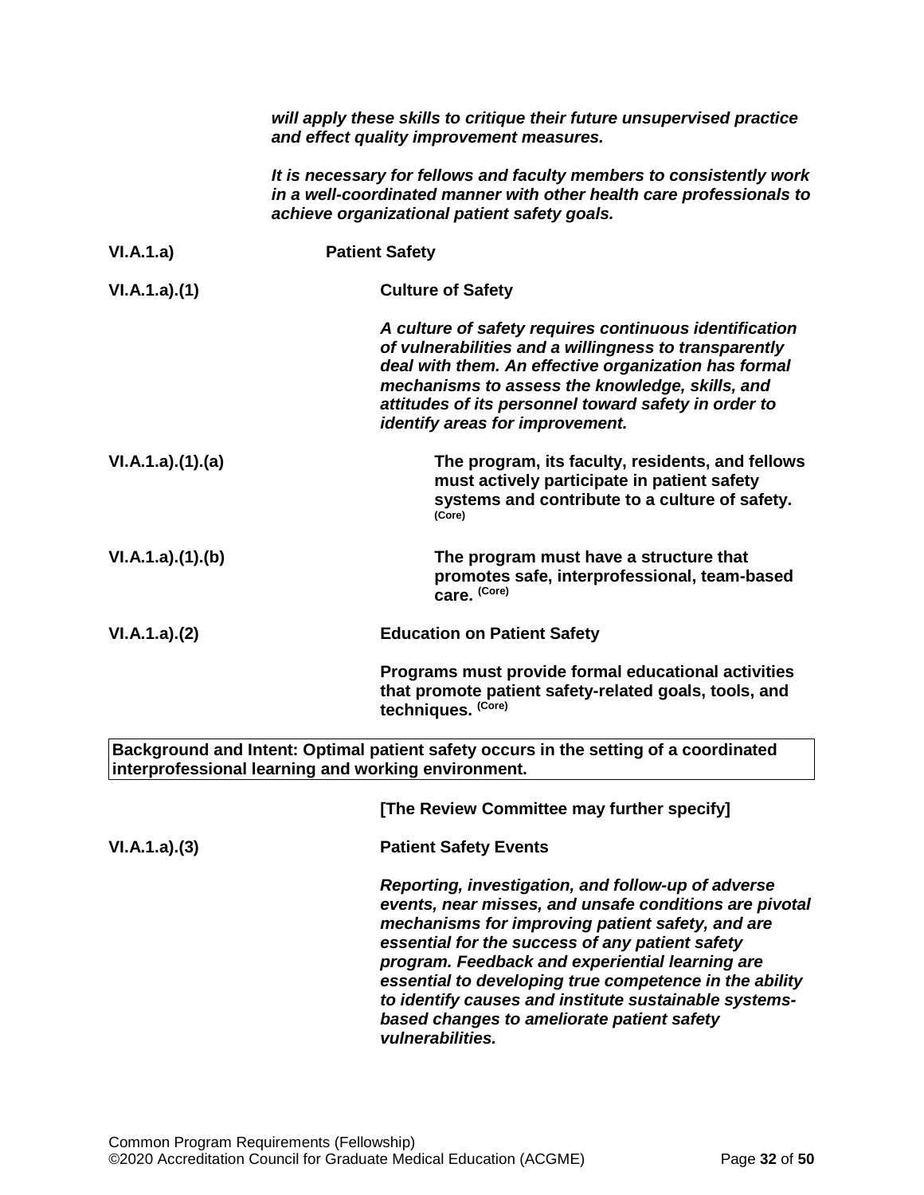*will apply these skills to critique their future unsupervised practice and effect quality improvement measures.*

*It is necessary for fellows and faculty members to consistently work in a well-coordinated manner with other health care professionals to achieve organizational patient safety goals.*

**VI.A.1.a)** **Patient Safety**

**VI.A.1.a).(1)** **Culture of Safety**

*A culture of safety requires continuous identification of vulnerabilities and a willingness to transparently deal with them. An effective organization has formal mechanisms to assess the knowledge, skills, and attitudes of its personnel toward safety in order to identify areas for improvement.*

**VI.A.1.a).(1).(a)** **The program, its faculty, residents, and fellows must actively participate in patient safety systems and contribute to a culture of safety.** (Core)

**VI.A.1.a).(1).(b)** **The program must have a structure that promotes safe, interprofessional, team-based care.** (Core)

**VI.A.1.a).(2)** **Education on Patient Safety**

**Programs must provide formal educational activities that promote patient safety-related goals, tools, and techniques.** (Core)

| **Background and Intent: Optimal patient safety occurs in the setting of a coordinated interprofessional learning and working environment.** |
|---|

**[The Review Committee may further specify]**

**VI.A.1.a).(3)** **Patient Safety Events**

*Reporting, investigation, and follow-up of adverse events, near misses, and unsafe conditions are pivotal mechanisms for improving patient safety, and are essential for the success of any patient safety program. Feedback and experiential learning are essential to developing true competence in the ability to identify causes and institute sustainable systems-based changes to ameliorate patient safety vulnerabilities.*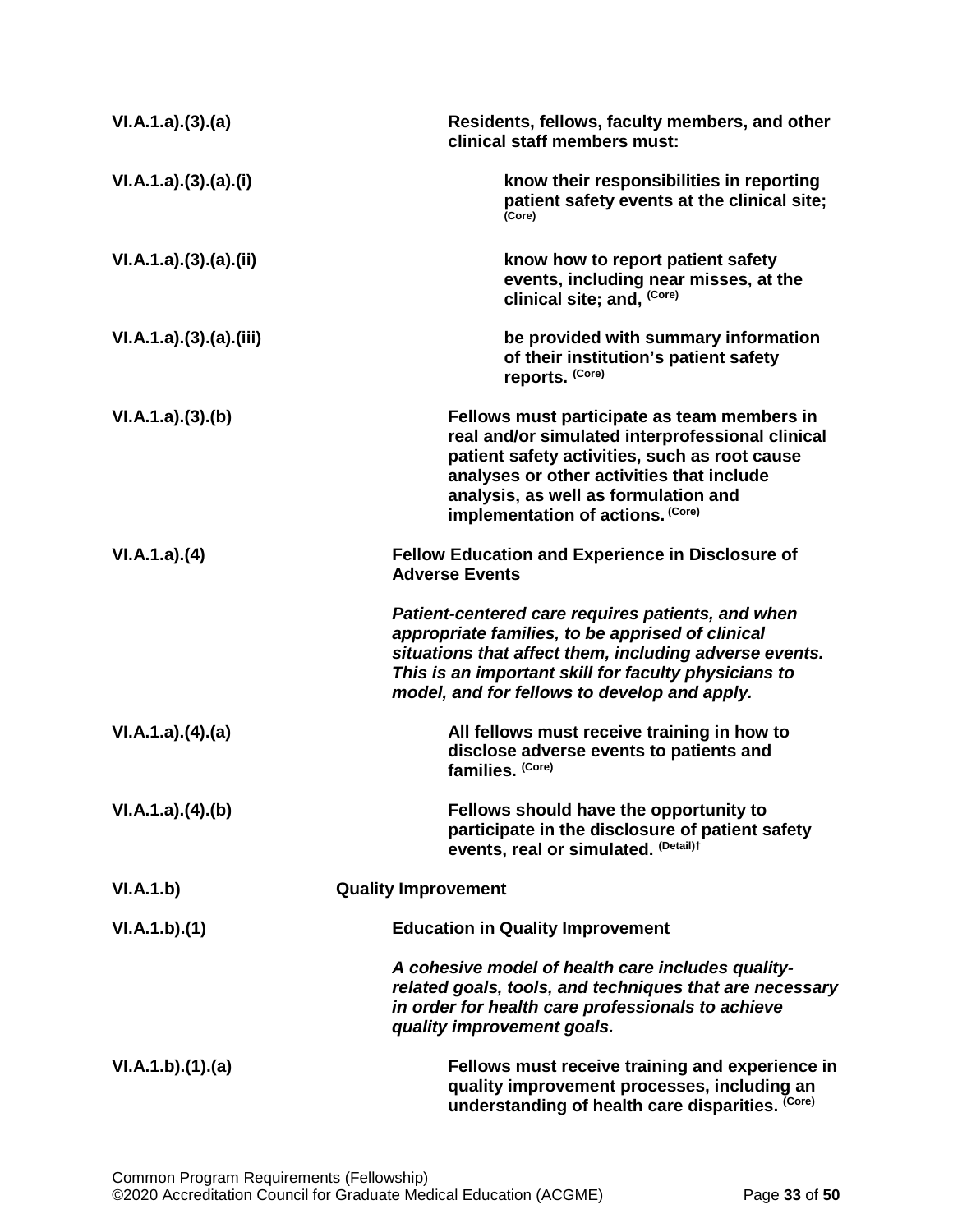**VI.A.1.a).(3).(a)** **Residents, fellows, faculty members, and other clinical staff members must:**

**VI.A.1.a).(3).(a).(i)** **know their responsibilities in reporting patient safety events at the clinical site;** **(Core)**

**VI.A.1.a).(3).(a).(ii)** **know how to report patient safety events, including near misses, at the clinical site; and,** **(Core)**

**VI.A.1.a).(3).(a).(iii)** **be provided with summary information of their institution's patient safety reports.** **(Core)**

**VI.A.1.a).(3).(b)** **Fellows must participate as team members in real and/or simulated interprofessional clinical patient safety activities, such as root cause analyses or other activities that include analysis, as well as formulation and implementation of actions.** **(Core)**

**VI.A.1.a).(4)** **Fellow Education and Experience in Disclosure of Adverse Events**

***Patient-centered care requires patients, and when appropriate families, to be apprised of clinical situations that affect them, including adverse events. This is an important skill for faculty physicians to model, and for fellows to develop and apply.***

**VI.A.1.a).(4).(a)** **All fellows must receive training in how to disclose adverse events to patients and families.** **(Core)**

**VI.A.1.a).(4).(b)** **Fellows should have the opportunity to participate in the disclosure of patient safety events, real or simulated.** **(Detail)†**

**VI.A.1.b)** **Quality Improvement**

**VI.A.1.b).(1)** **Education in Quality Improvement**

***A cohesive model of health care includes quality-related goals, tools, and techniques that are necessary in order for health care professionals to achieve quality improvement goals.***

**VI.A.1.b).(1).(a)** **Fellows must receive training and experience in quality improvement processes, including an understanding of health care disparities.** **(Core)**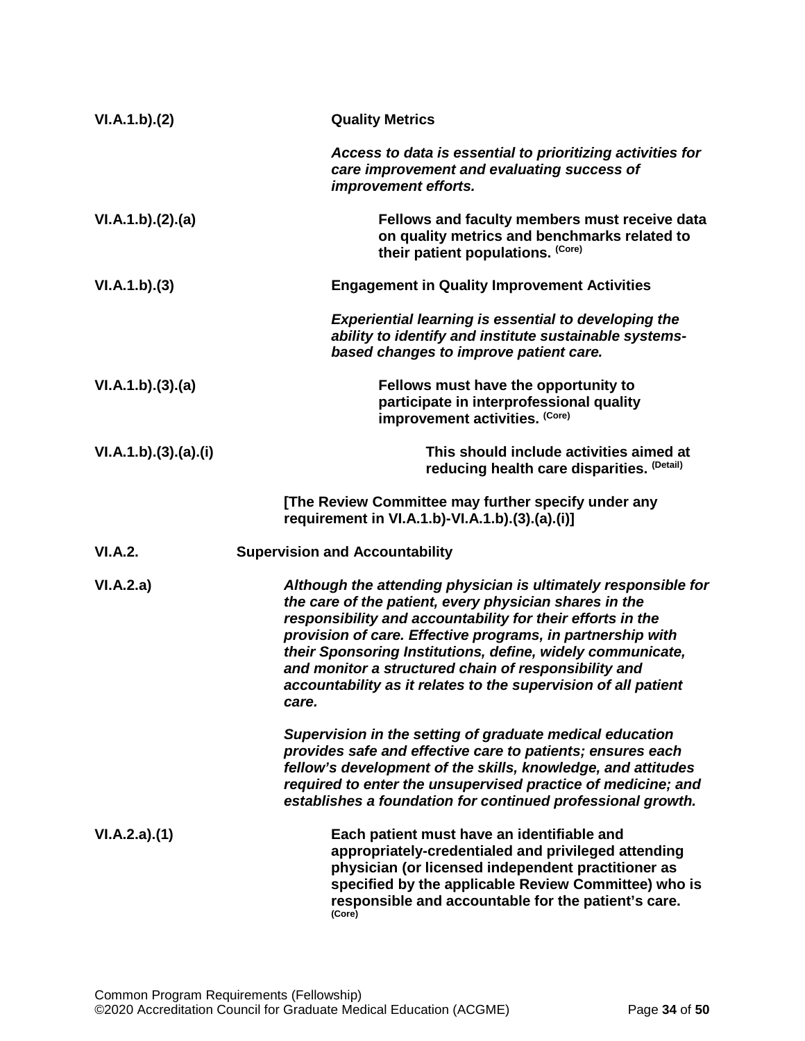**VI.A.1.b).(2)** **Quality Metrics**

*Access to data is essential to prioritizing activities for care improvement and evaluating success of improvement efforts.*

**VI.A.1.b).(2).(a)** **Fellows and faculty members must receive data on quality metrics and benchmarks related to their patient populations.** (Core)

**VI.A.1.b).(3)** **Engagement in Quality Improvement Activities**

*Experiential learning is essential to developing the ability to identify and institute sustainable systems-based changes to improve patient care.*

**VI.A.1.b).(3).(a)** **Fellows must have the opportunity to participate in interprofessional quality improvement activities.** (Core)

**VI.A.1.b).(3).(a).(i)** **This should include activities aimed at reducing health care disparities.** (Detail)

**[The Review Committee may further specify under any requirement in VI.A.1.b)-VI.A.1.b).(3).(a).(i)]**

**VI.A.2.** **Supervision and Accountability**

**VI.A.2.a)** *Although the attending physician is ultimately responsible for the care of the patient, every physician shares in the responsibility and accountability for their efforts in the provision of care. Effective programs, in partnership with their Sponsoring Institutions, define, widely communicate, and monitor a structured chain of responsibility and accountability as it relates to the supervision of all patient care.*

*Supervision in the setting of graduate medical education provides safe and effective care to patients; ensures each fellow's development of the skills, knowledge, and attitudes required to enter the unsupervised practice of medicine; and establishes a foundation for continued professional growth.*

**VI.A.2.a).(1)** **Each patient must have an identifiable and appropriately-credentialed and privileged attending physician (or licensed independent practitioner as specified by the applicable Review Committee) who is responsible and accountable for the patient's care.** (Core)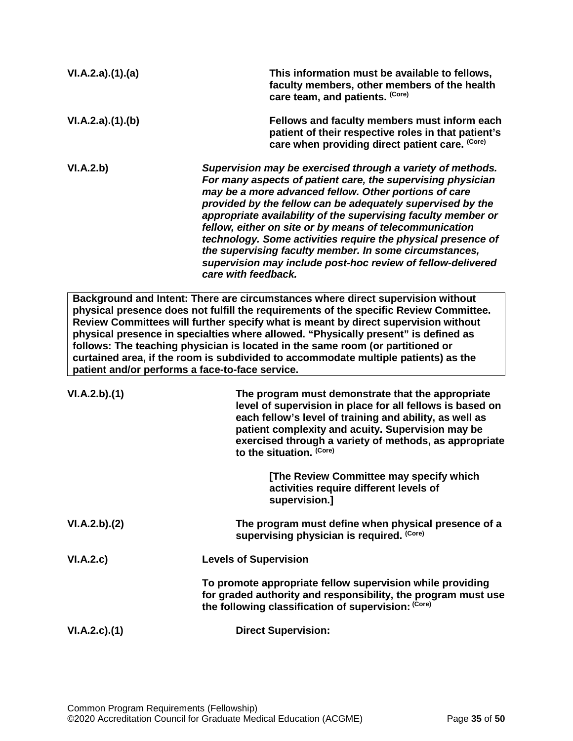VI.A.2.a).(1).(a) **This information must be available to fellows, faculty members, other members of the health care team, and patients.** (Core)

VI.A.2.a).(1).(b) **Fellows and faculty members must inform each patient of their respective roles in that patient's care when providing direct patient care.** (Core)

VI.A.2.b) ***Supervision may be exercised through a variety of methods. For many aspects of patient care, the supervising physician may be a more advanced fellow. Other portions of care provided by the fellow can be adequately supervised by the appropriate availability of the supervising faculty member or fellow, either on site or by means of telecommunication technology. Some activities require the physical presence of the supervising faculty member. In some circumstances, supervision may include post-hoc review of fellow-delivered care with feedback.***

| **Background and Intent: There are circumstances where direct supervision without physical presence does not fulfill the requirements of the specific Review Committee. Review Committees will further specify what is meant by direct supervision without physical presence in specialties where allowed. "Physically present" is defined as follows: The teaching physician is located in the same room (or partitioned or curtained area, if the room is subdivided to accommodate multiple patients) as the patient and/or performs a face-to-face service.** |
|---|

VI.A.2.b).(1) **The program must demonstrate that the appropriate level of supervision in place for all fellows is based on each fellow's level of training and ability, as well as patient complexity and acuity. Supervision may be exercised through a variety of methods, as appropriate to the situation.** (Core)

**[The Review Committee may specify which activities require different levels of supervision.]**

VI.A.2.b).(2) **The program must define when physical presence of a supervising physician is required.** (Core)

VI.A.2.c) **Levels of Supervision**

**To promote appropriate fellow supervision while providing for graded authority and responsibility, the program must use the following classification of supervision:** (Core)

VI.A.2.c).(1) **Direct Supervision:**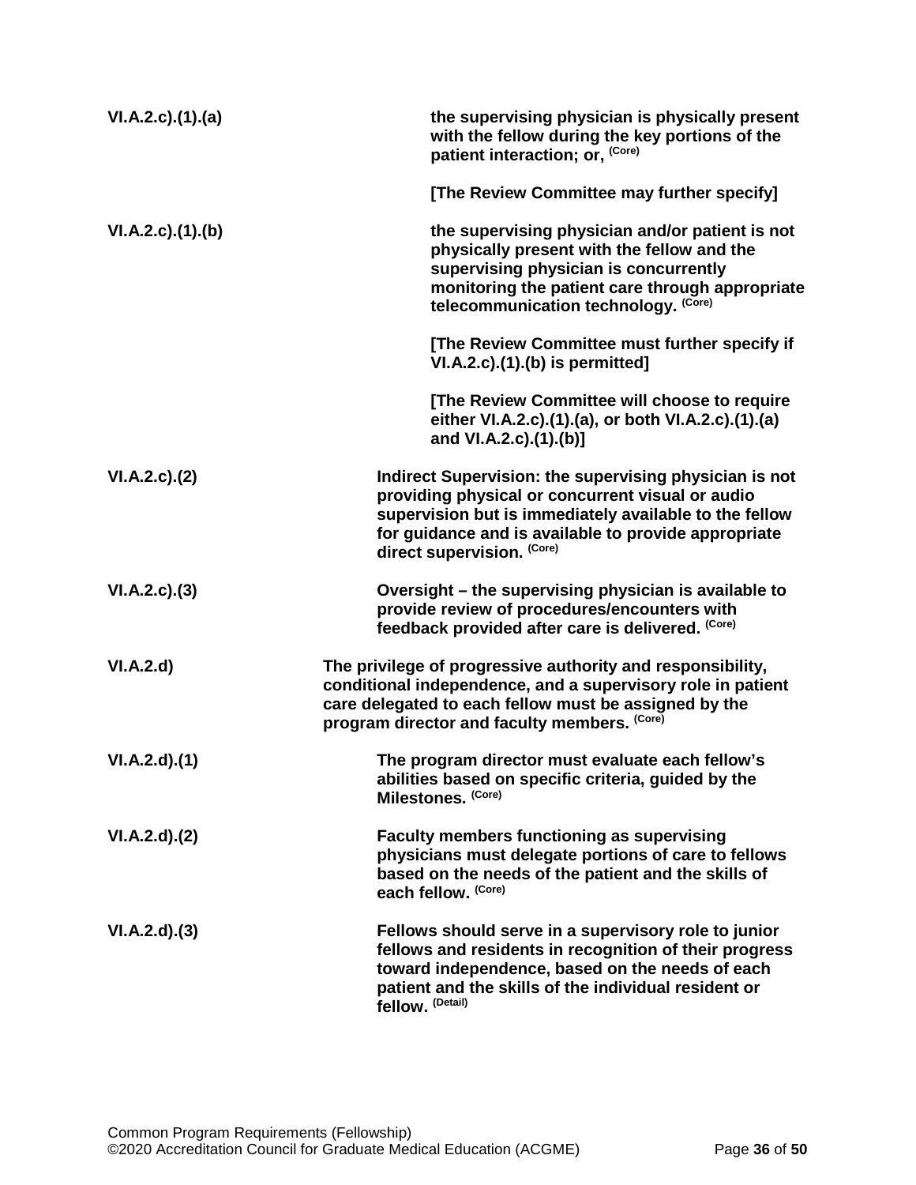**VI.A.2.c).(1).(a)** **the supervising physician is physically present with the fellow during the key portions of the patient interaction; or,** (Core)

**[The Review Committee may further specify]**

**VI.A.2.c).(1).(b)** **the supervising physician and/or patient is not physically present with the fellow and the supervising physician is concurrently monitoring the patient care through appropriate telecommunication technology.** (Core)

**[The Review Committee must further specify if VI.A.2.c).(1).(b) is permitted]**

**[The Review Committee will choose to require either VI.A.2.c).(1).(a), or both VI.A.2.c).(1).(a) and VI.A.2.c).(1).(b)]**

**VI.A.2.c).(2)** **Indirect Supervision: the supervising physician is not providing physical or concurrent visual or audio supervision but is immediately available to the fellow for guidance and is available to provide appropriate direct supervision.** (Core)

**VI.A.2.c).(3)** **Oversight – the supervising physician is available to provide review of procedures/encounters with feedback provided after care is delivered.** (Core)

**VI.A.2.d)** **The privilege of progressive authority and responsibility, conditional independence, and a supervisory role in patient care delegated to each fellow must be assigned by the program director and faculty members.** (Core)

**VI.A.2.d).(1)** **The program director must evaluate each fellow's abilities based on specific criteria, guided by the Milestones.** (Core)

**VI.A.2.d).(2)** **Faculty members functioning as supervising physicians must delegate portions of care to fellows based on the needs of the patient and the skills of each fellow.** (Core)

**VI.A.2.d).(3)** **Fellows should serve in a supervisory role to junior fellows and residents in recognition of their progress toward independence, based on the needs of each patient and the skills of the individual resident or fellow.** (Detail)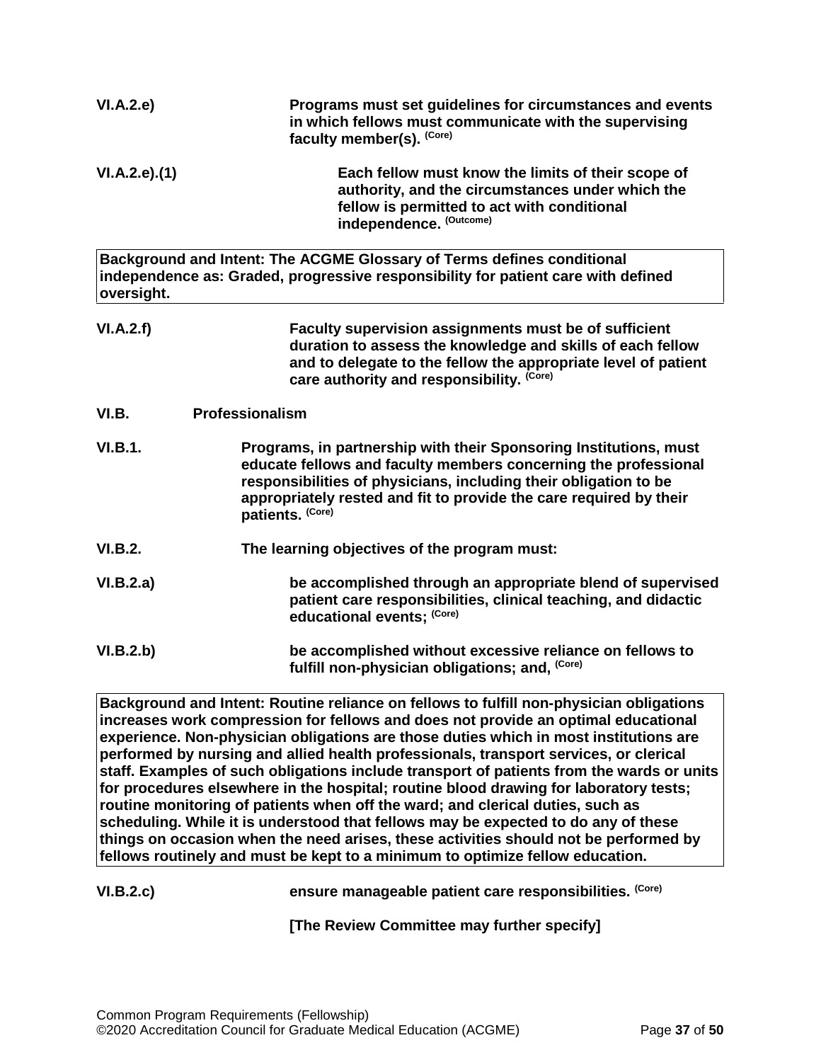**VI.A.2.e)** **Programs must set guidelines for circumstances and events in which fellows must communicate with the supervising faculty member(s).** (Core)

**VI.A.2.e).(1)** **Each fellow must know the limits of their scope of authority, and the circumstances under which the fellow is permitted to act with conditional independence.** (Outcome)

> **Background and Intent: The ACGME Glossary of Terms defines conditional independence as: Graded, progressive responsibility for patient care with defined oversight.**

**VI.A.2.f)** **Faculty supervision assignments must be of sufficient duration to assess the knowledge and skills of each fellow and to delegate to the fellow the appropriate level of patient care authority and responsibility.** (Core)

## VI.B. Professionalism

**VI.B.1.** **Programs, in partnership with their Sponsoring Institutions, must educate fellows and faculty members concerning the professional responsibilities of physicians, including their obligation to be appropriately rested and fit to provide the care required by their patients.** (Core)

**VI.B.2.** **The learning objectives of the program must:**

**VI.B.2.a)** **be accomplished through an appropriate blend of supervised patient care responsibilities, clinical teaching, and didactic educational events;** (Core)

**VI.B.2.b)** **be accomplished without excessive reliance on fellows to fulfill non-physician obligations; and,** (Core)

> **Background and Intent: Routine reliance on fellows to fulfill non-physician obligations increases work compression for fellows and does not provide an optimal educational experience. Non-physician obligations are those duties which in most institutions are performed by nursing and allied health professionals, transport services, or clerical staff. Examples of such obligations include transport of patients from the wards or units for procedures elsewhere in the hospital; routine blood drawing for laboratory tests; routine monitoring of patients when off the ward; and clerical duties, such as scheduling. While it is understood that fellows may be expected to do any of these things on occasion when the need arises, these activities should not be performed by fellows routinely and must be kept to a minimum to optimize fellow education.**

**VI.B.2.c)** **ensure manageable patient care responsibilities.** (Core)

**[The Review Committee may further specify]**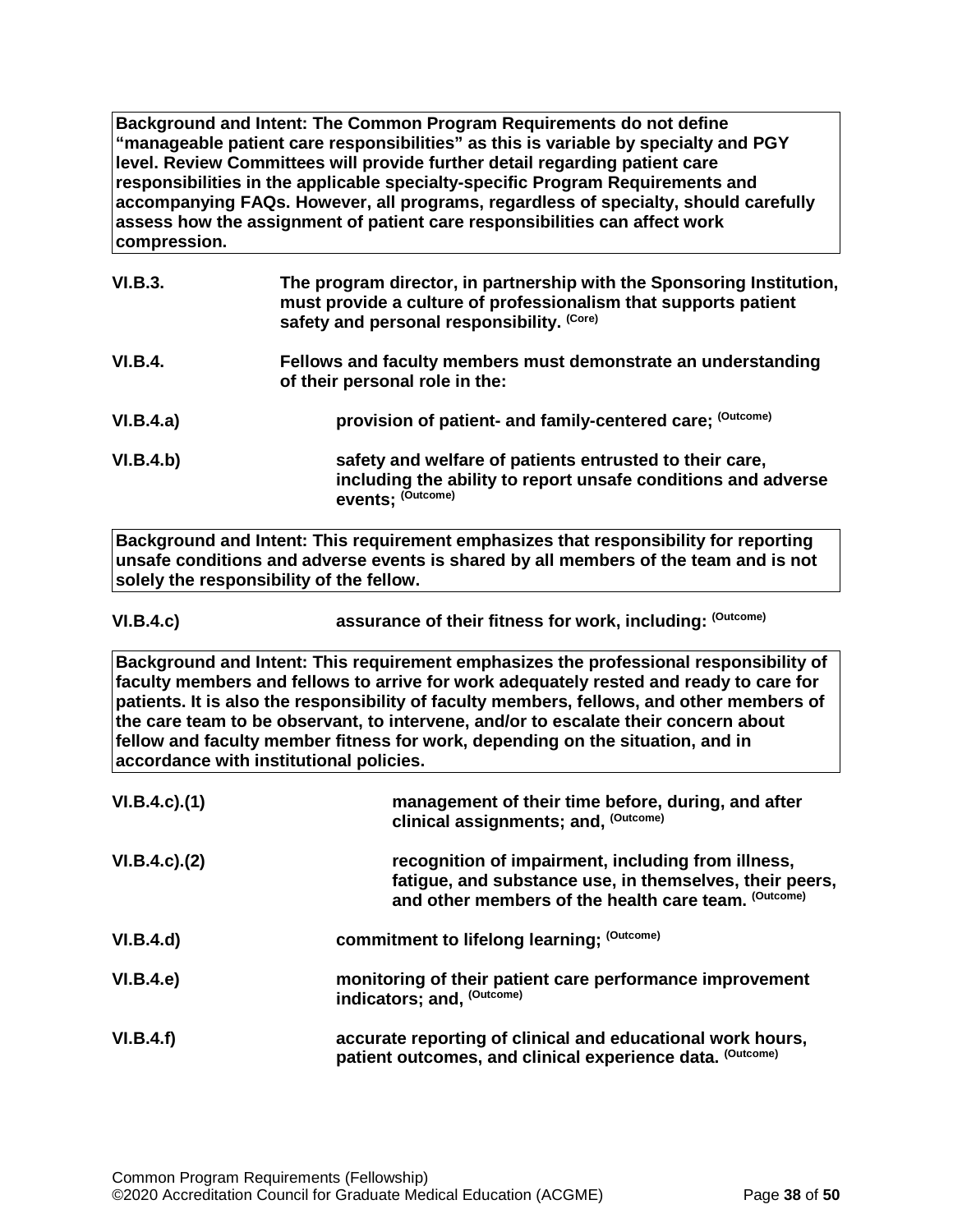**Background and Intent: The Common Program Requirements do not define "manageable patient care responsibilities" as this is variable by specialty and PGY level. Review Committees will provide further detail regarding patient care responsibilities in the applicable specialty-specific Program Requirements and accompanying FAQs. However, all programs, regardless of specialty, should carefully assess how the assignment of patient care responsibilities can affect work compression.**

**VI.B.3.** **The program director, in partnership with the Sponsoring Institution, must provide a culture of professionalism that supports patient safety and personal responsibility.** (Core)

**VI.B.4.** **Fellows and faculty members must demonstrate an understanding of their personal role in the:**

**VI.B.4.a)** **provision of patient- and family-centered care;** (Outcome)

**VI.B.4.b)** **safety and welfare of patients entrusted to their care, including the ability to report unsafe conditions and adverse events;** (Outcome)

**Background and Intent: This requirement emphasizes that responsibility for reporting unsafe conditions and adverse events is shared by all members of the team and is not solely the responsibility of the fellow.**

**VI.B.4.c)** **assurance of their fitness for work, including:** (Outcome)

**Background and Intent: This requirement emphasizes the professional responsibility of faculty members and fellows to arrive for work adequately rested and ready to care for patients. It is also the responsibility of faculty members, fellows, and other members of the care team to be observant, to intervene, and/or to escalate their concern about fellow and faculty member fitness for work, depending on the situation, and in accordance with institutional policies.**

**VI.B.4.c).(1)** **management of their time before, during, and after clinical assignments; and,** (Outcome)

**VI.B.4.c).(2)** **recognition of impairment, including from illness, fatigue, and substance use, in themselves, their peers, and other members of the health care team.** (Outcome)

**VI.B.4.d)** **commitment to lifelong learning;** (Outcome)

**VI.B.4.e)** **monitoring of their patient care performance improvement indicators; and,** (Outcome)

**VI.B.4.f)** **accurate reporting of clinical and educational work hours, patient outcomes, and clinical experience data.** (Outcome)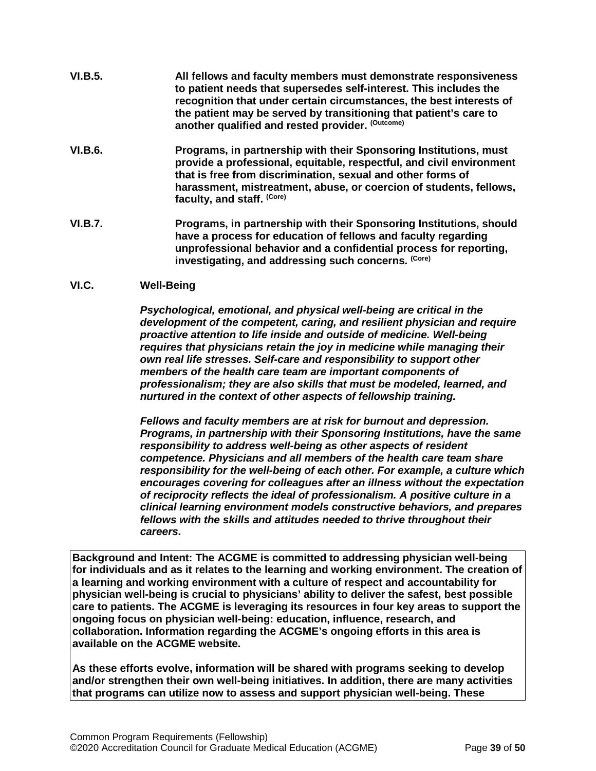**VI.B.5.** **All fellows and faculty members must demonstrate responsiveness to patient needs that supersedes self-interest. This includes the recognition that under certain circumstances, the best interests of the patient may be served by transitioning that patient's care to another qualified and rested provider.** (Outcome)

**VI.B.6.** **Programs, in partnership with their Sponsoring Institutions, must provide a professional, equitable, respectful, and civil environment that is free from discrimination, sexual and other forms of harassment, mistreatment, abuse, or coercion of students, fellows, faculty, and staff.** (Core)

**VI.B.7.** **Programs, in partnership with their Sponsoring Institutions, should have a process for education of fellows and faculty regarding unprofessional behavior and a confidential process for reporting, investigating, and addressing such concerns.** (Core)

**VI.C.** **Well-Being**

***Psychological, emotional, and physical well-being are critical in the development of the competent, caring, and resilient physician and require proactive attention to life inside and outside of medicine. Well-being requires that physicians retain the joy in medicine while managing their own real life stresses. Self-care and responsibility to support other members of the health care team are important components of professionalism; they are also skills that must be modeled, learned, and nurtured in the context of other aspects of fellowship training.***

***Fellows and faculty members are at risk for burnout and depression. Programs, in partnership with their Sponsoring Institutions, have the same responsibility to address well-being as other aspects of resident competence. Physicians and all members of the health care team share responsibility for the well-being of each other. For example, a culture which encourages covering for colleagues after an illness without the expectation of reciprocity reflects the ideal of professionalism. A positive culture in a clinical learning environment models constructive behaviors, and prepares fellows with the skills and attitudes needed to thrive throughout their careers.***

**Background and Intent: The ACGME is committed to addressing physician well-being for individuals and as it relates to the learning and working environment. The creation of a learning and working environment with a culture of respect and accountability for physician well-being is crucial to physicians' ability to deliver the safest, best possible care to patients. The ACGME is leveraging its resources in four key areas to support the ongoing focus on physician well-being: education, influence, research, and collaboration. Information regarding the ACGME's ongoing efforts in this area is available on the ACGME website.**

**As these efforts evolve, information will be shared with programs seeking to develop and/or strengthen their own well-being initiatives. In addition, there are many activities that programs can utilize now to assess and support physician well-being. These**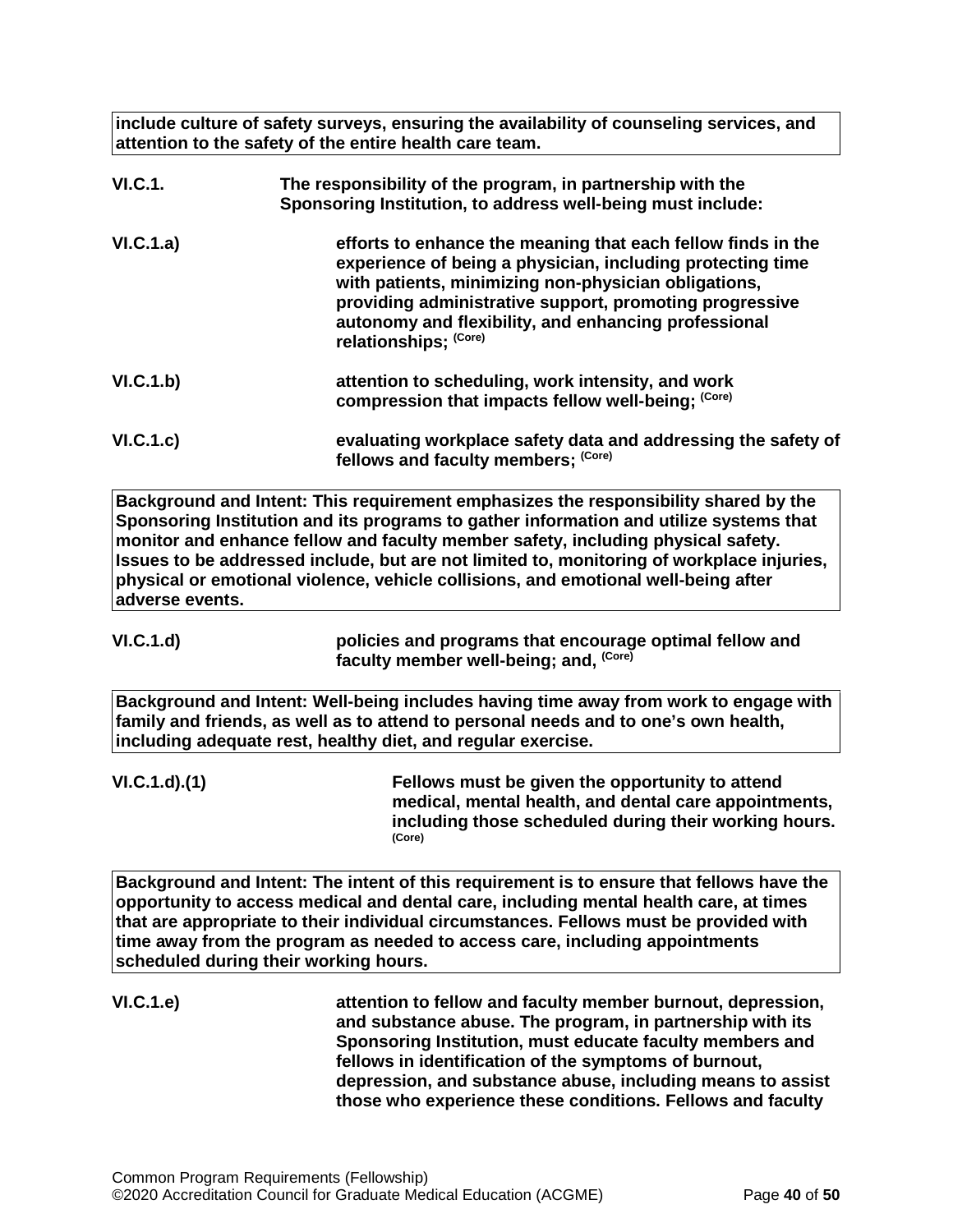**include culture of safety surveys, ensuring the availability of counseling services, and attention to the safety of the entire health care team.**

**VI.C.1.** **The responsibility of the program, in partnership with the Sponsoring Institution, to address well-being must include:**

**VI.C.1.a)** **efforts to enhance the meaning that each fellow finds in the experience of being a physician, including protecting time with patients, minimizing non-physician obligations, providing administrative support, promoting progressive autonomy and flexibility, and enhancing professional relationships; (Core)**

**VI.C.1.b)** **attention to scheduling, work intensity, and work compression that impacts fellow well-being; (Core)**

**VI.C.1.c)** **evaluating workplace safety data and addressing the safety of fellows and faculty members; (Core)**

**Background and Intent: This requirement emphasizes the responsibility shared by the Sponsoring Institution and its programs to gather information and utilize systems that monitor and enhance fellow and faculty member safety, including physical safety. Issues to be addressed include, but are not limited to, monitoring of workplace injuries, physical or emotional violence, vehicle collisions, and emotional well-being after adverse events.**

**VI.C.1.d)** **policies and programs that encourage optimal fellow and faculty member well-being; and, (Core)**

**Background and Intent: Well-being includes having time away from work to engage with family and friends, as well as to attend to personal needs and to one's own health, including adequate rest, healthy diet, and regular exercise.**

**VI.C.1.d).(1)** **Fellows must be given the opportunity to attend medical, mental health, and dental care appointments, including those scheduled during their working hours. (Core)**

**Background and Intent: The intent of this requirement is to ensure that fellows have the opportunity to access medical and dental care, including mental health care, at times that are appropriate to their individual circumstances. Fellows must be provided with time away from the program as needed to access care, including appointments scheduled during their working hours.**

**VI.C.1.e)** **attention to fellow and faculty member burnout, depression, and substance abuse. The program, in partnership with its Sponsoring Institution, must educate faculty members and fellows in identification of the symptoms of burnout, depression, and substance abuse, including means to assist those who experience these conditions. Fellows and faculty**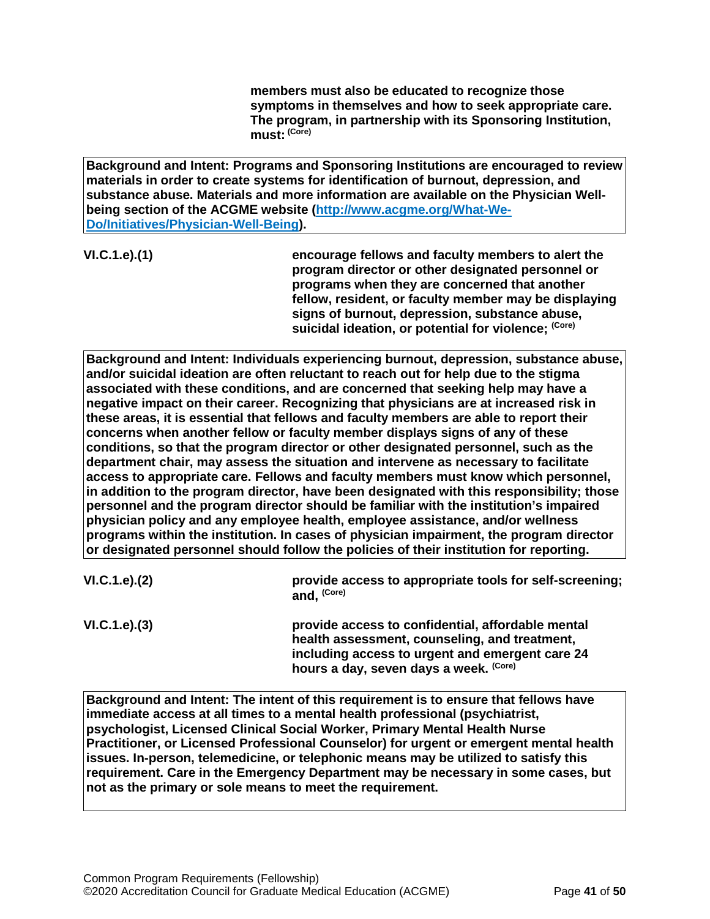**members must also be educated to recognize those symptoms in themselves and how to seek appropriate care. The program, in partnership with its Sponsoring Institution, must:** **(Core)**

> **Background and Intent: Programs and Sponsoring Institutions are encouraged to review materials in order to create systems for identification of burnout, depression, and substance abuse. Materials and more information are available on the Physician Well-being section of the ACGME website ([http://www.acgme.org/What-We-Do/Initiatives/Physician-Well-Being](http://www.acgme.org/What-We-Do/Initiatives/Physician-Well-Being)).**

**VI.C.1.e).(1)** **encourage fellows and faculty members to alert the program director or other designated personnel or programs when they are concerned that another fellow, resident, or faculty member may be displaying signs of burnout, depression, substance abuse, suicidal ideation, or potential for violence;** **(Core)**

> **Background and Intent: Individuals experiencing burnout, depression, substance abuse, and/or suicidal ideation are often reluctant to reach out for help due to the stigma associated with these conditions, and are concerned that seeking help may have a negative impact on their career. Recognizing that physicians are at increased risk in these areas, it is essential that fellows and faculty members are able to report their concerns when another fellow or faculty member displays signs of any of these conditions, so that the program director or other designated personnel, such as the department chair, may assess the situation and intervene as necessary to facilitate access to appropriate care. Fellows and faculty members must know which personnel, in addition to the program director, have been designated with this responsibility; those personnel and the program director should be familiar with the institution's impaired physician policy and any employee health, employee assistance, and/or wellness programs within the institution. In cases of physician impairment, the program director or designated personnel should follow the policies of their institution for reporting.**

**VI.C.1.e).(2)** **provide access to appropriate tools for self-screening; and,** **(Core)**

**VI.C.1.e).(3)** **provide access to confidential, affordable mental health assessment, counseling, and treatment, including access to urgent and emergent care 24 hours a day, seven days a week.** **(Core)**

> **Background and Intent: The intent of this requirement is to ensure that fellows have immediate access at all times to a mental health professional (psychiatrist, psychologist, Licensed Clinical Social Worker, Primary Mental Health Nurse Practitioner, or Licensed Professional Counselor) for urgent or emergent mental health issues. In-person, telemedicine, or telephonic means may be utilized to satisfy this requirement. Care in the Emergency Department may be necessary in some cases, but not as the primary or sole means to meet the requirement.**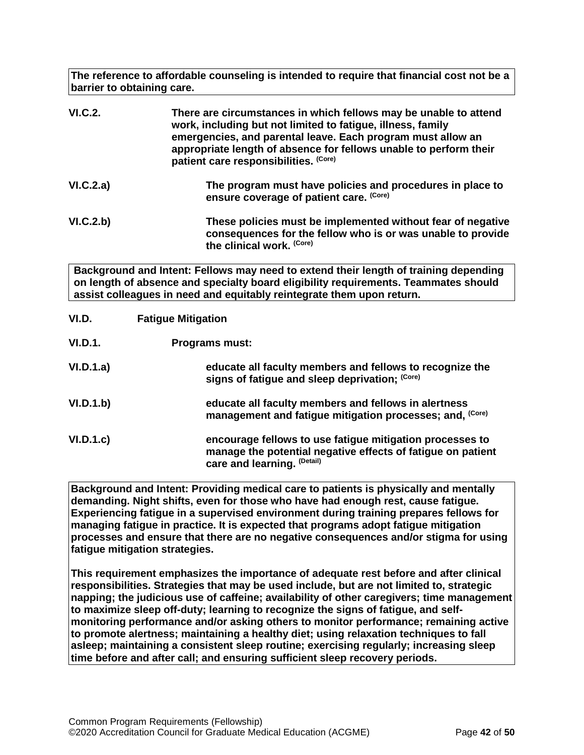**The reference to affordable counseling is intended to require that financial cost not be a barrier to obtaining care.**

**VI.C.2.** **There are circumstances in which fellows may be unable to attend work, including but not limited to fatigue, illness, family emergencies, and parental leave. Each program must allow an appropriate length of absence for fellows unable to perform their patient care responsibilities.** (Core)

**VI.C.2.a)** **The program must have policies and procedures in place to ensure coverage of patient care.** (Core)

**VI.C.2.b)** **These policies must be implemented without fear of negative consequences for the fellow who is or was unable to provide the clinical work.** (Core)

**Background and Intent: Fellows may need to extend their length of training depending on length of absence and specialty board eligibility requirements. Teammates should assist colleagues in need and equitably reintegrate them upon return.**

**VI.D.** **Fatigue Mitigation**

**VI.D.1.** **Programs must:**

**VI.D.1.a)** **educate all faculty members and fellows to recognize the signs of fatigue and sleep deprivation;** (Core)

**VI.D.1.b)** **educate all faculty members and fellows in alertness management and fatigue mitigation processes; and,** (Core)

**VI.D.1.c)** **encourage fellows to use fatigue mitigation processes to manage the potential negative effects of fatigue on patient care and learning.** (Detail)

**Background and Intent: Providing medical care to patients is physically and mentally demanding. Night shifts, even for those who have had enough rest, cause fatigue. Experiencing fatigue in a supervised environment during training prepares fellows for managing fatigue in practice. It is expected that programs adopt fatigue mitigation processes and ensure that there are no negative consequences and/or stigma for using fatigue mitigation strategies.**

**This requirement emphasizes the importance of adequate rest before and after clinical responsibilities. Strategies that may be used include, but are not limited to, strategic napping; the judicious use of caffeine; availability of other caregivers; time management to maximize sleep off-duty; learning to recognize the signs of fatigue, and self-monitoring performance and/or asking others to monitor performance; remaining active to promote alertness; maintaining a healthy diet; using relaxation techniques to fall asleep; maintaining a consistent sleep routine; exercising regularly; increasing sleep time before and after call; and ensuring sufficient sleep recovery periods.**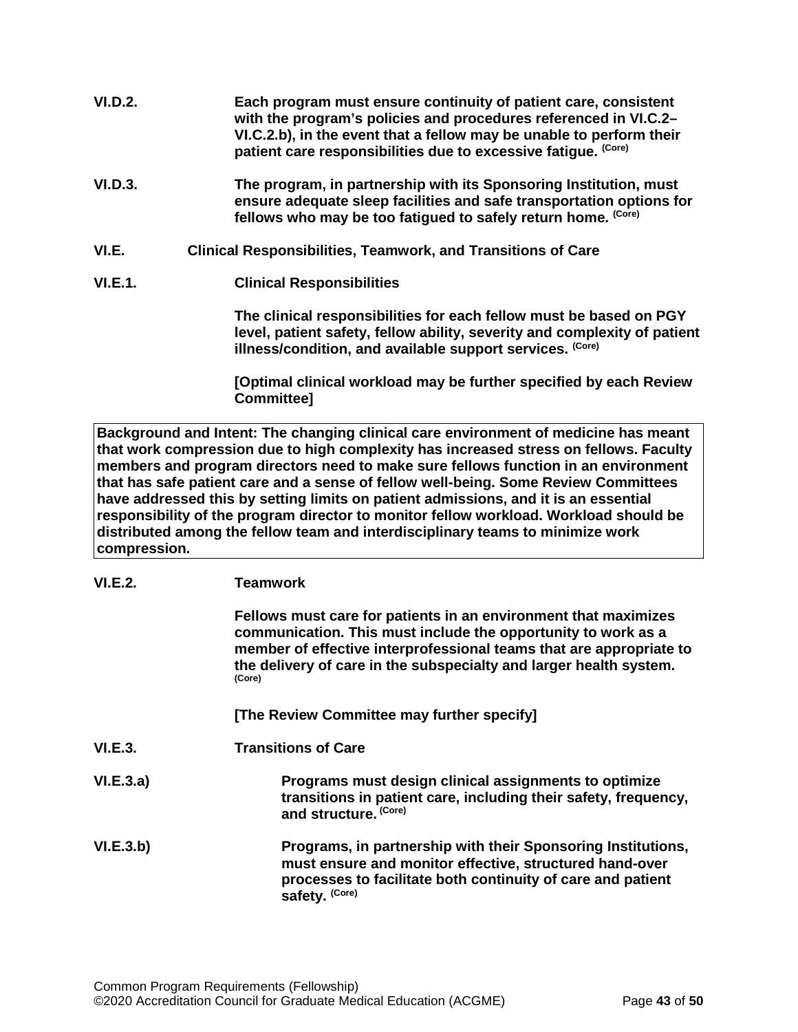**VI.D.2.** **Each program must ensure continuity of patient care, consistent with the program's policies and procedures referenced in VI.C.2–VI.C.2.b), in the event that a fellow may be unable to perform their patient care responsibilities due to excessive fatigue.** (Core)

**VI.D.3.** **The program, in partnership with its Sponsoring Institution, must ensure adequate sleep facilities and safe transportation options for fellows who may be too fatigued to safely return home.** (Core)

**VI.E. Clinical Responsibilities, Teamwork, and Transitions of Care**

**VI.E.1. Clinical Responsibilities**

**The clinical responsibilities for each fellow must be based on PGY level, patient safety, fellow ability, severity and complexity of patient illness/condition, and available support services.** (Core)

**[Optimal clinical workload may be further specified by each Review Committee]**

**Background and Intent: The changing clinical care environment of medicine has meant that work compression due to high complexity has increased stress on fellows. Faculty members and program directors need to make sure fellows function in an environment that has safe patient care and a sense of fellow well-being. Some Review Committees have addressed this by setting limits on patient admissions, and it is an essential responsibility of the program director to monitor fellow workload. Workload should be distributed among the fellow team and interdisciplinary teams to minimize work compression.**

**VI.E.2. Teamwork**

**Fellows must care for patients in an environment that maximizes communication. This must include the opportunity to work as a member of effective interprofessional teams that are appropriate to the delivery of care in the subspecialty and larger health system.** (Core)

**[The Review Committee may further specify]**

**VI.E.3. Transitions of Care**

**VI.E.3.a)** **Programs must design clinical assignments to optimize transitions in patient care, including their safety, frequency, and structure.** (Core)

**VI.E.3.b)** **Programs, in partnership with their Sponsoring Institutions, must ensure and monitor effective, structured hand-over processes to facilitate both continuity of care and patient safety.** (Core)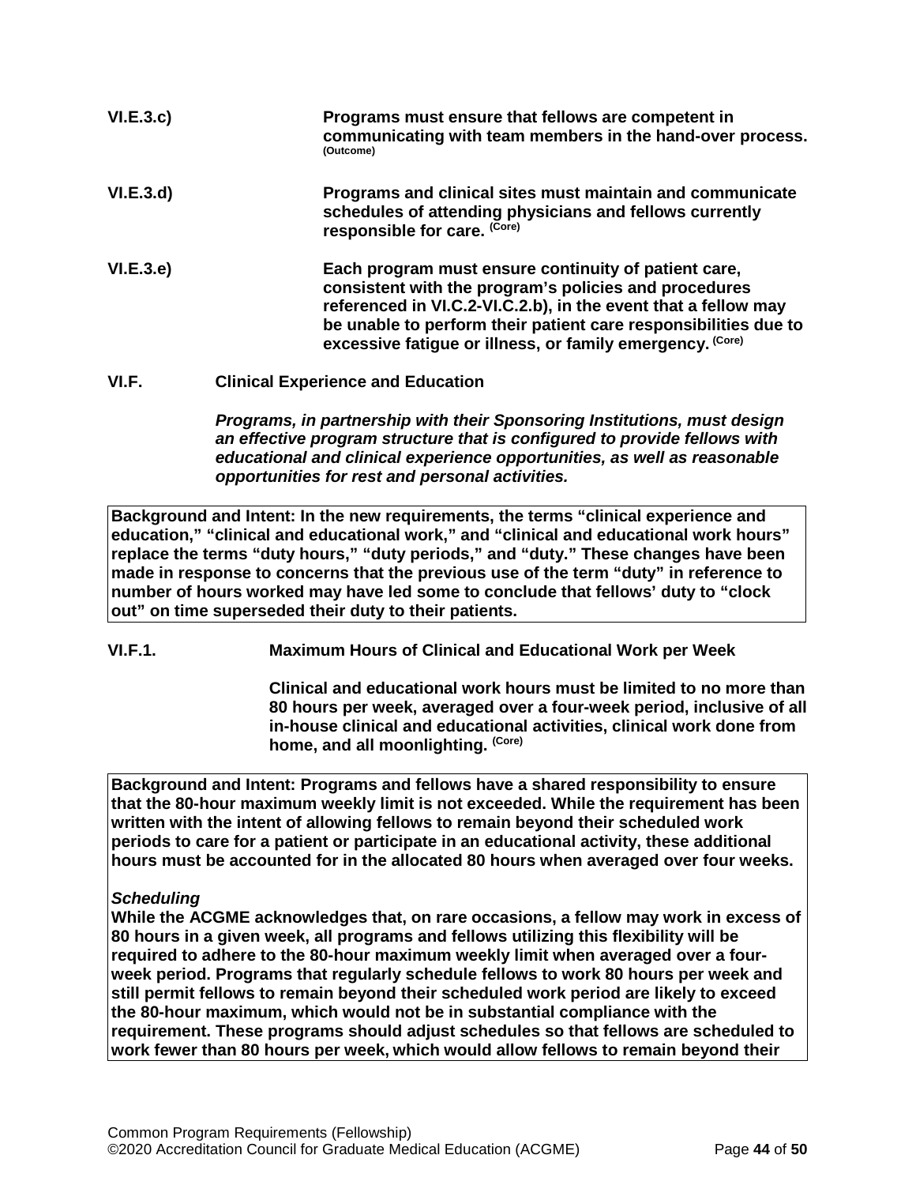**VI.E.3.c)** **Programs must ensure that fellows are competent in communicating with team members in the hand-over process.** (Outcome)

**VI.E.3.d)** **Programs and clinical sites must maintain and communicate schedules of attending physicians and fellows currently responsible for care.** (Core)

**VI.E.3.e)** **Each program must ensure continuity of patient care, consistent with the program's policies and procedures referenced in VI.C.2-VI.C.2.b), in the event that a fellow may be unable to perform their patient care responsibilities due to excessive fatigue or illness, or family emergency.** (Core)

**VI.F. Clinical Experience and Education**

***Programs, in partnership with their Sponsoring Institutions, must design an effective program structure that is configured to provide fellows with educational and clinical experience opportunities, as well as reasonable opportunities for rest and personal activities.***

**Background and Intent: In the new requirements, the terms "clinical experience and education," "clinical and educational work," and "clinical and educational work hours" replace the terms "duty hours," "duty periods," and "duty." These changes have been made in response to concerns that the previous use of the term "duty" in reference to number of hours worked may have led some to conclude that fellows' duty to "clock out" on time superseded their duty to their patients.**

**VI.F.1.** **Maximum Hours of Clinical and Educational Work per Week**

**Clinical and educational work hours must be limited to no more than 80 hours per week, averaged over a four-week period, inclusive of all in-house clinical and educational activities, clinical work done from home, and all moonlighting.** (Core)

**Background and Intent: Programs and fellows have a shared responsibility to ensure that the 80-hour maximum weekly limit is not exceeded. While the requirement has been written with the intent of allowing fellows to remain beyond their scheduled work periods to care for a patient or participate in an educational activity, these additional hours must be accounted for in the allocated 80 hours when averaged over four weeks.**

***Scheduling***

**While the ACGME acknowledges that, on rare occasions, a fellow may work in excess of 80 hours in a given week, all programs and fellows utilizing this flexibility will be required to adhere to the 80-hour maximum weekly limit when averaged over a four-week period. Programs that regularly schedule fellows to work 80 hours per week and still permit fellows to remain beyond their scheduled work period are likely to exceed the 80-hour maximum, which would not be in substantial compliance with the requirement. These programs should adjust schedules so that fellows are scheduled to work fewer than 80 hours per week, which would allow fellows to remain beyond their**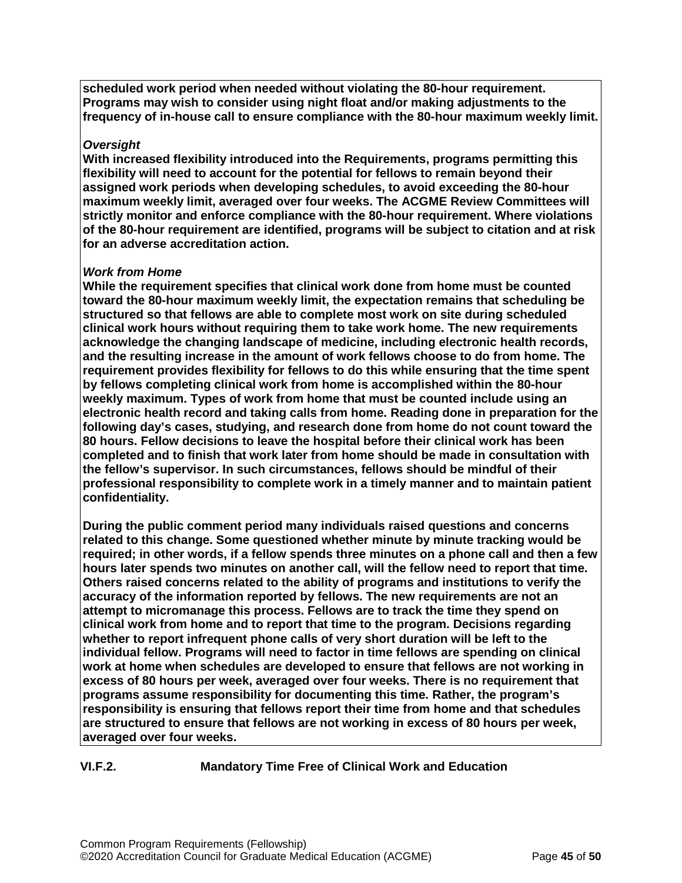**scheduled work period when needed without violating the 80-hour requirement. Programs may wish to consider using night float and/or making adjustments to the frequency of in-house call to ensure compliance with the 80-hour maximum weekly limit.**

***Oversight***

**With increased flexibility introduced into the Requirements, programs permitting this flexibility will need to account for the potential for fellows to remain beyond their assigned work periods when developing schedules, to avoid exceeding the 80-hour maximum weekly limit, averaged over four weeks. The ACGME Review Committees will strictly monitor and enforce compliance with the 80-hour requirement. Where violations of the 80-hour requirement are identified, programs will be subject to citation and at risk for an adverse accreditation action.**

***Work from Home***

**While the requirement specifies that clinical work done from home must be counted toward the 80-hour maximum weekly limit, the expectation remains that scheduling be structured so that fellows are able to complete most work on site during scheduled clinical work hours without requiring them to take work home. The new requirements acknowledge the changing landscape of medicine, including electronic health records, and the resulting increase in the amount of work fellows choose to do from home. The requirement provides flexibility for fellows to do this while ensuring that the time spent by fellows completing clinical work from home is accomplished within the 80-hour weekly maximum. Types of work from home that must be counted include using an electronic health record and taking calls from home. Reading done in preparation for the following day's cases, studying, and research done from home do not count toward the 80 hours. Fellow decisions to leave the hospital before their clinical work has been completed and to finish that work later from home should be made in consultation with the fellow's supervisor. In such circumstances, fellows should be mindful of their professional responsibility to complete work in a timely manner and to maintain patient confidentiality.**

**During the public comment period many individuals raised questions and concerns related to this change. Some questioned whether minute by minute tracking would be required; in other words, if a fellow spends three minutes on a phone call and then a few hours later spends two minutes on another call, will the fellow need to report that time. Others raised concerns related to the ability of programs and institutions to verify the accuracy of the information reported by fellows. The new requirements are not an attempt to micromanage this process. Fellows are to track the time they spend on clinical work from home and to report that time to the program. Decisions regarding whether to report infrequent phone calls of very short duration will be left to the individual fellow. Programs will need to factor in time fellows are spending on clinical work at home when schedules are developed to ensure that fellows are not working in excess of 80 hours per week, averaged over four weeks. There is no requirement that programs assume responsibility for documenting this time. Rather, the program's responsibility is ensuring that fellows report their time from home and that schedules are structured to ensure that fellows are not working in excess of 80 hours per week, averaged over four weeks.**

**VI.F.2. Mandatory Time Free of Clinical Work and Education**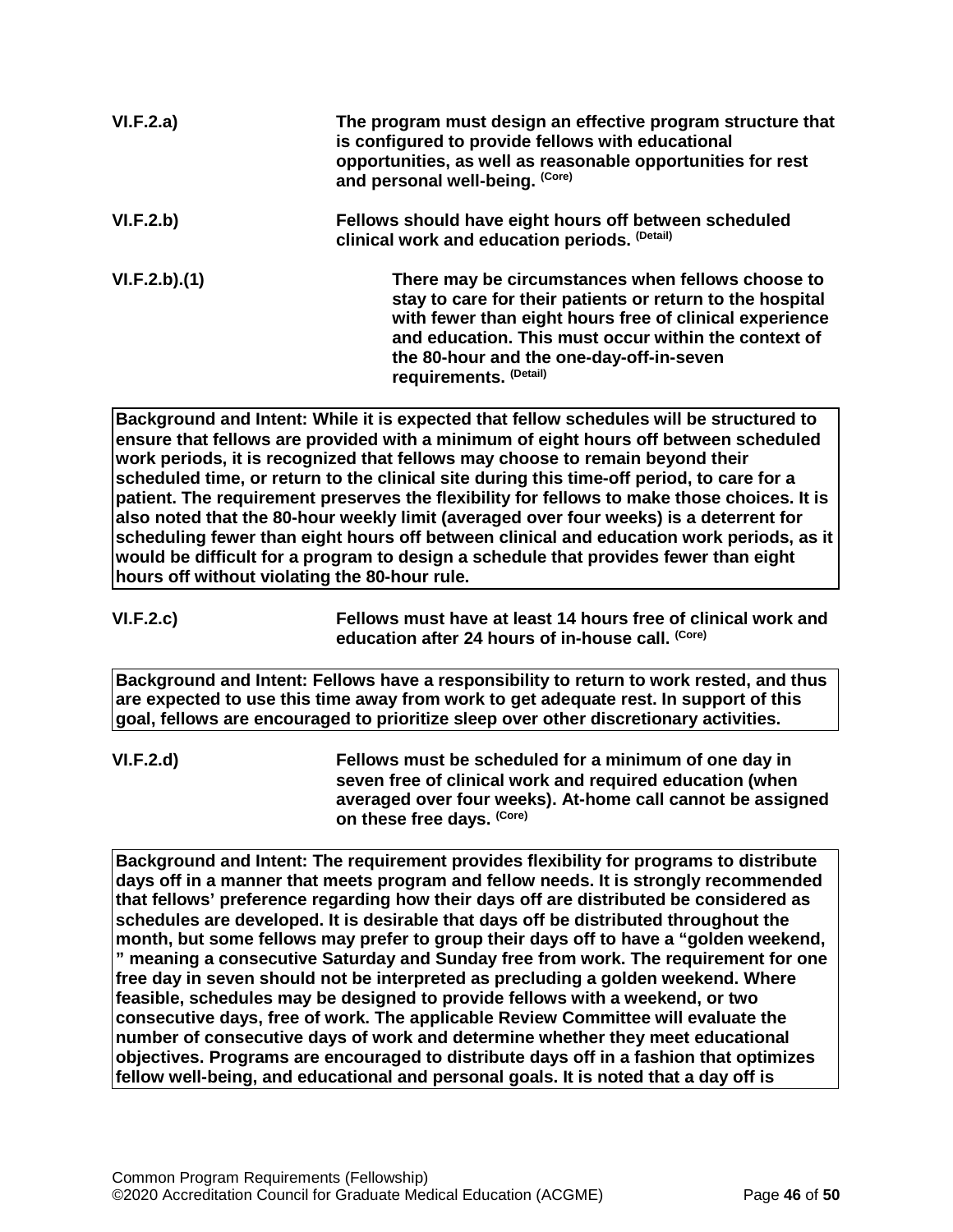| | |
|---|---|
| **VI.F.2.a)** | **The program must design an effective program structure that is configured to provide fellows with educational opportunities, as well as reasonable opportunities for rest and personal well-being.** (Core) |
| **VI.F.2.b)** | **Fellows should have eight hours off between scheduled clinical work and education periods.** (Detail) |
| **VI.F.2.b).(1)** | **There may be circumstances when fellows choose to stay to care for their patients or return to the hospital with fewer than eight hours free of clinical experience and education. This must occur within the context of the 80-hour and the one-day-off-in-seven requirements.** (Detail) |

**Background and Intent: While it is expected that fellow schedules will be structured to ensure that fellows are provided with a minimum of eight hours off between scheduled work periods, it is recognized that fellows may choose to remain beyond their scheduled time, or return to the clinical site during this time-off period, to care for a patient. The requirement preserves the flexibility for fellows to make those choices. It is also noted that the 80-hour weekly limit (averaged over four weeks) is a deterrent for scheduling fewer than eight hours off between clinical and education work periods, as it would be difficult for a program to design a schedule that provides fewer than eight hours off without violating the 80-hour rule.**

| | |
|---|---|
| **VI.F.2.c)** | **Fellows must have at least 14 hours free of clinical work and education after 24 hours of in-house call.** (Core) |

**Background and Intent: Fellows have a responsibility to return to work rested, and thus are expected to use this time away from work to get adequate rest. In support of this goal, fellows are encouraged to prioritize sleep over other discretionary activities.**

| | |
|---|---|
| **VI.F.2.d)** | **Fellows must be scheduled for a minimum of one day in seven free of clinical work and required education (when averaged over four weeks). At-home call cannot be assigned on these free days.** (Core) |

**Background and Intent: The requirement provides flexibility for programs to distribute days off in a manner that meets program and fellow needs. It is strongly recommended that fellows' preference regarding how their days off are distributed be considered as schedules are developed. It is desirable that days off be distributed throughout the month, but some fellows may prefer to group their days off to have a "golden weekend," meaning a consecutive Saturday and Sunday free from work. The requirement for one free day in seven should not be interpreted as precluding a golden weekend. Where feasible, schedules may be designed to provide fellows with a weekend, or two consecutive days, free of work. The applicable Review Committee will evaluate the number of consecutive days of work and determine whether they meet educational objectives. Programs are encouraged to distribute days off in a fashion that optimizes fellow well-being, and educational and personal goals. It is noted that a day off is**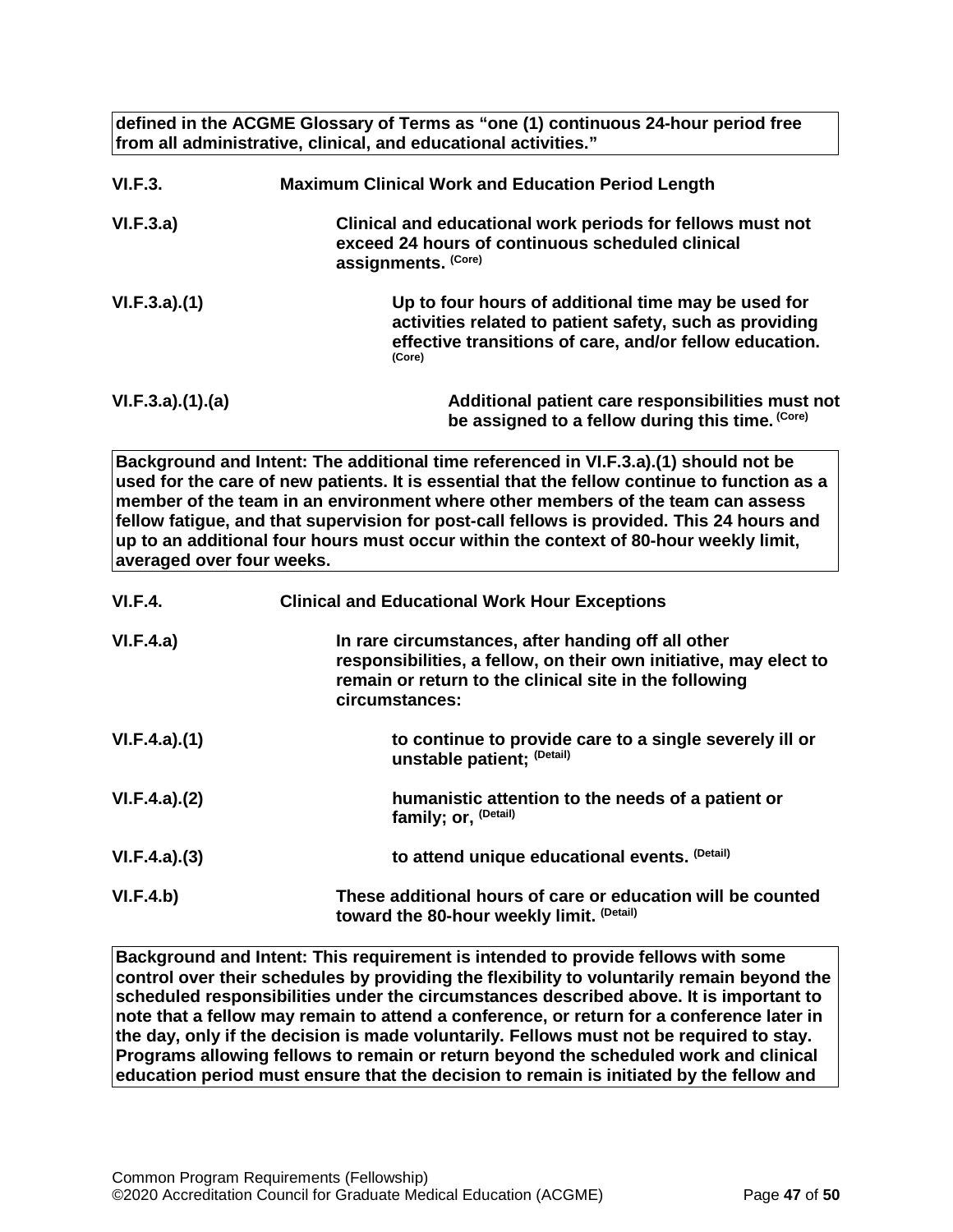**defined in the ACGME Glossary of Terms as "one (1) continuous 24-hour period free from all administrative, clinical, and educational activities."**

**VI.F.3. Maximum Clinical Work and Education Period Length**

**VI.F.3.a) Clinical and educational work periods for fellows must not exceed 24 hours of continuous scheduled clinical assignments.** (Core)

**VI.F.3.a).(1) Up to four hours of additional time may be used for activities related to patient safety, such as providing effective transitions of care, and/or fellow education.** (Core)

**VI.F.3.a).(1).(a) Additional patient care responsibilities must not be assigned to a fellow during this time.** (Core)

**Background and Intent: The additional time referenced in VI.F.3.a).(1) should not be used for the care of new patients. It is essential that the fellow continue to function as a member of the team in an environment where other members of the team can assess fellow fatigue, and that supervision for post-call fellows is provided. This 24 hours and up to an additional four hours must occur within the context of 80-hour weekly limit, averaged over four weeks.**

**VI.F.4. Clinical and Educational Work Hour Exceptions**

**VI.F.4.a) In rare circumstances, after handing off all other responsibilities, a fellow, on their own initiative, may elect to remain or return to the clinical site in the following circumstances:**

**VI.F.4.a).(1) to continue to provide care to a single severely ill or unstable patient;** (Detail)

**VI.F.4.a).(2) humanistic attention to the needs of a patient or family; or,** (Detail)

**VI.F.4.a).(3) to attend unique educational events.** (Detail)

**VI.F.4.b) These additional hours of care or education will be counted toward the 80-hour weekly limit.** (Detail)

**Background and Intent: This requirement is intended to provide fellows with some control over their schedules by providing the flexibility to voluntarily remain beyond the scheduled responsibilities under the circumstances described above. It is important to note that a fellow may remain to attend a conference, or return for a conference later in the day, only if the decision is made voluntarily. Fellows must not be required to stay. Programs allowing fellows to remain or return beyond the scheduled work and clinical education period must ensure that the decision to remain is initiated by the fellow and**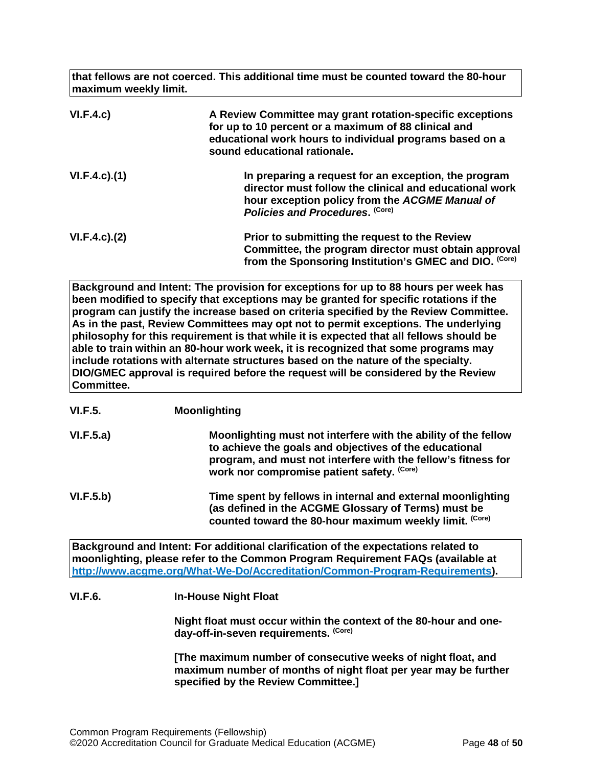**that fellows are not coerced. This additional time must be counted toward the 80-hour maximum weekly limit.**

**VI.F.4.c)** **A Review Committee may grant rotation-specific exceptions for up to 10 percent or a maximum of 88 clinical and educational work hours to individual programs based on a sound educational rationale.**

**VI.F.4.c).(1)** **In preparing a request for an exception, the program director must follow the clinical and educational work hour exception policy from the *ACGME Manual of Policies and Procedures*. (Core)**

**VI.F.4.c).(2)** **Prior to submitting the request to the Review Committee, the program director must obtain approval from the Sponsoring Institution's GMEC and DIO. (Core)**

**Background and Intent: The provision for exceptions for up to 88 hours per week has been modified to specify that exceptions may be granted for specific rotations if the program can justify the increase based on criteria specified by the Review Committee. As in the past, Review Committees may opt not to permit exceptions. The underlying philosophy for this requirement is that while it is expected that all fellows should be able to train within an 80-hour work week, it is recognized that some programs may include rotations with alternate structures based on the nature of the specialty. DIO/GMEC approval is required before the request will be considered by the Review Committee.**

**VI.F.5.** **Moonlighting**

**VI.F.5.a)** **Moonlighting must not interfere with the ability of the fellow to achieve the goals and objectives of the educational program, and must not interfere with the fellow's fitness for work nor compromise patient safety. (Core)**

**VI.F.5.b)** **Time spent by fellows in internal and external moonlighting (as defined in the ACGME Glossary of Terms) must be counted toward the 80-hour maximum weekly limit. (Core)**

**Background and Intent: For additional clarification of the expectations related to moonlighting, please refer to the Common Program Requirement FAQs (available at [http://www.acgme.org/What-We-Do/Accreditation/Common-Program-Requirements](http://www.acgme.org/What-We-Do/Accreditation/Common-Program-Requirements)).**

**VI.F.6.** **In-House Night Float**

**Night float must occur within the context of the 80-hour and one-day-off-in-seven requirements. (Core)**

**[The maximum number of consecutive weeks of night float, and maximum number of months of night float per year may be further specified by the Review Committee.]**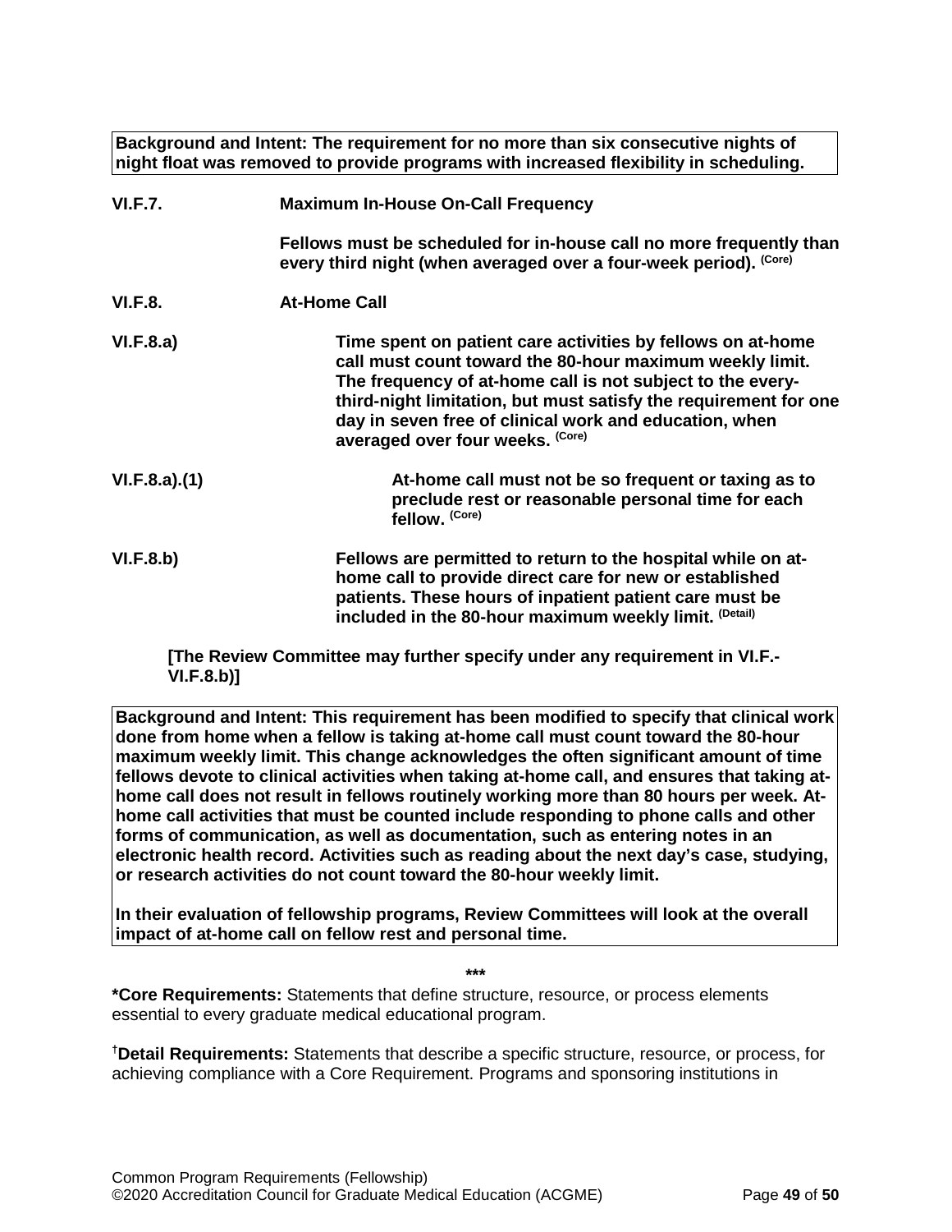**Background and Intent: The requirement for no more than six consecutive nights of night float was removed to provide programs with increased flexibility in scheduling.**

**VI.F.7. Maximum In-House On-Call Frequency**

**Fellows must be scheduled for in-house call no more frequently than every third night (when averaged over a four-week period).** (Core)

**VI.F.8. At-Home Call**

**VI.F.8.a) Time spent on patient care activities by fellows on at-home call must count toward the 80-hour maximum weekly limit. The frequency of at-home call is not subject to the every-third-night limitation, but must satisfy the requirement for one day in seven free of clinical work and education, when averaged over four weeks.** (Core)

**VI.F.8.a).(1) At-home call must not be so frequent or taxing as to preclude rest or reasonable personal time for each fellow.** (Core)

**VI.F.8.b) Fellows are permitted to return to the hospital while on at-home call to provide direct care for new or established patients. These hours of inpatient patient care must be included in the 80-hour maximum weekly limit.** (Detail)

**[The Review Committee may further specify under any requirement in VI.F.-VI.F.8.b)]**

**Background and Intent: This requirement has been modified to specify that clinical work done from home when a fellow is taking at-home call must count toward the 80-hour maximum weekly limit. This change acknowledges the often significant amount of time fellows devote to clinical activities when taking at-home call, and ensures that taking at-home call does not result in fellows routinely working more than 80 hours per week. At-home call activities that must be counted include responding to phone calls and other forms of communication, as well as documentation, such as entering notes in an electronic health record. Activities such as reading about the next day's case, studying, or research activities do not count toward the 80-hour weekly limit.**

**In their evaluation of fellowship programs, Review Committees will look at the overall impact of at-home call on fellow rest and personal time.**

***

**\*Core Requirements:** Statements that define structure, resource, or process elements essential to every graduate medical educational program.

[†]**Detail Requirements:** Statements that describe a specific structure, resource, or process, for achieving compliance with a Core Requirement. Programs and sponsoring institutions in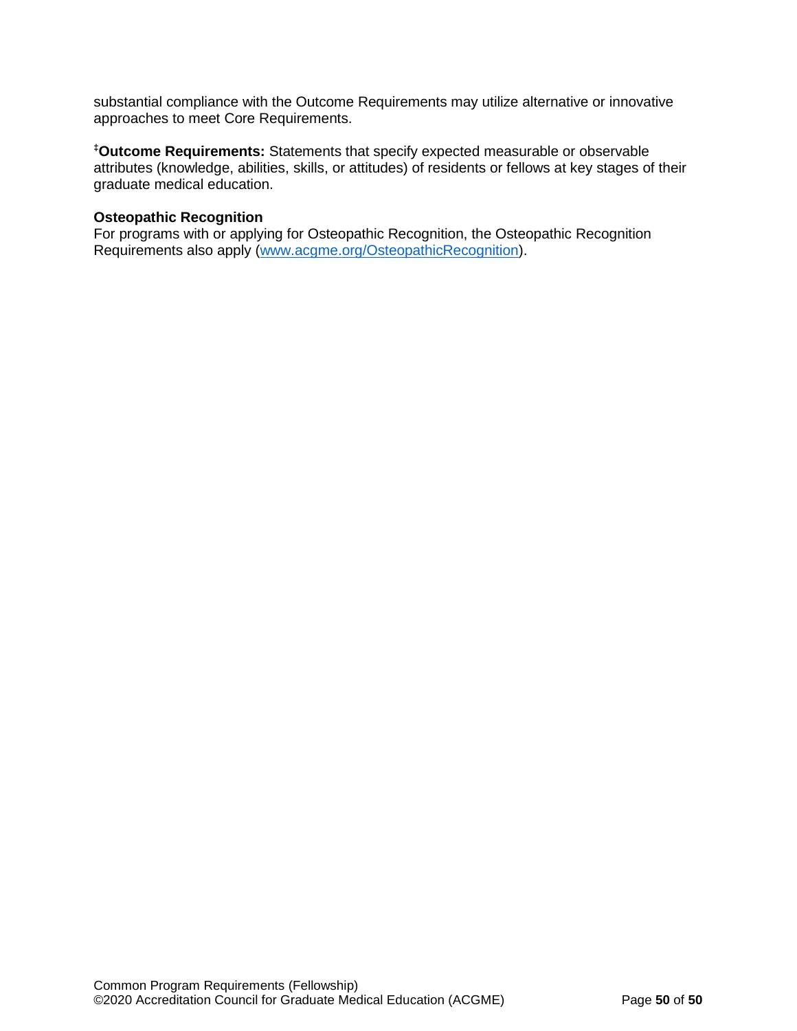substantial compliance with the Outcome Requirements may utilize alternative or innovative approaches to meet Core Requirements.

‡**Outcome Requirements:** Statements that specify expected measurable or observable attributes (knowledge, abilities, skills, or attitudes) of residents or fellows at key stages of their graduate medical education.

**Osteopathic Recognition**
For programs with or applying for Osteopathic Recognition, the Osteopathic Recognition Requirements also apply (www.acgme.org/OsteopathicRecognition).